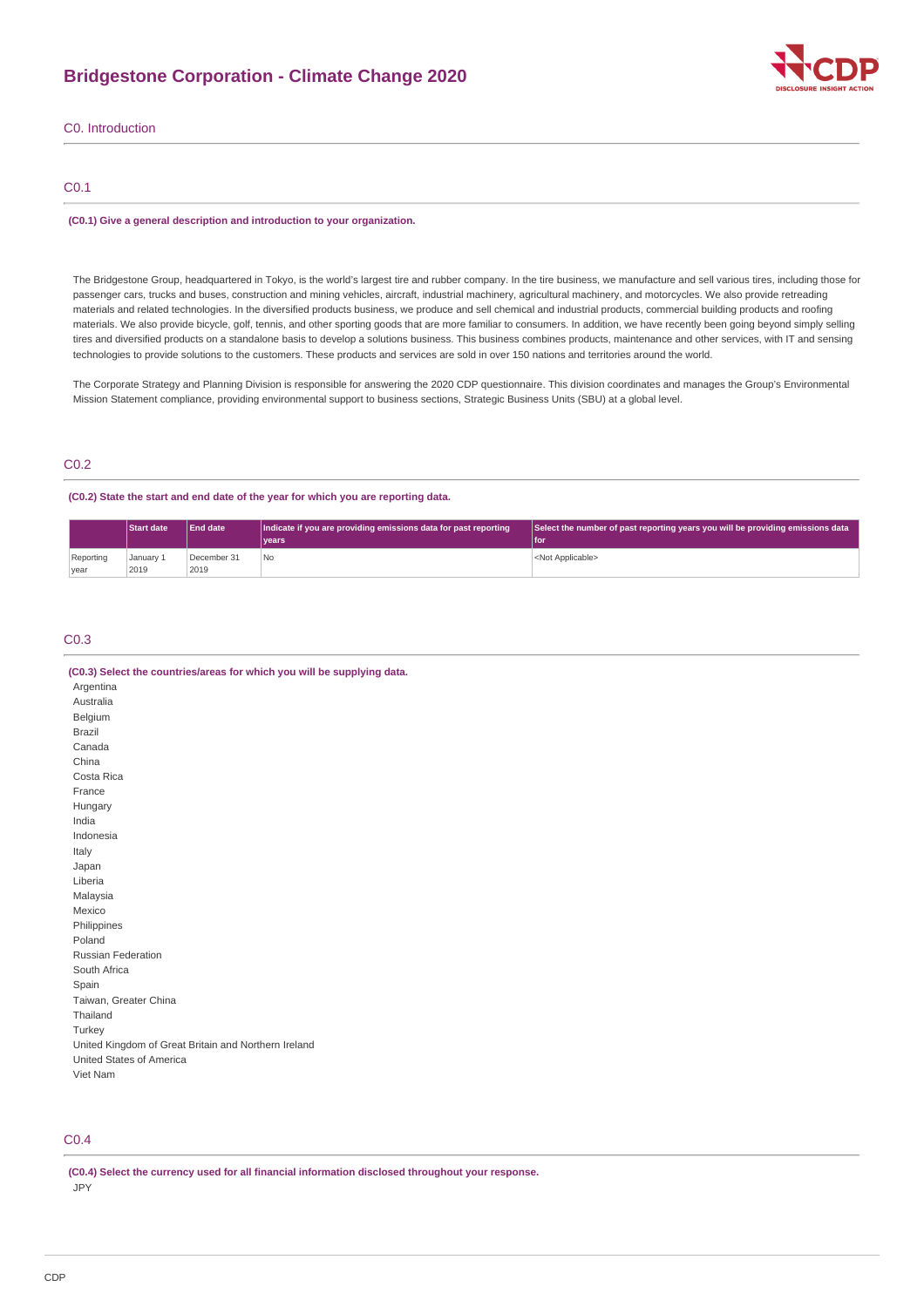# Bridgestone Corporation - Climate Change 2020

## C0. Introduction

### C0.1

**(C0.1) Give a general description and introduction to your organization.**

The Bridgestone Group, headquartered in Tokyo, is the world's largest tire and rubber company. In the tire business, we manufacture and sell various tires, including those for passenger cars, trucks and buses, construction and mining vehicles, aircraft, industrial machinery, agricultural machinery, and motorcycles. We also provide retreading materials and related technologies. In the diversified products business, we produce and sell chemical and industrial products, commercial building products and roofing materials. We also provide bicycle, golf, tennis, and other sporting goods that are more familiar to consumers. In addition, we have recently been going beyond simply selling tires and diversified products on a standalone basis to develop a solutions business. This business combines products, maintenance and other services, with IT and sensing technologies to provide solutions to the customers. These products and services are sold in over 150 nations and territories around the world.

The Corporate Strategy and Planning Division is responsible for answering the 2020 CDP questionnaire. This division coordinates and manages the Group's Environmental Mission Statement compliance, providing environmental support to business sections, Strategic Business Units (SBU) at a global level.

### C0.2

**(C0.2) State the start and end date of the year for which you are reporting data.**

| | Start date | End date | Indicate if you are providing emissions data for past reporting years | Select the number of past reporting years you will be providing emissions data for |
|---|---|---|---|---|
| Reporting year | January 1 2019 | December 31 2019 | No | <Not Applicable> |

### C0.3

**(C0.3) Select the countries/areas for which you will be supplying data.**

Argentina
Australia
Belgium
Brazil
Canada
China
Costa Rica
France
Hungary
India
Indonesia
Italy
Japan
Liberia
Malaysia
Mexico
Philippines
Poland
Russian Federation
South Africa
Spain
Taiwan, Greater China
Thailand
Turkey
United Kingdom of Great Britain and Northern Ireland
United States of America
Viet Nam

### C0.4

**(C0.4) Select the currency used for all financial information disclosed throughout your response.**

JPY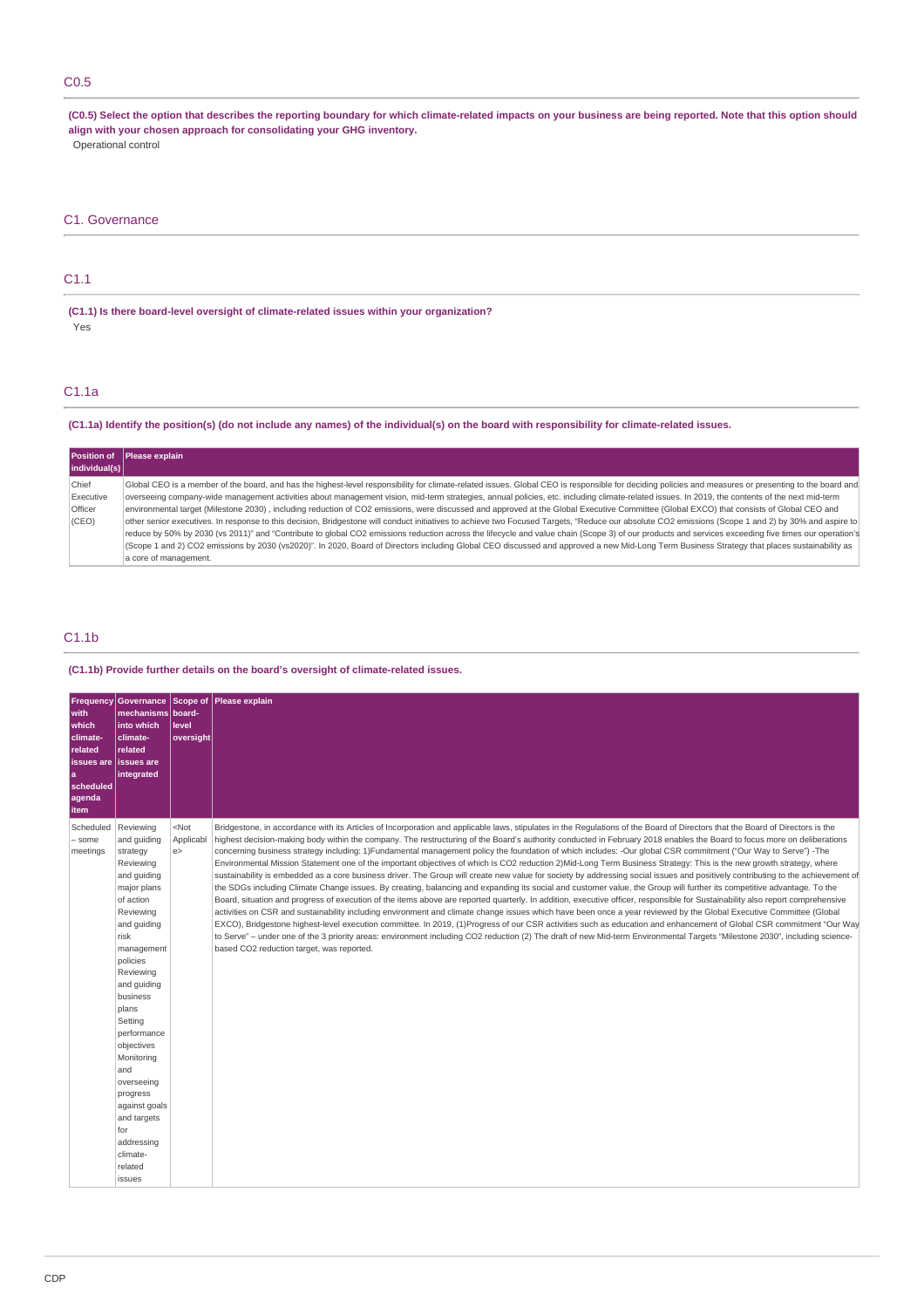## C0.5

**(C0.5) Select the option that describes the reporting boundary for which climate-related impacts on your business are being reported. Note that this option should align with your chosen approach for consolidating your GHG inventory.**

Operational control

# C1. Governance

## C1.1

**(C1.1) Is there board-level oversight of climate-related issues within your organization?**

Yes

## C1.1a

**(C1.1a) Identify the position(s) (do not include any names) of the individual(s) on the board with responsibility for climate-related issues.**

| Position of individual(s) | Please explain |
|---|---|
| Chief Executive Officer (CEO) | Global CEO is a member of the board, and has the highest-level responsibility for climate-related issues. Global CEO is responsible for deciding policies and measures or presenting to the board and overseeing company-wide management activities about management vision, mid-term strategies, annual policies, etc. including climate-related issues. In 2019, the contents of the next mid-term environmental target (Milestone 2030) , including reduction of $CO_2$ emissions, were discussed and approved at the Global Executive Committee (Global EXCO) that consists of Global CEO and other senior executives. In response to this decision, Bridgestone will conduct initiatives to achieve two Focused Targets, "Reduce our absolute $CO_2$ emissions (Scope 1 and 2) by 30% and aspire to reduce by 50% by 2030 (vs 2011)" and "Contribute to global $CO_2$ emissions reduction across the lifecycle and value chain (Scope 3) of our products and services exceeding five times our operation's (Scope 1 and 2) $CO_2$ emissions by 2030 (vs2020)". In 2020, Board of Directors including Global CEO discussed and approved a new Mid-Long Term Business Strategy that places sustainability as a core of management. |

## C1.1b

**(C1.1b) Provide further details on the board's oversight of climate-related issues.**

| Frequency with which climate-related issues are a scheduled agenda item | Governance mechanisms into which climate-related issues are integrated | Scope of board-level oversight | Please explain |
|---|---|---|---|
| Scheduled – some meetings | Reviewing and guiding strategy<br>Reviewing and guiding major plans of action<br>Reviewing and guiding risk management policies<br>Reviewing and guiding business plans<br>Setting performance objectives<br>Monitoring and overseeing progress against goals and targets for addressing climate-related issues | <Not Applicable> | Bridgestone, in accordance with its Articles of Incorporation and applicable laws, stipulates in the Regulations of the Board of Directors that the Board of Directors is the highest decision-making body within the company. The restructuring of the Board's authority conducted in February 2018 enables the Board to focus more on deliberations concerning business strategy including: 1)Fundamental management policy the foundation of which includes: -Our global CSR commitment ("Our Way to Serve") -The Environmental Mission Statement one of the important objectives of which is $CO_2$ reduction 2)Mid-Long Term Business Strategy: This is the new growth strategy, where sustainability is embedded as a core business driver. The Group will create new value for society by addressing social issues and positively contributing to the achievement of the SDGs including Climate Change issues. By creating, balancing and expanding its social and customer value, the Group will further its competitive advantage. To the Board, situation and progress of execution of the items above are reported quarterly. In addition, executive officer, responsible for Sustainability also report comprehensive activities on CSR and sustainability including environment and climate change issues which have been once a year reviewed by the Global Executive Committee (Global EXCO), Bridgestone highest-level execution committee. In 2019, (1)Progress of our CSR activities such as education and enhancement of Global CSR commitment "Our Way to Serve" – under one of the 3 priority areas: environment including $CO_2$ reduction (2) The draft of new Mid-term Environmental Targets "Milestone 2030", including science-based $CO_2$ reduction target, was reported. |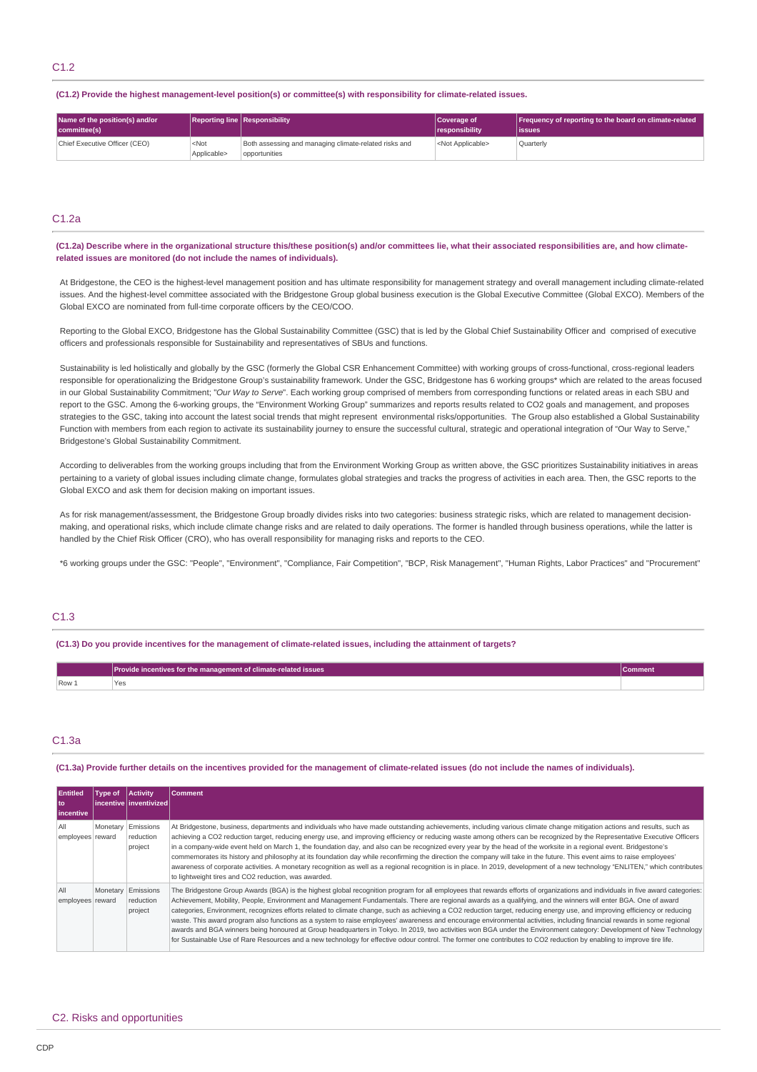## C1.2

**(C1.2) Provide the highest management-level position(s) or committee(s) with responsibility for climate-related issues.**

| Name of the position(s) and/or committee(s) | Reporting line | Responsibility | Coverage of responsibility | Frequency of reporting to the board on climate-related issues |
|---|---|---|---|---|
| Chief Executive Officer (CEO) | <Not Applicable> | Both assessing and managing climate-related risks and opportunities | <Not Applicable> | Quarterly |

## C1.2a

**(C1.2a) Describe where in the organizational structure this/these position(s) and/or committees lie, what their associated responsibilities are, and how climate-related issues are monitored (do not include the names of individuals).**

At Bridgestone, the CEO is the highest-level management position and has ultimate responsibility for management strategy and overall management including climate-related issues. And the highest-level committee associated with the Bridgestone Group global business execution is the Global Executive Committee (Global EXCO). Members of the Global EXCO are nominated from full-time corporate officers by the CEO/COO.

Reporting to the Global EXCO, Bridgestone has the Global Sustainability Committee (GSC) that is led by the Global Chief Sustainability Officer and comprised of executive officers and professionals responsible for Sustainability and representatives of SBUs and functions.

Sustainability is led holistically and globally by the GSC (formerly the Global CSR Enhancement Committee) with working groups of cross-functional, cross-regional leaders responsible for operationalizing the Bridgestone Group's sustainability framework. Under the GSC, Bridgestone has 6 working groups* which are related to the areas focused in our Global Sustainability Commitment; "*Our Way to Serve*". Each working group comprised of members from corresponding functions or related areas in each SBU and report to the GSC. Among the 6-working groups, the "Environment Working Group" summarizes and reports results related to CO2 goals and management, and proposes strategies to the GSC, taking into account the latest social trends that might represent environmental risks/opportunities. The Group also established a Global Sustainability Function with members from each region to activate its sustainability journey to ensure the successful cultural, strategic and operational integration of "Our Way to Serve," Bridgestone's Global Sustainability Commitment.

According to deliverables from the working groups including that from the Environment Working Group as written above, the GSC prioritizes Sustainability initiatives in areas pertaining to a variety of global issues including climate change, formulates global strategies and tracks the progress of activities in each area. Then, the GSC reports to the Global EXCO and ask them for decision making on important issues.

As for risk management/assessment, the Bridgestone Group broadly divides risks into two categories: business strategic risks, which are related to management decision-making, and operational risks, which include climate change risks and are related to daily operations. The former is handled through business operations, while the latter is handled by the Chief Risk Officer (CRO), who has overall responsibility for managing risks and reports to the CEO.

*6 working groups under the GSC: "People", "Environment", "Compliance, Fair Competition", "BCP, Risk Management", "Human Rights, Labor Practices" and "Procurement"

## C1.3

**(C1.3) Do you provide incentives for the management of climate-related issues, including the attainment of targets?**

| | Provide incentives for the management of climate-related issues | Comment |
|---|---|---|
| Row 1 | Yes | |

## C1.3a

**(C1.3a) Provide further details on the incentives provided for the management of climate-related issues (do not include the names of individuals).**

| Entitled to incentive | Type of incentive | Activity inventivized | Comment |
|---|---|---|---|
| All employees | Monetary reward | Emissions reduction project | At Bridgestone, business, departments and individuals who have made outstanding achievements, including various climate change mitigation actions and results, such as achieving a CO2 reduction target, reducing energy use, and improving efficiency or reducing waste among others can be recognized by the Representative Executive Officers in a company-wide event held on March 1, the foundation day, and also can be recognized every year by the head of the worksite in a regional event. Bridgestone's commemorates its history and philosophy at its foundation day while reconfirming the direction the company will take in the future. This event aims to raise employees' awareness of corporate activities. A monetary recognition as well as a regional recognition is in place. In 2019, development of a new technology "ENLITEN," which contributes to lightweight tires and CO2 reduction, was awarded. |
| All employees | Monetary reward | Emissions reduction project | The Bridgestone Group Awards (BGA) is the highest global recognition program for all employees that rewards efforts of organizations and individuals in five award categories: Achievement, Mobility, People, Environment and Management Fundamentals. There are regional awards as a qualifying, and the winners will enter BGA. One of award categories, Environment, recognizes efforts related to climate change, such as achieving a CO2 reduction target, reducing energy use, and improving efficiency or reducing waste. This award program also functions as a system to raise employees' awareness and encourage environmental activities, including financial rewards in some regional awards and BGA winners being honoured at Group headquarters in Tokyo. In 2019, two activities won BGA under the Environment category: Development of New Technology for Sustainable Use of Rare Resources and a new technology for effective odour control. The former one contributes to CO2 reduction by enabling to improve tire life. |

# C2. Risks and opportunities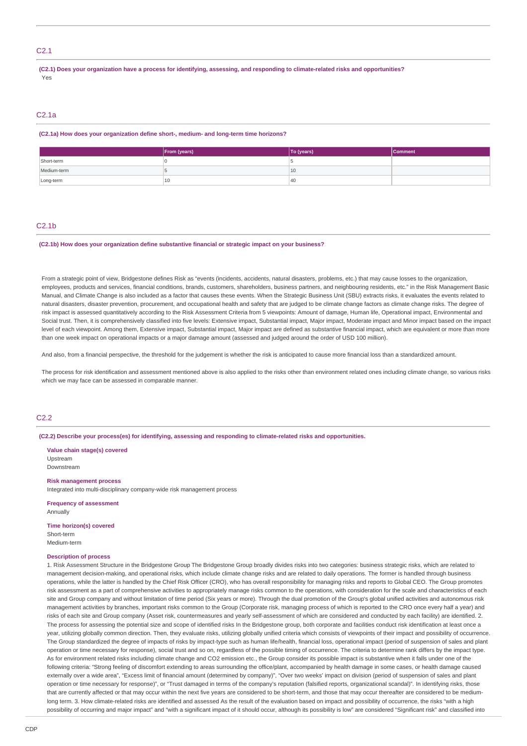## C2.1

**(C2.1) Does your organization have a process for identifying, assessing, and responding to climate-related risks and opportunities?**

Yes

## C2.1a

**(C2.1a) How does your organization define short-, medium- and long-term time horizons?**

| | From (years) | To (years) | Comment |
|---|---|---|---|
| Short-term | 0 | 5 | |
| Medium-term | 5 | 10 | |
| Long-term | 10 | 40 | |

## C2.1b

**(C2.1b) How does your organization define substantive financial or strategic impact on your business?**

From a strategic point of view, Bridgestone defines Risk as "events (incidents, accidents, natural disasters, problems, etc.) that may cause losses to the organization, employees, products and services, financial conditions, brands, customers, shareholders, business partners, and neighbouring residents, etc." in the Risk Management Basic Manual, and Climate Change is also included as a factor that causes these events. When the Strategic Business Unit (SBU) extracts risks, it evaluates the events related to natural disasters, disaster prevention, procurement, and occupational health and safety that are judged to be climate change factors as climate change risks. The degree of risk impact is assessed quantitatively according to the Risk Assessment Criteria from 5 viewpoints: Amount of damage, Human life, Operational impact, Environmental and Social trust. Then, it is comprehensively classified into five levels: Extensive impact, Substantial impact, Major impact, Moderate impact and Minor impact based on the impact level of each viewpoint. Among them, Extensive impact, Substantial impact, Major impact are defined as substantive financial impact, which are equivalent or more than more than one week impact on operational impacts or a major damage amount (assessed and judged around the order of USD 100 million).

And also, from a financial perspective, the threshold for the judgement is whether the risk is anticipated to cause more financial loss than a standardized amount.

The process for risk identification and assessment mentioned above is also applied to the risks other than environment related ones including climate change, so various risks which we may face can be assessed in comparable manner.

## C2.2

**(C2.2) Describe your process(es) for identifying, assessing and responding to climate-related risks and opportunities.**

**Value chain stage(s) covered**
Upstream
Downstream

**Risk management process**
Integrated into multi-disciplinary company-wide risk management process

**Frequency of assessment**
Annually

**Time horizon(s) covered**
Short-term
Medium-term

**Description of process**
1. Risk Assessment Structure in the Bridgestone Group The Bridgestone Group broadly divides risks into two categories: business strategic risks, which are related to management decision-making, and operational risks, which include climate change risks and are related to daily operations. The former is handled through business operations, while the latter is handled by the Chief Risk Officer (CRO), who has overall responsibility for managing risks and reports to Global CEO. The Group promotes risk assessment as a part of comprehensive activities to appropriately manage risks common to the operations, with consideration for the scale and characteristics of each site and Group company and without limitation of time period (Six years or more). Through the dual promotion of the Group's global unified activities and autonomous risk management activities by branches, important risks common to the Group (Corporate risk, managing process of which is reported to the CRO once every half a year) and risks of each site and Group company (Asset risk, countermeasures and yearly self-assessment of which are considered and conducted by each facility) are identified. 2. The process for assessing the potential size and scope of identified risks In the Bridgestone group, both corporate and facilities conduct risk identification at least once a year, utilizing globally common direction. Then, they evaluate risks, utilizing globally unified criteria which consists of viewpoints of their impact and possibility of occurrence. The Group standardized the degree of impacts of risks by impact-type such as human life/health, financial loss, operational impact (period of suspension of sales and plant operation or time necessary for response), social trust and so on, regardless of the possible timing of occurrence. The criteria to determine rank differs by the impact type. As for environment related risks including climate change and CO2 emission etc., the Group consider its possible impact is substantive when it falls under one of the following criteria: "Strong feeling of discomfort extending to areas surrounding the office/plant, accompanied by health damage in some cases, or health damage caused externally over a wide area", "Excess limit of financial amount (determined by company)", "Over two weeks' impact on division (period of suspension of sales and plant operation or time necessary for response)", or "Trust damaged in terms of the company's reputation (falsified reports, organizational scandal)". In identifying risks, those that are currently affected or that may occur within the next five years are considered to be short-term, and those that may occur thereafter are considered to be medium-long term. 3. How climate-related risks are identified and assessed As the result of the evaluation based on impact and possibility of occurrence, the risks "with a high possibility of occurring and major impact" and "with a significant impact of it should occur, although its possibility is low" are considered "Significant risk" and classified into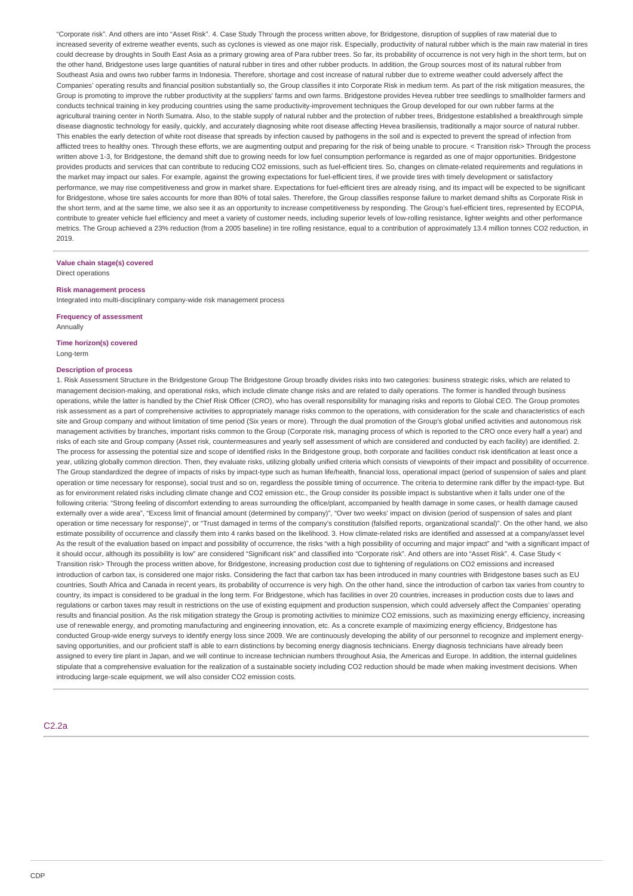"Corporate risk". And others are into "Asset Risk". 4. Case Study Through the process written above, for Bridgestone, disruption of supplies of raw material due to increased severity of extreme weather events, such as cyclones is viewed as one major risk. Especially, productivity of natural rubber which is the main raw material in tires could decrease by droughts in South East Asia as a primary growing area of Para rubber trees. So far, its probability of occurrence is not very high in the short term, but on the other hand, Bridgestone uses large quantities of natural rubber in tires and other rubber products. In addition, the Group sources most of its natural rubber from Southeast Asia and owns two rubber farms in Indonesia. Therefore, shortage and cost increase of natural rubber due to extreme weather could adversely affect the Companies' operating results and financial position substantially so, the Group classifies it into Corporate Risk in medium term. As part of the risk mitigation measures, the Group is promoting to improve the rubber productivity at the suppliers' farms and own farms. Bridgestone provides Hevea rubber tree seedlings to smallholder farmers and conducts technical training in key producing countries using the same productivity-improvement techniques the Group developed for our own rubber farms at the agricultural training center in North Sumatra. Also, to the stable supply of natural rubber and the protection of rubber trees, Bridgestone established a breakthrough simple disease diagnostic technology for easily, quickly, and accurately diagnosing white root disease affecting Hevea brasiliensis, traditionally a major source of natural rubber. This enables the early detection of white root disease that spreads by infection caused by pathogens in the soil and is expected to prevent the spread of infection from afflicted trees to healthy ones. Through these efforts, we are augmenting output and preparing for the risk of being unable to procure. < Transition risk> Through the process written above 1-3, for Bridgestone, the demand shift due to growing needs for low fuel consumption performance is regarded as one of major opportunities. Bridgestone provides products and services that can contribute to reducing CO2 emissions, such as fuel-efficient tires. So, changes on climate-related requirements and regulations in the market may impact our sales. For example, against the growing expectations for fuel-efficient tires, if we provide tires with timely development or satisfactory performance, we may rise competitiveness and grow in market share. Expectations for fuel-efficient tires are already rising, and its impact will be expected to be significant for Bridgestone, whose tire sales accounts for more than 80% of total sales. Therefore, the Group classifies response failure to market demand shifts as Corporate Risk in the short term, and at the same time, we also see it as an opportunity to increase competitiveness by responding. The Group's fuel-efficient tires, represented by ECOPIA, contribute to greater vehicle fuel efficiency and meet a variety of customer needs, including superior levels of low-rolling resistance, lighter weights and other performance metrics. The Group achieved a 23% reduction (from a 2005 baseline) in tire rolling resistance, equal to a contribution of approximately 13.4 million tonnes CO2 reduction, in 2019.

**Value chain stage(s) covered**
Direct operations

**Risk management process**
Integrated into multi-disciplinary company-wide risk management process

**Frequency of assessment**
Annually

**Time horizon(s) covered**
Long-term

**Description of process**
1. Risk Assessment Structure in the Bridgestone Group The Bridgestone Group broadly divides risks into two categories: business strategic risks, which are related to management decision-making, and operational risks, which include climate change risks and are related to daily operations. The former is handled through business operations, while the latter is handled by the Chief Risk Officer (CRO), who has overall responsibility for managing risks and reports to Global CEO. The Group promotes risk assessment as a part of comprehensive activities to appropriately manage risks common to the operations, with consideration for the scale and characteristics of each site and Group company and without limitation of time period (Six years or more). Through the dual promotion of the Group's global unified activities and autonomous risk management activities by branches, important risks common to the Group (Corporate risk, managing process of which is reported to the CRO once every half a year) and risks of each site and Group company (Asset risk, countermeasures and yearly self assessment of which are considered and conducted by each facility) are identified. 2. The process for assessing the potential size and scope of identified risks In the Bridgestone group, both corporate and facilities conduct risk identification at least once a year, utilizing globally common direction. Then, they evaluate risks, utilizing globally unified criteria which consists of viewpoints of their impact and possibility of occurrence. The Group standardized the degree of impacts of risks by impact-type such as human life/health, financial loss, operational impact (period of suspension of sales and plant operation or time necessary for response), social trust and so on, regardless the possible timing of occurrence. The criteria to determine rank differ by the impact-type. But as for environment related risks including climate change and CO2 emission etc., the Group consider its possible impact is substantive when it falls under one of the following criteria: "Strong feeling of discomfort extending to areas surrounding the office/plant, accompanied by health damage in some cases, or health damage caused externally over a wide area", "Excess limit of financial amount (determined by company)", "Over two weeks' impact on division (period of suspension of sales and plant operation or time necessary for response)", or "Trust damaged in terms of the company's constitution (falsified reports, organizational scandal)". On the other hand, we also estimate possibility of occurrence and classify them into 4 ranks based on the likelihood. 3. How climate-related risks are identified and assessed at a company/asset level As the result of the evaluation based on impact and possibility of occurrence, the risks "with a high possibility of occurring and major impact" and "with a significant impact of it should occur, although its possibility is low" are considered "Significant risk" and classified into "Corporate risk". And others are into "Asset Risk". 4. Case Study < Transition risk> Through the process written above, for Bridgestone, increasing production cost due to tightening of regulations on CO2 emissions and increased introduction of carbon tax, is considered one major risks. Considering the fact that carbon tax has been introduced in many countries with Bridgestone bases such as EU countries, South Africa and Canada in recent years, its probability of occurrence is very high. On the other hand, since the introduction of carbon tax varies from country to country, its impact is considered to be gradual in the long term. For Bridgestone, which has facilities in over 20 countries, increases in production costs due to laws and regulations or carbon taxes may result in restrictions on the use of existing equipment and production suspension, which could adversely affect the Companies' operating results and financial position. As the risk mitigation strategy the Group is promoting activities to minimize CO2 emissions, such as maximizing energy efficiency, increasing use of renewable energy, and promoting manufacturing and engineering innovation, etc. As a concrete example of maximizing energy efficiency, Bridgestone has conducted Group-wide energy surveys to identify energy loss since 2009. We are continuously developing the ability of our personnel to recognize and implement energy-saving opportunities, and our proficient staff is able to earn distinctions by becoming energy diagnosis technicians. Energy diagnosis technicians have already been assigned to every tire plant in Japan, and we will continue to increase technician numbers throughout Asia, the Americas and Europe. In addition, the internal guidelines stipulate that a comprehensive evaluation for the realization of a sustainable society including CO2 reduction should be made when making investment decisions. When introducing large-scale equipment, we will also consider CO2 emission costs.

## C2.2a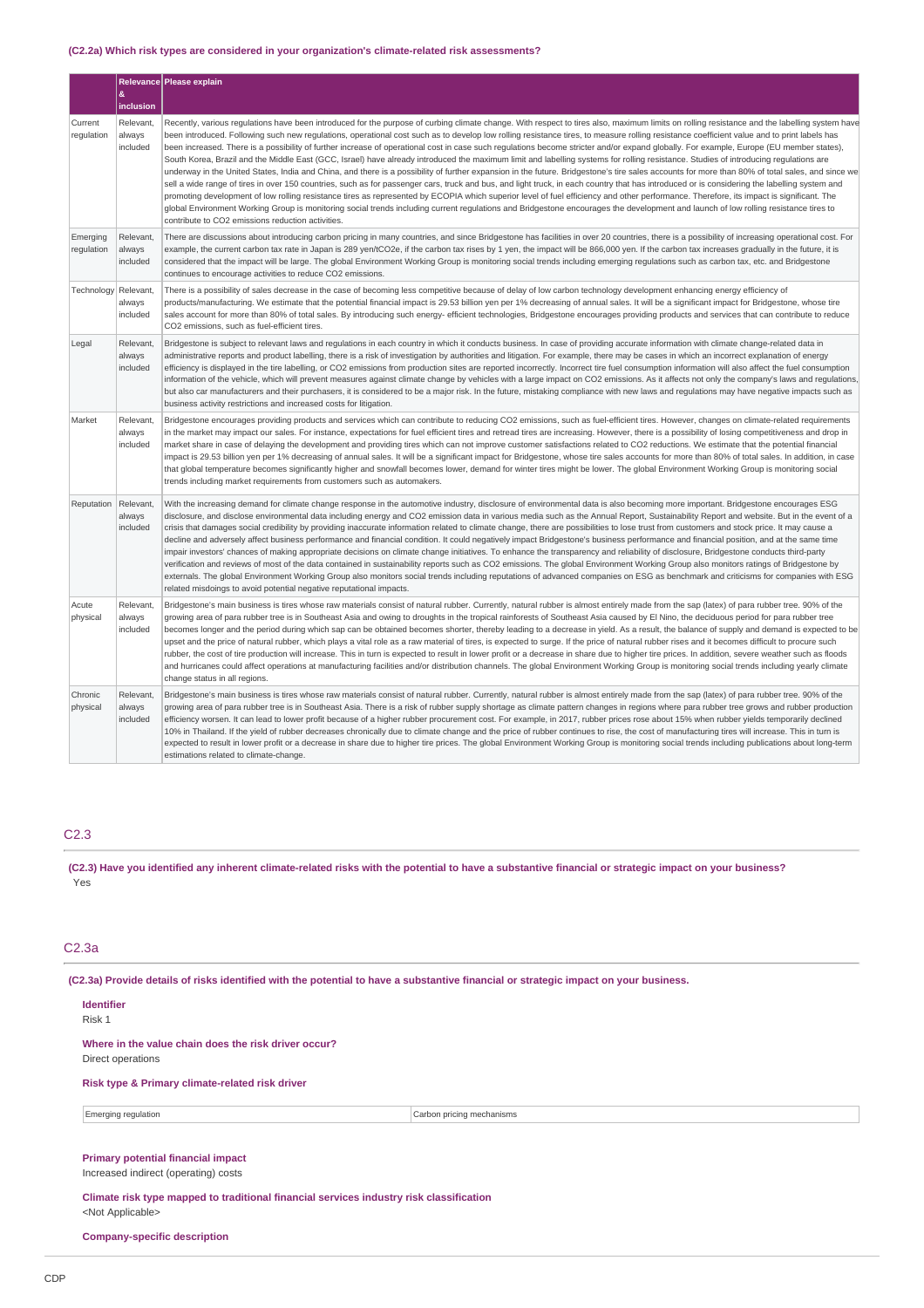### (C2.2a) Which risk types are considered in your organization's climate-related risk assessments?

| | Relevance & inclusion | Please explain |
|---|---|---|
| Current regulation | Relevant, always included | Recently, various regulations have been introduced for the purpose of curbing climate change. With respect to tires also, maximum limits on rolling resistance and the labelling system have been introduced. Following such new regulations, operational cost such as to develop low rolling resistance tires, to measure rolling resistance coefficient value and to print labels has been increased. There is a possibility of further increase of operational cost in case such regulations become stricter and/or expand globally. For example, Europe (EU member states), South Korea, Brazil and the Middle East (GCC, Israel) have already introduced the maximum limit and labelling systems for rolling resistance. Studies of introducing regulations are underway in the United States, India and China, and there is a possibility of further expansion in the future. Bridgestone's tire sales accounts for more than 80% of total sales, and since we sell a wide range of tires in over 150 countries, such as for passenger cars, truck and bus, and light truck, in each country that has introduced or is considering the labelling system and promoting development of low rolling resistance tires as represented by ECOPIA which superior level of fuel efficiency and other performance. Therefore, its impact is significant. The global Environment Working Group is monitoring social trends including current regulations and Bridgestone encourages the development and launch of low rolling resistance tires to contribute to CO2 emissions reduction activities. |
| Emerging regulation | Relevant, always included | There are discussions about introducing carbon pricing in many countries, and since Bridgestone has facilities in over 20 countries, there is a possibility of increasing operational cost. For example, the current carbon tax rate in Japan is 289 yen/tCO2e, if the carbon tax rises by 1 yen, the impact will be 866,000 yen. If the carbon tax increases gradually in the future, it is considered that the impact will be large. The global Environment Working Group is monitoring social trends including emerging regulations such as carbon tax, etc. and Bridgestone continues to encourage activities to reduce CO2 emissions. |
| Technology | Relevant, always included | There is a possibility of sales decrease in the case of becoming less competitive because of delay of low carbon technology development enhancing energy efficiency of products/manufacturing. We estimate that the potential financial impact is 29.53 billion yen per 1% decreasing of annual sales. It will be a significant impact for Bridgestone, whose tire sales account for more than 80% of total sales. By introducing such energy- efficient technologies, Bridgestone encourages providing products and services that can contribute to reduce CO2 emissions, such as fuel-efficient tires. |
| Legal | Relevant, always included | Bridgestone is subject to relevant laws and regulations in each country in which it conducts business. In case of providing accurate information with climate change-related data in administrative reports and product labelling, there is a risk of investigation by authorities and litigation. For example, there may be cases in which an incorrect explanation of energy efficiency is displayed in the tire labelling, or CO2 emissions from production sites are reported incorrectly. Incorrect tire fuel consumption information will also affect the fuel consumption information of the vehicle, which will prevent measures against climate change by vehicles with a large impact on CO2 emissions. As it affects not only the company's laws and regulations, but also car manufacturers and their purchasers, it is considered to be a major risk. In the future, mistaking compliance with new laws and regulations may have negative impacts such as business activity restrictions and increased costs for litigation. |
| Market | Relevant, always included | Bridgestone encourages providing products and services which can contribute to reducing CO2 emissions, such as fuel-efficient tires. However, changes on climate-related requirements in the market may impact our sales. For instance, expectations for fuel efficient tires and retread tires are increasing. However, there is a possibility of losing competitiveness and drop in market share in case of delaying the development and providing tires which can not improve customer satisfactions related to CO2 reductions. We estimate that the potential financial impact is 29.53 billion yen per 1% decreasing of annual sales. It will be a significant impact for Bridgestone, whose tire sales accounts for more than 80% of total sales. In addition, in case that global temperature becomes significantly higher and snowfall becomes lower, demand for winter tires might be lower. The global Environment Working Group is monitoring social trends including market requirements from customers such as automakers. |
| Reputation | Relevant, always included | With the increasing demand for climate change response in the automotive industry, disclosure of environmental data is also becoming more important. Bridgestone encourages ESG disclosure, and disclose environmental data including energy and CO2 emission data in various media such as the Annual Report, Sustainability Report and website. But in the event of a crisis that damages social credibility by providing inaccurate information related to climate change, there are possibilities to lose trust from customers and stock price. It may cause a decline and adversely affect business performance and financial condition. It could negatively impact Bridgestone's business performance and financial position, and at the same time impair investors' chances of making appropriate decisions on climate change initiatives. To enhance the transparency and reliability of disclosure, Bridgestone conducts third-party verification and reviews of most of the data contained in sustainability reports such as CO2 emissions. The global Environment Working Group also monitors ratings of Bridgestone by externals. The global Environment Working Group also monitors social trends including reputations of advanced companies on ESG as benchmark and criticisms for companies with ESG related misdoings to avoid potential negative reputational impacts. |
| Acute physical | Relevant, always included | Bridgestone's main business is tires whose raw materials consist of natural rubber. Currently, natural rubber is almost entirely made from the sap (latex) of para rubber tree. 90% of the growing area of para rubber tree is in Southeast Asia and owing to droughts in the tropical rainforests of Southeast Asia caused by El Nino, the deciduous period for para rubber tree becomes longer and the period during which sap can be obtained becomes shorter, thereby leading to a decrease in yield. As a result, the balance of supply and demand is expected to be upset and the price of natural rubber, which plays a vital role as a raw material of tires, is expected to surge. If the price of natural rubber rises and it becomes difficult to procure such rubber, the cost of tire production will increase. This in turn is expected to result in lower profit or a decrease in share due to higher tire prices. In addition, severe weather such as floods and hurricanes could affect operations at manufacturing facilities and/or distribution channels. The global Environment Working Group is monitoring social trends including yearly climate change status in all regions. |
| Chronic physical | Relevant, always included | Bridgestone's main business is tires whose raw materials consist of natural rubber. Currently, natural rubber is almost entirely made from the sap (latex) of para rubber tree. 90% of the growing area of para rubber tree is in Southeast Asia. There is a risk of rubber supply shortage as climate pattern changes in regions where para rubber tree grows and rubber production efficiency worsen. It can lead to lower profit because of a higher rubber procurement cost. For example, in 2017, rubber prices rose about 15% when rubber yields temporarily declined 10% in Thailand. If the yield of rubber decreases chronically due to climate change and the price of rubber continues to rise, the cost of manufacturing tires will increase. This in turn is expected to result in lower profit or a decrease in share due to higher tire prices. The global Environment Working Group is monitoring social trends including publications about long-term estimations related to climate-change. |

## C2.3

**(C2.3) Have you identified any inherent climate-related risks with the potential to have a substantive financial or strategic impact on your business?**

Yes

## C2.3a

**(C2.3a) Provide details of risks identified with the potential to have a substantive financial or strategic impact on your business.**

**Identifier**

Risk 1

**Where in the value chain does the risk driver occur?**

Direct operations

**Risk type & Primary climate-related risk driver**

| Emerging regulation | Carbon pricing mechanisms |
|---|---|

**Primary potential financial impact**

Increased indirect (operating) costs

**Climate risk type mapped to traditional financial services industry risk classification**

<Not Applicable>

**Company-specific description**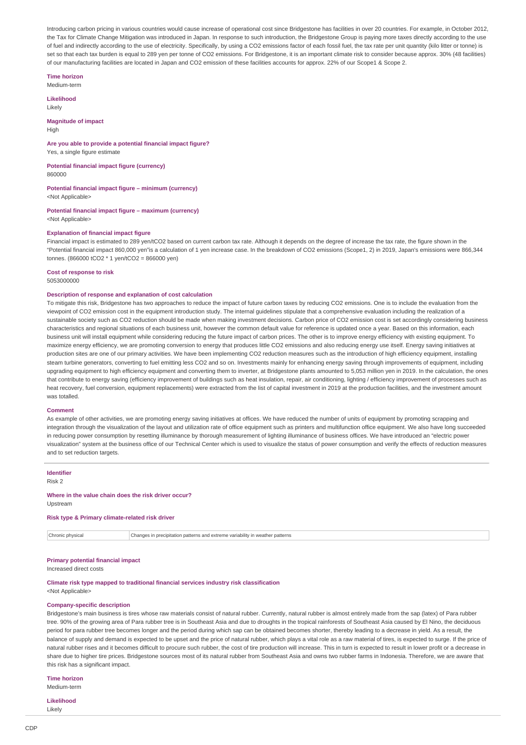Introducing carbon pricing in various countries would cause increase of operational cost since Bridgestone has facilities in over 20 countries. For example, in October 2012, the Tax for Climate Change Mitigation was introduced in Japan. In response to such introduction, the Bridgestone Group is paying more taxes directly according to the use of fuel and indirectly according to the use of electricity. Specifically, by using a $CO_2$ emissions factor of each fossil fuel, the tax rate per unit quantity (kilo litter or tonne) is set so that each tax burden is equal to 289 yen per tonne of $CO_2$ emissions. For Bridgestone, it is an important climate risk to consider because approx. 30% (48 facilities) of our manufacturing facilities are located in Japan and $CO_2$ emission of these facilities accounts for approx. 22% of our Scope1 & Scope 2.

**Time horizon**
Medium-term

**Likelihood**
Likely

**Magnitude of impact**
High

**Are you able to provide a potential financial impact figure?**
Yes, a single figure estimate

**Potential financial impact figure (currency)**
860000

**Potential financial impact figure – minimum (currency)**
<Not Applicable>

**Potential financial impact figure – maximum (currency)**
<Not Applicable>

**Explanation of financial impact figure**
Financial impact is estimated to 289 yen/t$CO_2$ based on current carbon tax rate. Although it depends on the degree of increase the tax rate, the figure shown in the "Potential financial impact 860,000 yen"is a calculation of 1 yen increase case. In the breakdown of $CO_2$ emissions (Scope1, 2) in 2019, Japan's emissions were 866,344 tonnes. (866000 t$CO_2$ * 1 yen/t$CO_2$ = 866000 yen)

**Cost of response to risk**
5053000000

**Description of response and explanation of cost calculation**
To mitigate this risk, Bridgestone has two approaches to reduce the impact of future carbon taxes by reducing $CO_2$ emissions. One is to include the evaluation from the viewpoint of $CO_2$ emission cost in the equipment introduction study. The internal guidelines stipulate that a comprehensive evaluation including the realization of a sustainable society such as $CO_2$ reduction should be made when making investment decisions. Carbon price of $CO_2$ emission cost is set accordingly considering business characteristics and regional situations of each business unit, however the common default value for reference is updated once a year. Based on this information, each business unit will install equipment while considering reducing the future impact of carbon prices. The other is to improve energy efficiency with existing equipment. To maximize energy efficiency, we are promoting conversion to energy that produces little $CO_2$ emissions and also reducing energy use itself. Energy saving initiatives at production sites are one of our primary activities. We have been implementing $CO_2$ reduction measures such as the introduction of high efficiency equipment, installing steam turbine generators, converting to fuel emitting less $CO_2$ and so on. Investments mainly for enhancing energy saving through improvements of equipment, including upgrading equipment to high efficiency equipment and converting them to inverter, at Bridgestone plants amounted to 5,053 million yen in 2019. In the calculation, the ones that contribute to energy saving (efficiency improvement of buildings such as heat insulation, repair, air conditioning, lighting / efficiency improvement of processes such as heat recovery, fuel conversion, equipment replacements) were extracted from the list of capital investment in 2019 at the production facilities, and the investment amount was totalled.

**Comment**
As example of other activities, we are promoting energy saving initiatives at offices. We have reduced the number of units of equipment by promoting scrapping and integration through the visualization of the layout and utilization rate of office equipment such as printers and multifunction office equipment. We also have long succeeded in reducing power consumption by resetting illuminance by thorough measurement of lighting illuminance of business offices. We have introduced an "electric power visualization" system at the business office of our Technical Center which is used to visualize the status of power consumption and verify the effects of reduction measures and to set reduction targets.

**Identifier**
Risk 2

**Where in the value chain does the risk driver occur?**
Upstream

**Risk type & Primary climate-related risk driver**

| | |
|---|---|
| Chronic physical | Changes in precipitation patterns and extreme variability in weather patterns |

**Primary potential financial impact**
Increased direct costs

**Climate risk type mapped to traditional financial services industry risk classification**
<Not Applicable>

**Company-specific description**
Bridgestone's main business is tires whose raw materials consist of natural rubber. Currently, natural rubber is almost entirely made from the sap (latex) of Para rubber tree. 90% of the growing area of Para rubber tree is in Southeast Asia and due to droughts in the tropical rainforests of Southeast Asia caused by El Nino, the deciduous period for para rubber tree becomes longer and the period during which sap can be obtained becomes shorter, thereby leading to a decrease in yield. As a result, the balance of supply and demand is expected to be upset and the price of natural rubber, which plays a vital role as a raw material of tires, is expected to surge. If the price of natural rubber rises and it becomes difficult to procure such rubber, the cost of tire production will increase. This in turn is expected to result in lower profit or a decrease in share due to higher tire prices. Bridgestone sources most of its natural rubber from Southeast Asia and owns two rubber farms in Indonesia. Therefore, we are aware that this risk has a significant impact.

**Time horizon**
Medium-term

**Likelihood**
Likely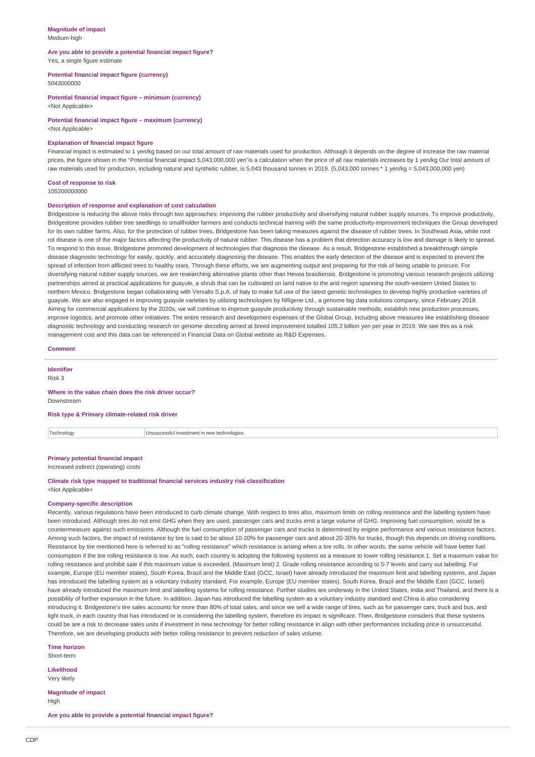**Magnitude of impact**
Medium-high

**Are you able to provide a potential financial impact figure?**
Yes, a single figure estimate

**Potential financial impact figure (currency)**
5043000000

**Potential financial impact figure – minimum (currency)**
<Not Applicable>

**Potential financial impact figure – maximum (currency)**
<Not Applicable>

**Explanation of financial impact figure**
Financial impact is estimated to 1 yen/kg based on our total amount of raw materials used for production. Although it depends on the degree of increase the raw material prices, the figure shown in the "Potential financial impact 5,043,000,000 yen"is a calculation when the price of all raw materials increases by 1 yen/kg Our total amount of raw materials used for production, including natural and synthetic rubber, is 5,043 thousand tonnes in 2019. (5,043,000 tonnes * 1 yen/kg = 5,043,000,000 yen)

**Cost of response to risk**
105200000000

**Description of response and explanation of cost calculation**
Bridgestone is reducing the above risks through two approaches: improving the rubber productivity and diversifying natural rubber supply sources. To improve productivity, Bridgestone provides rubber tree seedlings to smallholder farmers and conducts technical training with the same productivity-improvement techniques the Group developed for its own rubber farms. Also, for the protection of rubber trees, Bridgestone has been taking measures against the disease of rubber trees. In Southeast Asia, white root rot disease is one of the major factors affecting the productivity of natural rubber. This disease has a problem that detection accuracy is low and damage is likely to spread. To respond to this issue, Bridgestone promoted development of technologies that diagnosis the disease. As a result, Bridgestone established a breakthrough simple disease diagnostic technology for easily, quickly, and accurately diagnosing the disease. This enables the early detection of the disease and is expected to prevent the spread of infection from afflicted trees to healthy ones. Through these efforts, we are augmenting output and preparing for the risk of being unable to procure. For diversifying natural rubber supply sources, we are researching alternative plants other than Hevea brasiliensis. Bridgestone is promoting various research projects utilizing partnerships aimed at practical applications for guayule, a shrub that can be cultivated on land native to the arid region spanning the south-western United States to northern Mexico. Bridgestone began collaborating with Versalis S.p.A. of Italy to make full use of the latest genetic technologies to develop highly productive varieties of guayule. We are also engaged in improving guayule varieties by utilizing technologies by NRgene Ltd., a genome big data solutions company, since February 2018. Aiming for commercial applications by the 2020s, we will continue to improve guayule productivity through sustainable methods, establish new production processes, improve logistics, and promote other initiatives. The entire research and development expenses of the Global Group, including above measures like establishing disease diagnostic technology and conducting research on genome decoding aimed at breed improvement totalled 105.2 billion yen per year in 2019. We see this as a risk management cost and this data can be referenced in Financial Data on Global website as R&D Expenses.

**Comment**

---

**Identifier**
Risk 3

**Where in the value chain does the risk driver occur?**
Downstream

**Risk type & Primary climate-related risk driver**

| | |
|---|---|
| Technology | Unsuccessful investment in new technologies |

**Primary potential financial impact**
Increased indirect (operating) costs

**Climate risk type mapped to traditional financial services industry risk classification**
<Not Applicable>

**Company-specific description**
Recently, various regulations have been introduced to curb climate change. With respect to tires also, maximum limits on rolling resistance and the labelling system have been introduced. Although tires do not emit GHG when they are used, passenger cars and trucks emit a large volume of GHG. Improving fuel consumption, would be a countermeasure against such emissions. Although the fuel consumption of passenger cars and trucks is determined by engine performance and various resistance factors. Among such factors, the impact of resistance by tire is said to be about 10-20% for passenger cars and about 20-30% for trucks, though this depends on driving conditions. Resistance by tire mentioned here is referred to as "rolling resistance" which resistance is arising when a tire rolls. In other words, the same vehicle will have better fuel consumption if the tire rolling resistance is low. As such, each country is adopting the following systems as a measure to lower rolling resistance.1. Set a maximum value for rolling resistance and prohibit sale if this maximum value is exceeded. (Maximum limit) 2. Grade rolling resistance according to 5-7 levels and carry out labelling. For example, Europe (EU member states), South Korea, Brazil and the Middle East (GCC, Israel) have already introduced the maximum limit and labelling systems, and Japan has introduced the labelling system as a voluntary industry standard. For example, Europe (EU member states), South Korea, Brazil and the Middle East (GCC, Israel) have already introduced the maximum limit and labelling systems for rolling resistance. Further studies are underway in the United States, India and Thailand, and there is a possibility of further expansion in the future. In addition, Japan has introduced the labelling system as a voluntary industry standard and China is also considering introducing it. Bridgestone's tire sales accounts for more than 80% of total sales, and since we sell a wide range of tires, such as for passenger cars, truck and bus, and light truck, in each country that has introduced or is considering the labelling system, therefore its impact is significant. Then, Bridgestone considers that these systems could be are a risk to decrease sales units if investment in new technology for better rolling resistance in align with other performances including price is unsuccessful. Therefore, we are developing products with better rolling resistance to prevent reduction of sales volume.

**Time horizon**
Short-term

**Likelihood**
Very likely

**Magnitude of impact**
High

**Are you able to provide a potential financial impact figure?**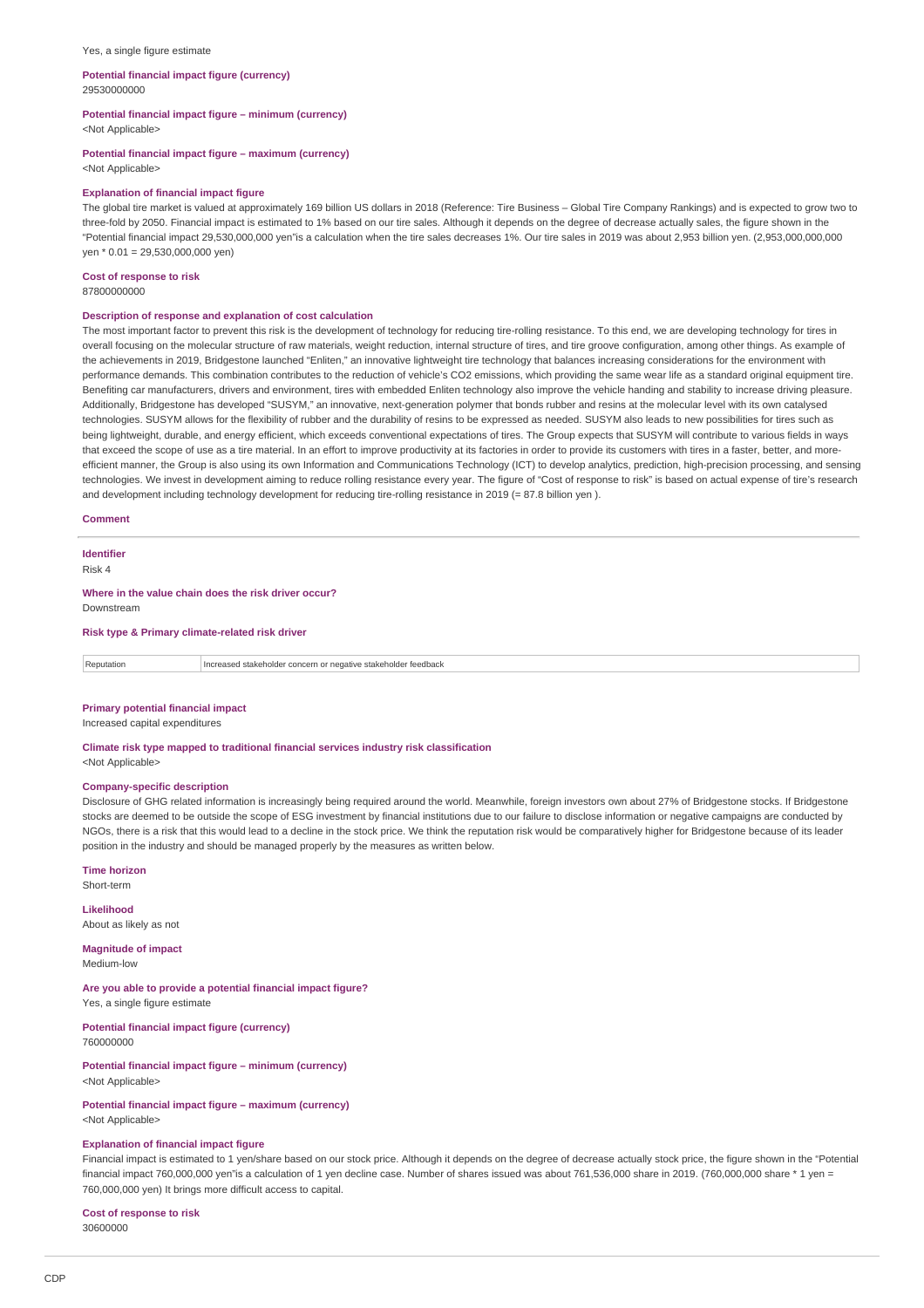Yes, a single figure estimate

**Potential financial impact figure (currency)**
29530000000

**Potential financial impact figure – minimum (currency)**
<Not Applicable>

**Potential financial impact figure – maximum (currency)**
<Not Applicable>

**Explanation of financial impact figure**
The global tire market is valued at approximately 169 billion US dollars in 2018 (Reference: Tire Business – Global Tire Company Rankings) and is expected to grow two to three-fold by 2050. Financial impact is estimated to 1% based on our tire sales. Although it depends on the degree of decrease actually sales, the figure shown in the "Potential financial impact 29,530,000,000 yen"is a calculation when the tire sales decreases 1%. Our tire sales in 2019 was about 2,953 billion yen. (2,953,000,000,000 yen * 0.01 = 29,530,000,000 yen)

**Cost of response to risk**
87800000000

**Description of response and explanation of cost calculation**
The most important factor to prevent this risk is the development of technology for reducing tire-rolling resistance. To this end, we are developing technology for tires in overall focusing on the molecular structure of raw materials, weight reduction, internal structure of tires, and tire groove configuration, among other things. As example of the achievements in 2019, Bridgestone launched "Enliten," an innovative lightweight tire technology that balances increasing considerations for the environment with performance demands. This combination contributes to the reduction of vehicle's CO2 emissions, which providing the same wear life as a standard original equipment tire. Benefiting car manufacturers, drivers and environment, tires with embedded Enliten technology also improve the vehicle handing and stability to increase driving pleasure. Additionally, Bridgestone has developed "SUSYM," an innovative, next-generation polymer that bonds rubber and resins at the molecular level with its own catalysed technologies. SUSYM allows for the flexibility of rubber and the durability of resins to be expressed as needed. SUSYM also leads to new possibilities for tires such as being lightweight, durable, and energy efficient, which exceeds conventional expectations of tires. The Group expects that SUSYM will contribute to various fields in ways that exceed the scope of use as a tire material. In an effort to improve productivity at its factories in order to provide its customers with tires in a faster, better, and more-efficient manner, the Group is also using its own Information and Communications Technology (ICT) to develop analytics, prediction, high-precision processing, and sensing technologies. We invest in development aiming to reduce rolling resistance every year. The figure of "Cost of response to risk" is based on actual expense of tire's research and development including technology development for reducing tire-rolling resistance in 2019 (= 87.8 billion yen ).

**Comment**

---

**Identifier**
Risk 4

**Where in the value chain does the risk driver occur?**
Downstream

**Risk type & Primary climate-related risk driver**

| Reputation | Increased stakeholder concern or negative stakeholder feedback |
|---|---|

**Primary potential financial impact**
Increased capital expenditures

**Climate risk type mapped to traditional financial services industry risk classification**
<Not Applicable>

**Company-specific description**
Disclosure of GHG related information is increasingly being required around the world. Meanwhile, foreign investors own about 27% of Bridgestone stocks. If Bridgestone stocks are deemed to be outside the scope of ESG investment by financial institutions due to our failure to disclose information or negative campaigns are conducted by NGOs, there is a risk that this would lead to a decline in the stock price. We think the reputation risk would be comparatively higher for Bridgestone because of its leader position in the industry and should be managed properly by the measures as written below.

**Time horizon**
Short-term

**Likelihood**
About as likely as not

**Magnitude of impact**
Medium-low

**Are you able to provide a potential financial impact figure?**
Yes, a single figure estimate

**Potential financial impact figure (currency)**
760000000

**Potential financial impact figure – minimum (currency)**
<Not Applicable>

**Potential financial impact figure – maximum (currency)**
<Not Applicable>

**Explanation of financial impact figure**
Financial impact is estimated to 1 yen/share based on our stock price. Although it depends on the degree of decrease actually stock price, the figure shown in the "Potential financial impact 760,000,000 yen"is a calculation of 1 yen decline case. Number of shares issued was about 761,536,000 share in 2019. (760,000,000 share * 1 yen = 760,000,000 yen) It brings more difficult access to capital.

**Cost of response to risk**
30600000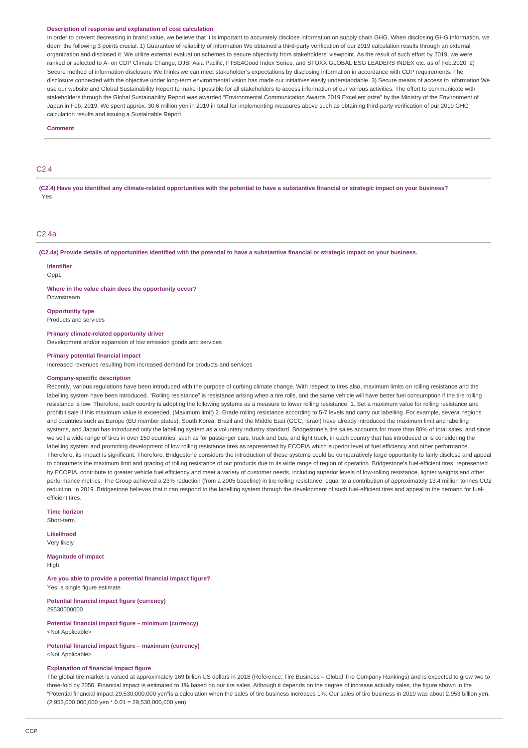**Description of response and explanation of cost calculation**

In order to prevent decreasing in brand value, we believe that it is important to accurately disclose information on supply chain GHG. When disclosing GHG information, we deem the following 3 points crucial. 1) Guarantee of reliability of information We obtained a third-party verification of our 2019 calculation results through an external organization and disclosed it. We utilize external evaluation schemes to secure objectivity from stakeholders' viewpoint. As the result of such effort by 2019, we were ranked or selected to A- on CDP Climate Change, DJSI Asia Pacific, FTSE4Good Index Series, and STOXX GLOBAL ESG LEADERS INDEX etc. as of Feb.2020. 2) Secure method of information disclosure We thinks we can meet stakeholder's expectations by disclosing information in accordance with CDP requirements. The disclosure connected with the objective under long-term environmental vision has made our initiatives easily understandable. 3) Secure means of access to information We use our website and Global Sustainability Report to make it possible for all stakeholders to access information of our various activities. The effort to communicate with stakeholders through the Global Sustainability Report was awarded "Environmental Communication Awards 2019 Excellent prize" by the Ministry of the Environment of Japan in Feb, 2019. We spent approx. 30.6 million yen in 2019 in total for implementing measures above such as obtaining third-party verification of our 2019 GHG calculation results and issuing a Sustainable Report.

**Comment**

## C2.4

**(C2.4) Have you identified any climate-related opportunities with the potential to have a substantive financial or strategic impact on your business?**

Yes

## C2.4a

**(C2.4a) Provide details of opportunities identified with the potential to have a substantive financial or strategic impact on your business.**

**Identifier**

Opp1

**Where in the value chain does the opportunity occur?**

Downstream

**Opportunity type**

Products and services

**Primary climate-related opportunity driver**

Development and/or expansion of low emission goods and services

**Primary potential financial impact**

Increased revenues resulting from increased demand for products and services

**Company-specific description**

Recently, various regulations have been introduced with the purpose of curbing climate change. With respect to tires also, maximum limits on rolling resistance and the labelling system have been introduced. "Rolling resistance" is resistance arising when a tire rolls, and the same vehicle will have better fuel consumption if the tire rolling resistance is low. Therefore, each country is adopting the following systems as a measure to lower rolling resistance. 1. Set a maximum value for rolling resistance and prohibit sale if this maximum value is exceeded. (Maximum limit) 2. Grade rolling resistance according to 5-7 levels and carry out labelling. For example, several regions and countries such as Europe (EU member states), South Korea, Brazil and the Middle East (GCC, Israel) have already introduced the maximum limit and labelling systems, and Japan has introduced only the labelling system as a voluntary industry standard. Bridgestone's tire sales accounts for more than 80% of total sales, and since we sell a wide range of tires in over 150 countries, such as for passenger cars, truck and bus, and light truck, in each country that has introduced or is considering the labelling system and promoting development of low rolling resistance tires as represented by ECOPIA which superior level of fuel efficiency and other performance. Therefore, its impact is significant. Therefore, Bridgestone considers the introduction of these systems could be comparatively large opportunity to fairly disclose and appeal to consumers the maximum limit and grading of rolling resistance of our products due to its wide range of region of operation. Bridgestone's fuel-efficient tires, represented by ECOPIA, contribute to greater vehicle fuel efficiency and meet a variety of customer needs, including superior levels of low-rolling resistance, lighter weights and other performance metrics. The Group achieved a 23% reduction (from a 2005 baseline) in tire rolling resistance, equal to a contribution of approximately 13.4 million tonnes CO2 reduction, in 2019. Bridgestone believes that it can respond to the labelling system through the development of such fuel-efficient tires and appeal to the demand for fuel-efficient tires.

**Time horizon**

Short-term

**Likelihood**

Very likely

**Magnitude of impact**

High

**Are you able to provide a potential financial impact figure?**

Yes, a single figure estimate

**Potential financial impact figure (currency)**

29530000000

**Potential financial impact figure – minimum (currency)**

<Not Applicable>

**Potential financial impact figure – maximum (currency)**

<Not Applicable>

**Explanation of financial impact figure**

The global tire market is valued at approximately 169 billion US dollars in 2018 (Reference: Tire Business – Global Tire Company Rankings) and is expected to grow two to three-fold by 2050. Financial impact is estimated to 1% based on our tire sales. Although it depends on the degree of increase actually sales, the figure shown in the "Potential financial impact 29,530,000,000 yen"is a calculation when the sales of tire business increases 1%. Our sales of tire business in 2019 was about 2,953 billion yen. (2,953,000,000,000 yen * 0.01 = 29,530,000,000 yen)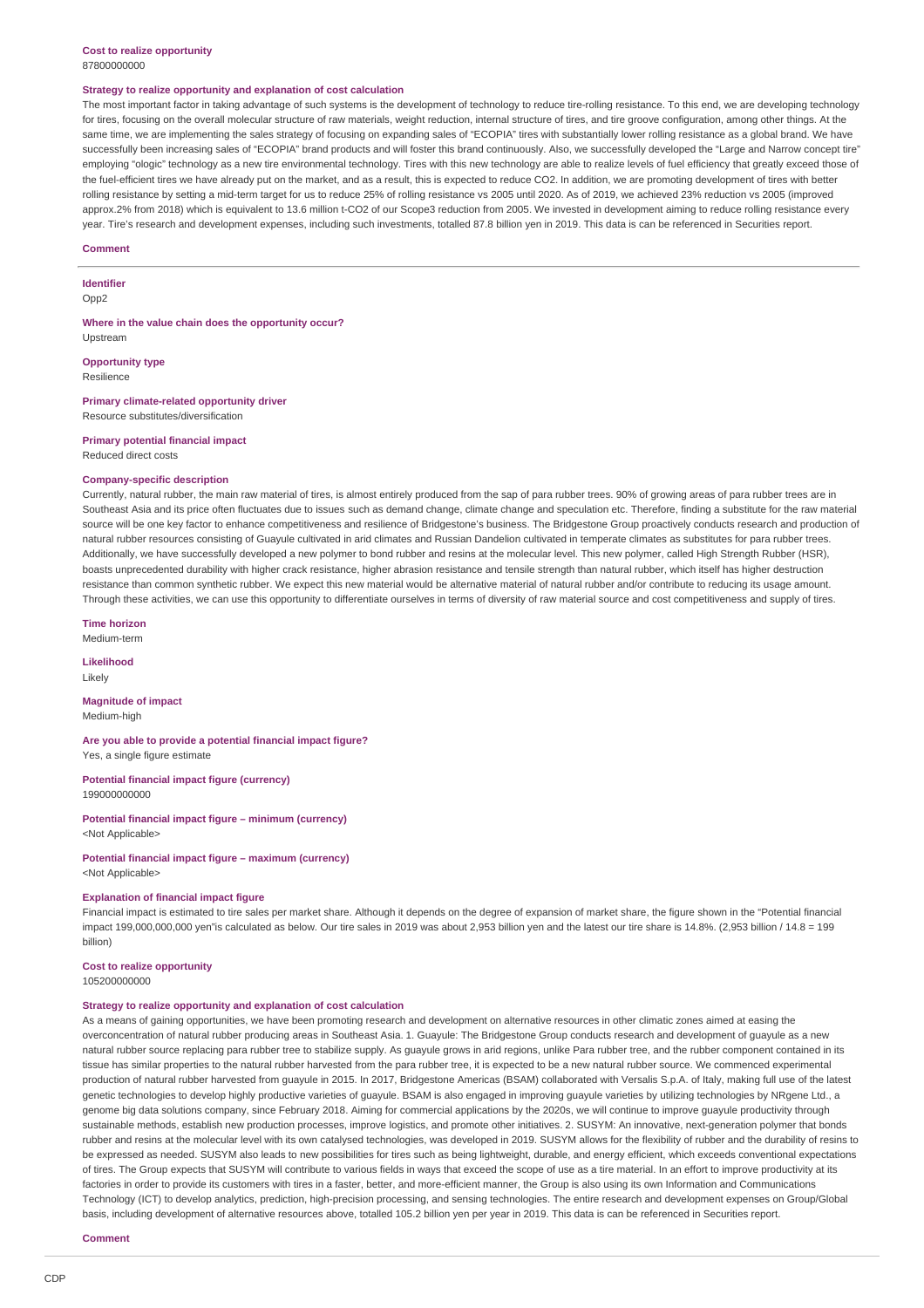**Cost to realize opportunity**
87800000000

**Strategy to realize opportunity and explanation of cost calculation**
The most important factor in taking advantage of such systems is the development of technology to reduce tire-rolling resistance. To this end, we are developing technology for tires, focusing on the overall molecular structure of raw materials, weight reduction, internal structure of tires, and tire groove configuration, among other things. At the same time, we are implementing the sales strategy of focusing on expanding sales of "ECOPIA" tires with substantially lower rolling resistance as a global brand. We have successfully been increasing sales of "ECOPIA" brand products and will foster this brand continuously. Also, we successfully developed the "Large and Narrow concept tire" employing "ologic" technology as a new tire environmental technology. Tires with this new technology are able to realize levels of fuel efficiency that greatly exceed those of the fuel-efficient tires we have already put on the market, and as a result, this is expected to reduce CO2. In addition, we are promoting development of tires with better rolling resistance by setting a mid-term target for us to reduce 25% of rolling resistance vs 2005 until 2020. As of 2019, we achieved 23% reduction vs 2005 (improved approx.2% from 2018) which is equivalent to 13.6 million t-CO2 of our Scope3 reduction from 2005. We invested in development aiming to reduce rolling resistance every year. Tire's research and development expenses, including such investments, totalled 87.8 billion yen in 2019. This data is can be referenced in Securities report.

**Comment**

---

**Identifier**
Opp2

**Where in the value chain does the opportunity occur?**
Upstream

**Opportunity type**
Resilience

**Primary climate-related opportunity driver**
Resource substitutes/diversification

**Primary potential financial impact**
Reduced direct costs

**Company-specific description**
Currently, natural rubber, the main raw material of tires, is almost entirely produced from the sap of para rubber trees. 90% of growing areas of para rubber trees are in Southeast Asia and its price often fluctuates due to issues such as demand change, climate change and speculation etc. Therefore, finding a substitute for the raw material source will be one key factor to enhance competitiveness and resilience of Bridgestone's business. The Bridgestone Group proactively conducts research and production of natural rubber resources consisting of Guayule cultivated in arid climates and Russian Dandelion cultivated in temperate climates as substitutes for para rubber trees. Additionally, we have successfully developed a new polymer to bond rubber and resins at the molecular level. This new polymer, called High Strength Rubber (HSR), boasts unprecedented durability with higher crack resistance, higher abrasion resistance and tensile strength than natural rubber, which itself has higher destruction resistance than common synthetic rubber. We expect this new material would be alternative material of natural rubber and/or contribute to reducing its usage amount. Through these activities, we can use this opportunity to differentiate ourselves in terms of diversity of raw material source and cost competitiveness and supply of tires.

**Time horizon**
Medium-term

**Likelihood**
Likely

**Magnitude of impact**
Medium-high

**Are you able to provide a potential financial impact figure?**
Yes, a single figure estimate

**Potential financial impact figure (currency)**
199000000000

**Potential financial impact figure – minimum (currency)**
<Not Applicable>

**Potential financial impact figure – maximum (currency)**
<Not Applicable>

**Explanation of financial impact figure**
Financial impact is estimated to tire sales per market share. Although it depends on the degree of expansion of market share, the figure shown in the "Potential financial impact 199,000,000,000 yen"is calculated as below. Our tire sales in 2019 was about 2,953 billion yen and the latest our tire share is 14.8%. (2,953 billion / 14.8 = 199 billion)

**Cost to realize opportunity**
105200000000

**Strategy to realize opportunity and explanation of cost calculation**
As a means of gaining opportunities, we have been promoting research and development on alternative resources in other climatic zones aimed at easing the overconcentration of natural rubber producing areas in Southeast Asia. 1. Guayule: The Bridgestone Group conducts research and development of guayule as a new natural rubber source replacing para rubber tree to stabilize supply. As guayule grows in arid regions, unlike Para rubber tree, and the rubber component contained in its tissue has similar properties to the natural rubber harvested from the para rubber tree, it is expected to be a new natural rubber source. We commenced experimental production of natural rubber harvested from guayule in 2015. In 2017, Bridgestone Americas (BSAM) collaborated with Versalis S.p.A. of Italy, making full use of the latest genetic technologies to develop highly productive varieties of guayule. BSAM is also engaged in improving guayule varieties by utilizing technologies by NRgene Ltd., a genome big data solutions company, since February 2018. Aiming for commercial applications by the 2020s, we will continue to improve guayule productivity through sustainable methods, establish new production processes, improve logistics, and promote other initiatives. 2. SUSYM: An innovative, next-generation polymer that bonds rubber and resins at the molecular level with its own catalysed technologies, was developed in 2019. SUSYM allows for the flexibility of rubber and the durability of resins to be expressed as needed. SUSYM also leads to new possibilities for tires such as being lightweight, durable, and energy efficient, which exceeds conventional expectations of tires. The Group expects that SUSYM will contribute to various fields in ways that exceed the scope of use as a tire material. In an effort to improve productivity at its factories in order to provide its customers with tires in a faster, better, and more-efficient manner, the Group is also using its own Information and Communications Technology (ICT) to develop analytics, prediction, high-precision processing, and sensing technologies. The entire research and development expenses on Group/Global basis, including development of alternative resources above, totalled 105.2 billion yen per year in 2019. This data is can be referenced in Securities report.

**Comment**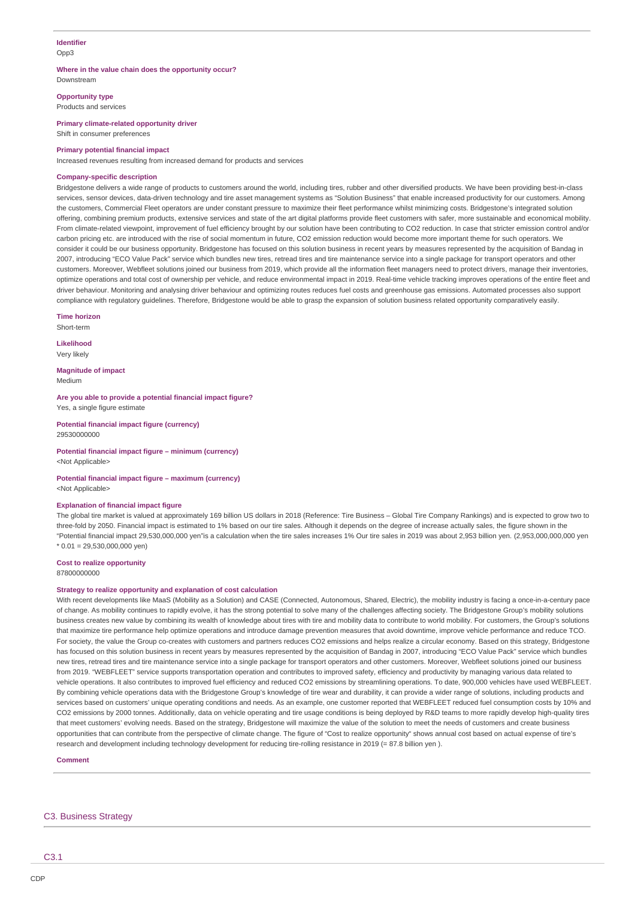**Identifier**
Opp3

**Where in the value chain does the opportunity occur?**
Downstream

**Opportunity type**
Products and services

**Primary climate-related opportunity driver**
Shift in consumer preferences

**Primary potential financial impact**
Increased revenues resulting from increased demand for products and services

**Company-specific description**
Bridgestone delivers a wide range of products to customers around the world, including tires, rubber and other diversified products. We have been providing best-in-class services, sensor devices, data-driven technology and tire asset management systems as "Solution Business" that enable increased productivity for our customers. Among the customers, Commercial Fleet operators are under constant pressure to maximize their fleet performance whilst minimizing costs. Bridgestone's integrated solution offering, combining premium products, extensive services and state of the art digital platforms provide fleet customers with safer, more sustainable and economical mobility. From climate-related viewpoint, improvement of fuel efficiency brought by our solution have been contributing to CO2 reduction. In case that stricter emission control and/or carbon pricing etc. are introduced with the rise of social momentum in future, CO2 emission reduction would become more important theme for such operators. We consider it could be our business opportunity. Bridgestone has focused on this solution business in recent years by measures represented by the acquisition of Bandag in 2007, introducing "ECO Value Pack" service which bundles new tires, retread tires and tire maintenance service into a single package for transport operators and other customers. Moreover, Webfleet solutions joined our business from 2019, which provide all the information fleet managers need to protect drivers, manage their inventories, optimize operations and total cost of ownership per vehicle, and reduce environmental impact in 2019. Real-time vehicle tracking improves operations of the entire fleet and driver behaviour. Monitoring and analysing driver behaviour and optimizing routes reduces fuel costs and greenhouse gas emissions. Automated processes also support compliance with regulatory guidelines. Therefore, Bridgestone would be able to grasp the expansion of solution business related opportunity comparatively easily.

**Time horizon**
Short-term

**Likelihood**
Very likely

**Magnitude of impact**
Medium

**Are you able to provide a potential financial impact figure?**
Yes, a single figure estimate

**Potential financial impact figure (currency)**
29530000000

**Potential financial impact figure – minimum (currency)**
<Not Applicable>

**Potential financial impact figure – maximum (currency)**
<Not Applicable>

**Explanation of financial impact figure**
The global tire market is valued at approximately 169 billion US dollars in 2018 (Reference: Tire Business – Global Tire Company Rankings) and is expected to grow two to three-fold by 2050. Financial impact is estimated to 1% based on our tire sales. Although it depends on the degree of increase actually sales, the figure shown in the "Potential financial impact 29,530,000,000 yen"is a calculation when the tire sales increases 1% Our tire sales in 2019 was about 2,953 billion yen. (2,953,000,000,000 yen * 0.01 = 29,530,000,000 yen)

**Cost to realize opportunity**
87800000000

**Strategy to realize opportunity and explanation of cost calculation**
With recent developments like MaaS (Mobility as a Solution) and CASE (Connected, Autonomous, Shared, Electric), the mobility industry is facing a once-in-a-century pace of change. As mobility continues to rapidly evolve, it has the strong potential to solve many of the challenges affecting society. The Bridgestone Group's mobility solutions business creates new value by combining its wealth of knowledge about tires with tire and mobility data to contribute to world mobility. For customers, the Group's solutions that maximize tire performance help optimize operations and introduce damage prevention measures that avoid downtime, improve vehicle performance and reduce TCO. For society, the value the Group co-creates with customers and partners reduces CO2 emissions and helps realize a circular economy. Based on this strategy, Bridgestone has focused on this solution business in recent years by measures represented by the acquisition of Bandag in 2007, introducing "ECO Value Pack" service which bundles new tires, retread tires and tire maintenance service into a single package for transport operators and other customers. Moreover, Webfleet solutions joined our business from 2019. "WEBFLEET" service supports transportation operation and contributes to improved safety, efficiency and productivity by managing various data related to vehicle operations. It also contributes to improved fuel efficiency and reduced CO2 emissions by streamlining operations. To date, 900,000 vehicles have used WEBFLEET. By combining vehicle operations data with the Bridgestone Group's knowledge of tire wear and durability, it can provide a wider range of solutions, including products and services based on customers' unique operating conditions and needs. As an example, one customer reported that WEBFLEET reduced fuel consumption costs by 10% and CO2 emissions by 2000 tonnes. Additionally, data on vehicle operating and tire usage conditions is being deployed by R&D teams to more rapidly develop high-quality tires that meet customers' evolving needs. Based on the strategy, Bridgestone will maximize the value of the solution to meet the needs of customers and create business opportunities that can contribute from the perspective of climate change. The figure of "Cost to realize opportunity" shows annual cost based on actual expense of tire's research and development including technology development for reducing tire-rolling resistance in 2019 (= 87.8 billion yen ).

**Comment**

## C3. Business Strategy

### C3.1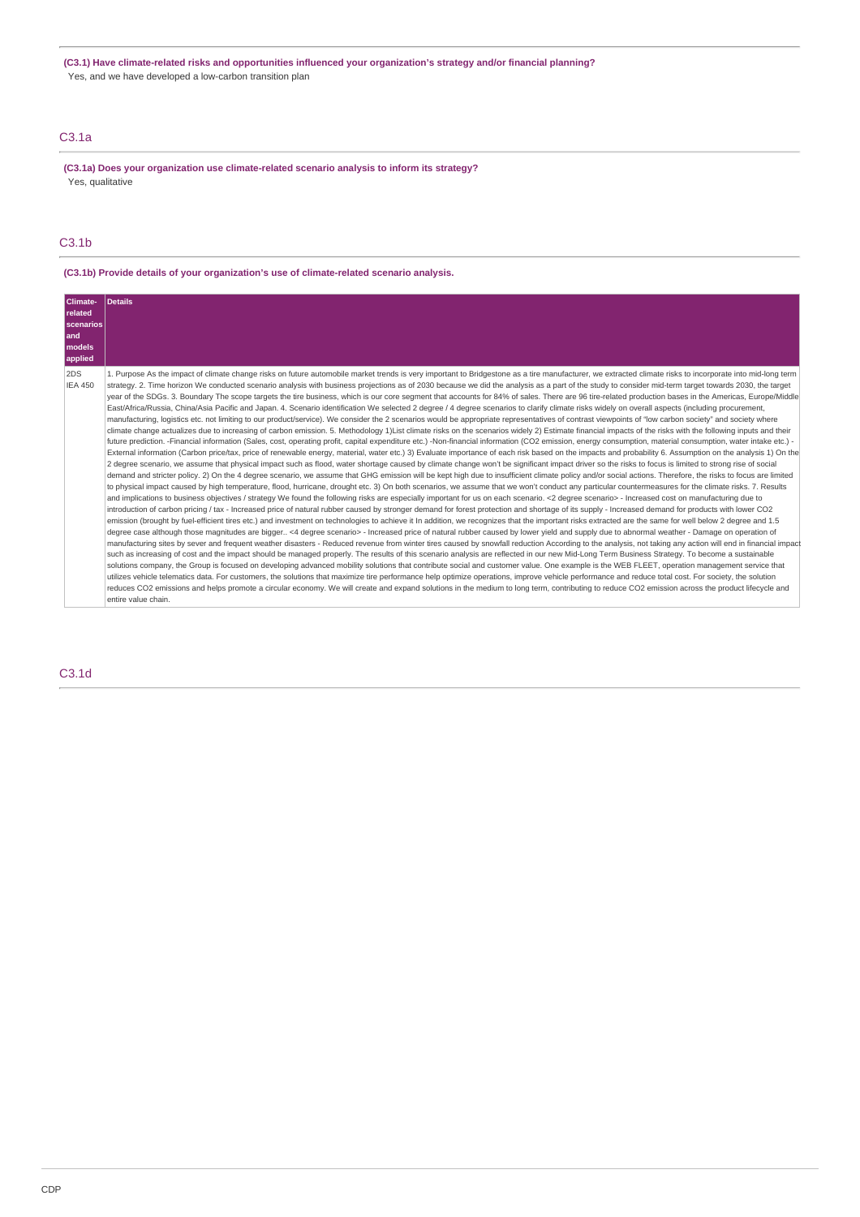**(C3.1) Have climate-related risks and opportunities influenced your organization's strategy and/or financial planning?**

Yes, and we have developed a low-carbon transition plan

## C3.1a

**(C3.1a) Does your organization use climate-related scenario analysis to inform its strategy?**

Yes, qualitative

## C3.1b

**(C3.1b) Provide details of your organization's use of climate-related scenario analysis.**

| Climate-related scenarios and models applied | Details |
|---|---|
| 2DS IEA 450 | 1. Purpose As the impact of climate change risks on future automobile market trends is very important to Bridgestone as a tire manufacturer, we extracted climate risks to incorporate into mid-long term strategy. 2. Time horizon We conducted scenario analysis with business projections as of 2030 because we did the analysis as a part of the study to consider mid-term target towards 2030, the target year of the SDGs. 3. Boundary The scope targets the tire business, which is our core segment that accounts for 84% of sales. There are 96 tire-related production bases in the Americas, Europe/Middle East/Africa/Russia, China/Asia Pacific and Japan. 4. Scenario identification We selected 2 degree / 4 degree scenarios to clarify climate risks widely on overall aspects (including procurement, manufacturing, logistics etc. not limiting to our product/service). We consider the 2 scenarios would be appropriate representatives of contrast viewpoints of "low carbon society" and society where climate change actualizes due to increasing of carbon emission. 5. Methodology 1)List climate risks on the scenarios widely 2) Estimate financial impacts of the risks with the following inputs and their future prediction. -Financial information (Sales, cost, operating profit, capital expenditure etc.) -Non-financial information (CO2 emission, energy consumption, material consumption, water intake etc.) -External information (Carbon price/tax, price of renewable energy, material, water etc.) 3) Evaluate importance of each risk based on the impacts and probability 6. Assumption on the analysis 1) On the 2 degree scenario, we assume that physical impact such as flood, water shortage caused by climate change won't be significant impact driver so the risks to focus is limited to strong rise of social demand and stricter policy. 2) On the 4 degree scenario, we assume that GHG emission will be kept high due to insufficient climate policy and/or social actions. Therefore, the risks to focus are limited to physical impact caused by high temperature, flood, hurricane, drought etc. 3) On both scenarios, we assume that we won't conduct any particular countermeasures for the climate risks. 7. Results and implications to business objectives / strategy We found the following risks are especially important for us on each scenario. <2 degree scenario> - Increased cost on manufacturing due to introduction of carbon pricing / tax - Increased price of natural rubber caused by stronger demand for forest protection and shortage of its supply - Increased demand for products with lower CO2 emission (brought by fuel-efficient tires etc.) and investment on technologies to achieve it In addition, we recognizes that the important risks extracted are the same for well below 2 degree and 1.5 degree case although those magnitudes are bigger.. <4 degree scenario> - Increased price of natural rubber caused by lower yield and supply due to abnormal weather - Damage on operation of manufacturing sites by sever and frequent weather disasters - Reduced revenue from winter tires caused by snowfall reduction According to the analysis, not taking any action will end in financial impact such as increasing of cost and the impact should be managed properly. The results of this scenario analysis are reflected in our new Mid-Long Term Business Strategy. To become a sustainable solutions company, the Group is focused on developing advanced mobility solutions that contribute social and customer value. One example is the WEB FLEET, operation management service that utilizes vehicle telematics data. For customers, the solutions that maximize tire performance help optimize operations, improve vehicle performance and reduce total cost. For society, the solution reduces CO2 emissions and helps promote a circular economy. We will create and expand solutions in the medium to long term, contributing to reduce CO2 emission across the product lifecycle and entire value chain. |

## C3.1d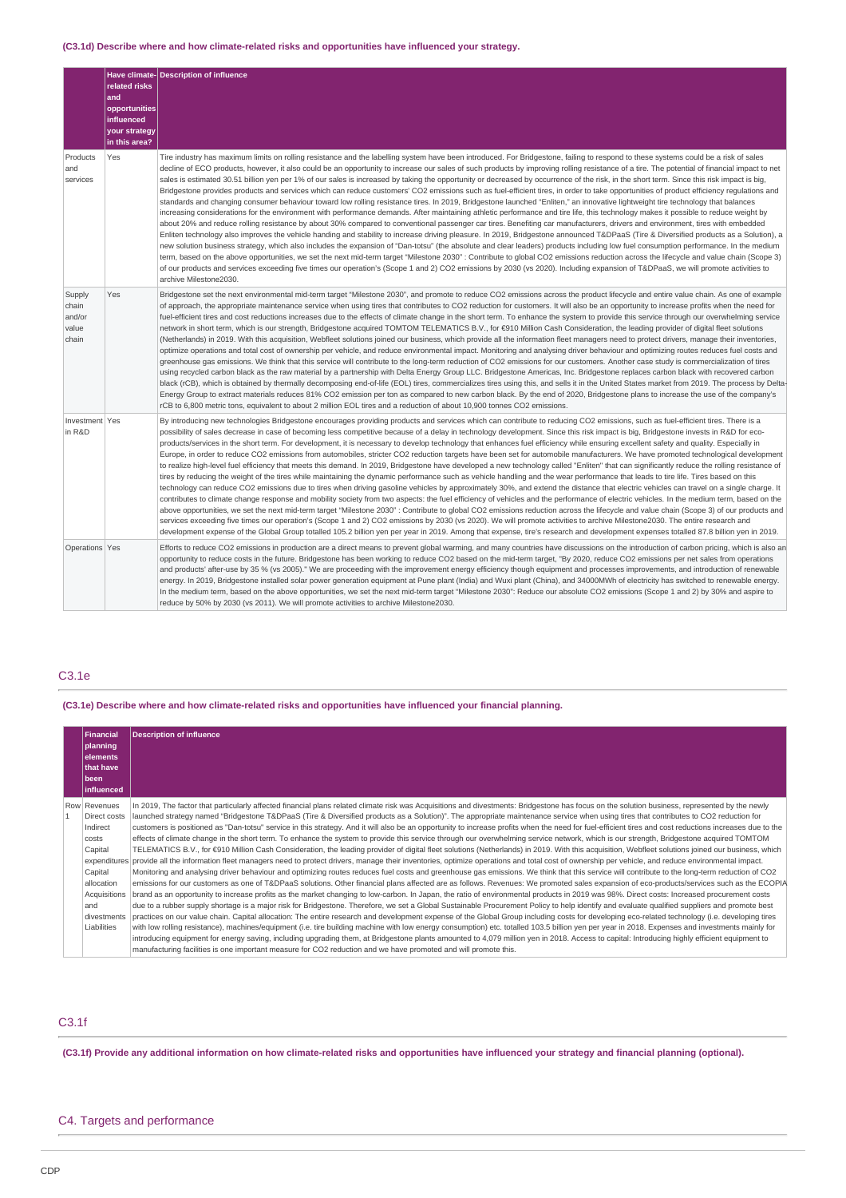(C3.1d) Describe where and how climate-related risks and opportunities have influenced your strategy.

| | Have climate-related risks and opportunities influenced your strategy in this area? | Description of influence |
|---|---|---|
| Products and services | Yes | Tire industry has maximum limits on rolling resistance and the labelling system have been introduced. For Bridgestone, failing to respond to these systems could be a risk of sales decline of ECO products, however, it also could be an opportunity to increase our sales of such products by improving rolling resistance of a tire. The potential of financial impact to net sales is estimated 30.51 billion yen per 1% of our sales is increased by taking the opportunity or decreased by occurrence of the risk, in the short term. Since this risk impact is big, Bridgestone provides products and services which can reduce customers' CO2 emissions such as fuel-efficient tires, in order to take opportunities of product efficiency regulations and standards and changing consumer behaviour toward low rolling resistance tires. In 2019, Bridgestone launched "Enliten," an innovative lightweight tire technology that balances increasing considerations for the environment with performance demands. After maintaining athletic performance and tire life, this technology makes it possible to reduce weight by about 20% and reduce rolling resistance by about 30% compared to conventional passenger car tires. Benefiting car manufacturers, drivers and environment, tires with embedded Enliten technology also improves the vehicle handing and stability to increase driving pleasure. In 2019, Bridgestone announced T&DPaaS (Tire & Diversified products as a Solution), a new solution business strategy, which also includes the expansion of "Dan-totsu" (the absolute and clear leaders) products including low fuel consumption performance. In the medium term, based on the above opportunities, we set the next mid-term target "Milestone 2030" : Contribute to global CO2 emissions reduction across the lifecycle and value chain (Scope 3) of our products and services exceeding five times our operation's (Scope 1 and 2) CO2 emissions by 2030 (vs 2020). Including expansion of T&DPaaS, we will promote activities to archive Milestone2030. |
| Supply chain and/or value chain | Yes | Bridgestone set the next environmental mid-term target "Milestone 2030", and promote to reduce CO2 emissions across the product lifecycle and entire value chain. As one of example of approach, the appropriate maintenance service when using tires that contributes to CO2 reduction for customers. It will also be an opportunity to increase profits when the need for fuel-efficient tires and cost reductions increases due to the effects of climate change in the short term. To enhance the system to provide this service through our overwhelming service network in short term, which is our strength, Bridgestone acquired TOMTOM TELEMATICS B.V., for €910 Million Cash Consideration, the leading provider of digital fleet solutions (Netherlands) in 2019. With this acquisition, Webfleet solutions joined our business, which provide all the information fleet managers need to protect drivers, manage their inventories, optimize operations and total cost of ownership per vehicle, and reduce environmental impact. Monitoring and analysing driver behaviour and optimizing routes reduces fuel costs and greenhouse gas emissions. We think that this service will contribute to the long-term reduction of CO2 emissions for our customers. Another case study is commercialization of tires using recycled carbon black as the raw material by a partnership with Delta Energy Group LLC. Bridgestone Americas, Inc. Bridgestone replaces carbon black with recovered carbon black (rCB), which is obtained by thermally decomposing end-of-life (EOL) tires, commercializes tires using this, and sells it in the United States market from 2019. The process by Delta-Energy Group to extract materials reduces 81% CO2 emission per ton as compared to new carbon black. By the end of 2020, Bridgestone plans to increase the use of the company's rCB to 6,800 metric tons, equivalent to about 2 million EOL tires and a reduction of about 10,900 tonnes CO2 emissions. |
| Investment in R&D | Yes | By introducing new technologies Bridgestone encourages providing products and services which can contribute to reducing CO2 emissions, such as fuel-efficient tires. There is a possibility of sales decrease in case of becoming less competitive because of a delay in technology development. Since this risk impact is big, Bridgestone invests in R&D for eco-products/services in the short term. For development, it is necessary to develop technology that enhances fuel efficiency while ensuring excellent safety and quality. Especially in Europe, in order to reduce CO2 emissions from automobiles, stricter CO2 reduction targets have been set for automobile manufacturers. We have promoted technological development to realize high-level fuel efficiency that meets this demand. In 2019, Bridgestone have developed a new technology called "Enliten" that can significantly reduce the rolling resistance of tires by reducing the weight of the tires while maintaining the dynamic performance such as vehicle handling and the wear performance that leads to tire life. Tires based on this technology can reduce CO2 emissions due to tires when driving gasoline vehicles by approximately 30%, and extend the distance that electric vehicles can travel on a single charge. It contributes to climate change response and mobility society from two aspects: the fuel efficiency of vehicles and the performance of electric vehicles. In the medium term, based on the above opportunities, we set the next mid-term target "Milestone 2030" : Contribute to global CO2 emissions reduction across the lifecycle and value chain (Scope 3) of our products and services exceeding five times our operation's (Scope 1 and 2) CO2 emissions by 2030 (vs 2020). We will promote activities to archive Milestone2030. The entire research and development expense of the Global Group totalled 105.2 billion yen per year in 2019. Among that expense, tire's research and development expenses totalled 87.8 billion yen in 2019. |
| Operations | Yes | Efforts to reduce CO2 emissions in production are a direct means to prevent global warming, and many countries have discussions on the introduction of carbon pricing, which is also an opportunity to reduce costs in the future. Bridgestone has been working to reduce CO2 based on the mid-term target, "By 2020, reduce CO2 emissions per net sales from operations and products' after-use by 35 % (vs 2005)." We are proceeding with the improvement energy efficiency though equipment and processes improvements, and introduction of renewable energy. In 2019, Bridgestone installed solar power generation equipment at Pune plant (India) and Wuxi plant (China), and 34000MWh of electricity has switched to renewable energy. In the medium term, based on the above opportunities, we set the next mid-term target "Milestone 2030": Reduce our absolute CO2 emissions (Scope 1 and 2) by 30% and aspire to reduce by 50% by 2030 (vs 2011). We will promote activities to archive Milestone2030. |

## C3.1e

(C3.1e) Describe where and how climate-related risks and opportunities have influenced your financial planning.

| | Financial planning elements that have been influenced | Description of influence |
|---|---|---|
| Row 1 | Revenues<br>Direct costs<br>Indirect costs<br>Capital expenditures<br>Capital allocation<br>Acquisitions and divestments<br>Liabilities | In 2019, The factor that particularly affected financial plans related climate risk was Acquisitions and divestments: Bridgestone has focus on the solution business, represented by the newly launched strategy named "Bridgestone T&DPaaS (Tire & Diversified products as a Solution)". The appropriate maintenance service when using tires that contributes to CO2 reduction for customers is positioned as "Dan-totsu" service in this strategy. And it will also be an opportunity to increase profits when the need for fuel-efficient tires and cost reductions increases due to the effects of climate change in the short term. To enhance the system to provide this service through our overwhelming service network, which is our strength, Bridgestone acquired TOMTOM TELEMATICS B.V., for €910 Million Cash Consideration, the leading provider of digital fleet solutions (Netherlands) in 2019. With this acquisition, Webfleet solutions joined our business, which provide all the information fleet managers need to protect drivers, manage their inventories, optimize operations and total cost of ownership per vehicle, and reduce environmental impact. Monitoring and analysing driver behaviour and optimizing routes reduces fuel costs and greenhouse gas emissions. We think that this service will contribute to the long-term reduction of CO2 emissions for our customers as one of T&DPaaS solutions. Other financial plans affected are as follows. Revenues: We promoted sales expansion of eco-products/services such as the ECOPIA brand as an opportunity to increase profits as the market changing to low-carbon. In Japan, the ratio of environmental products in 2019 was 98%. Direct costs: Increased procurement costs due to a rubber supply shortage is a major risk for Bridgestone. Therefore, we set a Global Sustainable Procurement Policy to help identify and evaluate qualified suppliers and promote best practices on our value chain. Capital allocation: The entire research and development expense of the Global Group including costs for developing eco-related technology (i.e. developing tires with low rolling resistance), machines/equipment (i.e. tire building machine with low energy consumption) etc. totalled 103.5 billion yen per year in 2018. Expenses and investments mainly for introducing equipment for energy saving, including upgrading them, at Bridgestone plants amounted to 4,079 million yen in 2018. Access to capital: Introducing highly efficient equipment to manufacturing facilities is one important measure for CO2 reduction and we have promoted and will promote this. |

## C3.1f

(C3.1f) Provide any additional information on how climate-related risks and opportunities have influenced your strategy and financial planning (optional).

## C4. Targets and performance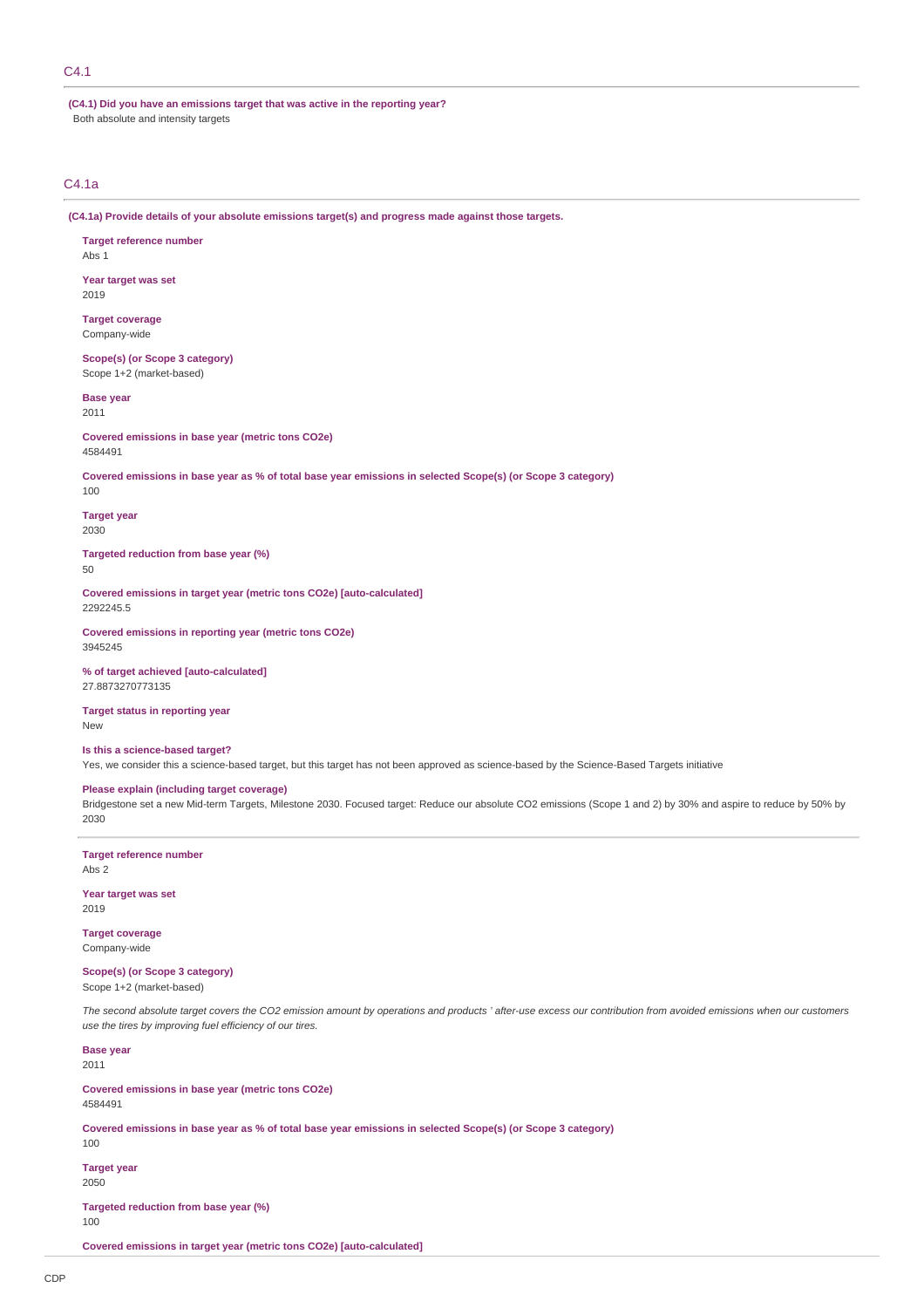## C4.1

**(C4.1) Did you have an emissions target that was active in the reporting year?**

Both absolute and intensity targets

## C4.1a

**(C4.1a) Provide details of your absolute emissions target(s) and progress made against those targets.**

**Target reference number**

Abs 1

**Year target was set**

2019

**Target coverage**

Company-wide

**Scope(s) (or Scope 3 category)**

Scope 1+2 (market-based)

**Base year**

2011

**Covered emissions in base year (metric tons CO2e)**

4584491

**Covered emissions in base year as % of total base year emissions in selected Scope(s) (or Scope 3 category)**

100

**Target year**

2030

**Targeted reduction from base year (%)**

50

**Covered emissions in target year (metric tons CO2e) [auto-calculated]**

2292245.5

**Covered emissions in reporting year (metric tons CO2e)**

3945245

**% of target achieved [auto-calculated]**

27.8873270773135

**Target status in reporting year**

New

**Is this a science-based target?**

Yes, we consider this a science-based target, but this target has not been approved as science-based by the Science-Based Targets initiative

**Please explain (including target coverage)**

Bridgestone set a new Mid-term Targets, Milestone 2030. Focused target: Reduce our absolute CO2 emissions (Scope 1 and 2) by 30% and aspire to reduce by 50% by 2030

---

**Target reference number**

Abs 2

**Year target was set**

2019

**Target coverage**

Company-wide

**Scope(s) (or Scope 3 category)**

Scope 1+2 (market-based)

*The second absolute target covers the CO2 emission amount by operations and products ' after-use excess our contribution from avoided emissions when our customers use the tires by improving fuel efficiency of our tires.*

**Base year**

2011

**Covered emissions in base year (metric tons CO2e)**

4584491

**Covered emissions in base year as % of total base year emissions in selected Scope(s) (or Scope 3 category)**

100

**Target year**

2050

**Targeted reduction from base year (%)**

100

**Covered emissions in target year (metric tons CO2e) [auto-calculated]**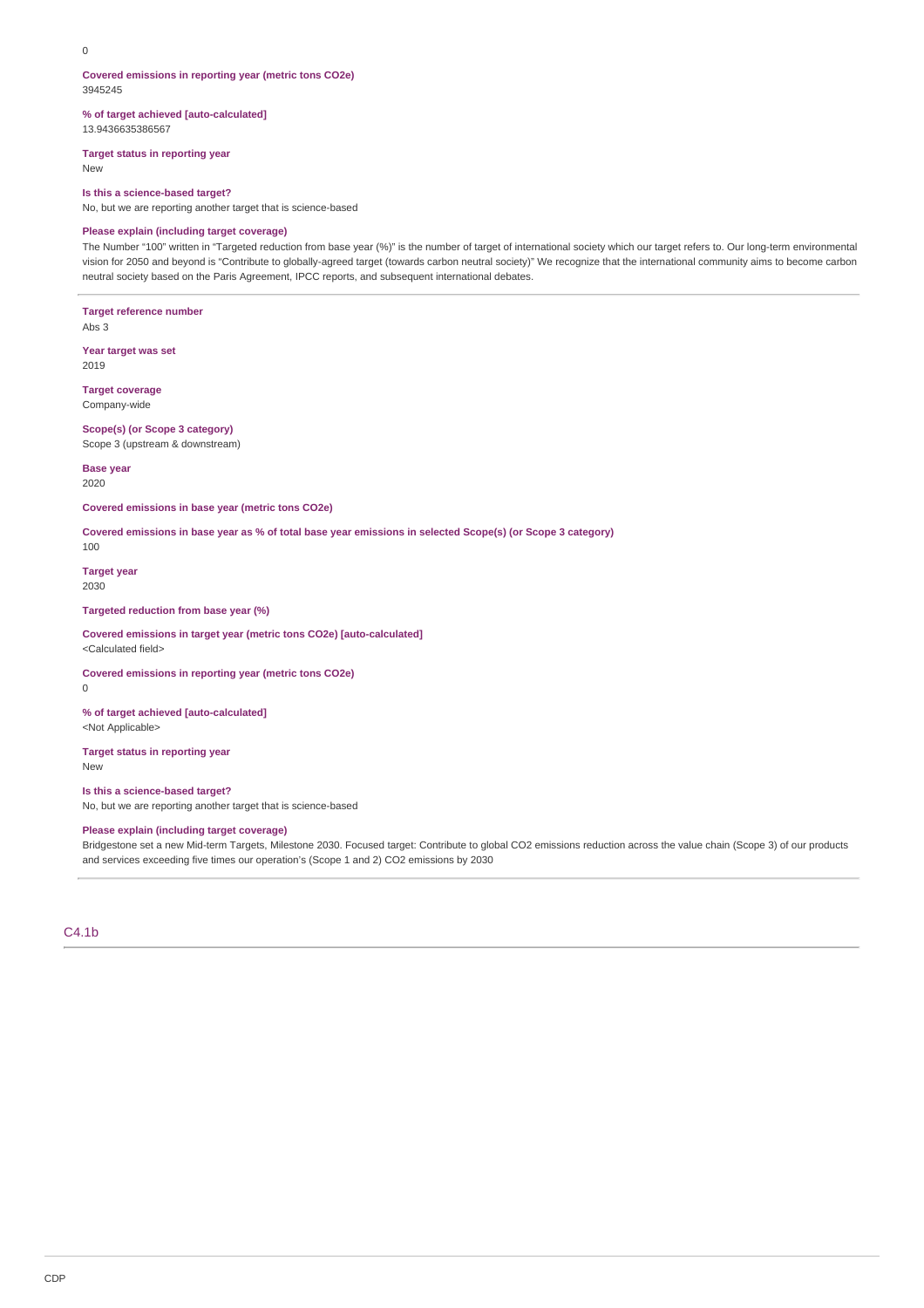0

**Covered emissions in reporting year (metric tons CO2e)**
3945245

**% of target achieved [auto-calculated]**
13.9436635386567

**Target status in reporting year**
New

**Is this a science-based target?**
No, but we are reporting another target that is science-based

**Please explain (including target coverage)**
The Number "100" written in "Targeted reduction from base year (%)" is the number of target of international society which our target refers to. Our long-term environmental vision for 2050 and beyond is "Contribute to globally-agreed target (towards carbon neutral society)" We recognize that the international community aims to become carbon neutral society based on the Paris Agreement, IPCC reports, and subsequent international debates.

---

**Target reference number**
Abs 3

**Year target was set**
2019

**Target coverage**
Company-wide

**Scope(s) (or Scope 3 category)**
Scope 3 (upstream & downstream)

**Base year**
2020

**Covered emissions in base year (metric tons CO2e)**

**Covered emissions in base year as % of total base year emissions in selected Scope(s) (or Scope 3 category)**
100

**Target year**
2030

**Targeted reduction from base year (%)**

**Covered emissions in target year (metric tons CO2e) [auto-calculated]**
<Calculated field>

**Covered emissions in reporting year (metric tons CO2e)**
0

**% of target achieved [auto-calculated]**
<Not Applicable>

**Target status in reporting year**
New

**Is this a science-based target?**
No, but we are reporting another target that is science-based

**Please explain (including target coverage)**
Bridgestone set a new Mid-term Targets, Milestone 2030. Focused target: Contribute to global CO2 emissions reduction across the value chain (Scope 3) of our products and services exceeding five times our operation's (Scope 1 and 2) CO2 emissions by 2030

---

## C4.1b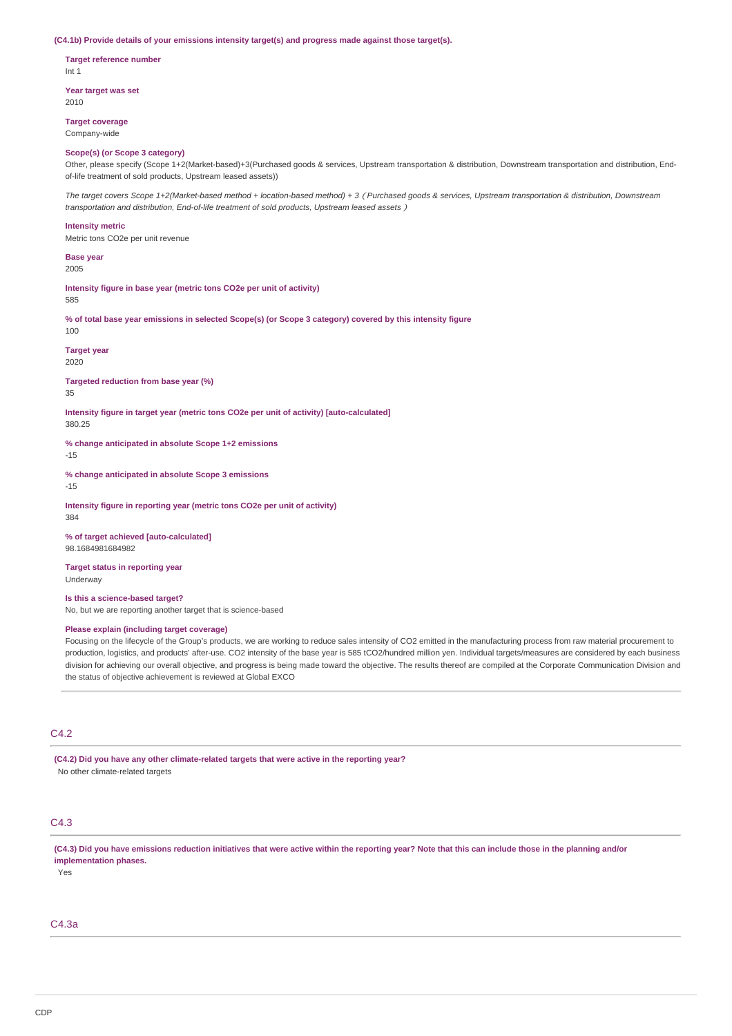**(C4.1b) Provide details of your emissions intensity target(s) and progress made against those target(s).**

**Target reference number**
Int 1

**Year target was set**
2010

**Target coverage**
Company-wide

**Scope(s) (or Scope 3 category)**
Other, please specify (Scope 1+2(Market-based)+3(Purchased goods & services, Upstream transportation & distribution, Downstream transportation and distribution, End-of-life treatment of sold products, Upstream leased assets))

*The target covers Scope 1+2(Market-based method + location-based method) + 3（Purchased goods & services, Upstream transportation & distribution, Downstream transportation and distribution, End-of-life treatment of sold products, Upstream leased assets）*

**Intensity metric**
Metric tons CO2e per unit revenue

**Base year**
2005

**Intensity figure in base year (metric tons CO2e per unit of activity)**
585

**% of total base year emissions in selected Scope(s) (or Scope 3 category) covered by this intensity figure**
100

**Target year**
2020

**Targeted reduction from base year (%)**
35

**Intensity figure in target year (metric tons CO2e per unit of activity) [auto-calculated]**
380.25

**% change anticipated in absolute Scope 1+2 emissions**
-15

**% change anticipated in absolute Scope 3 emissions**
-15

**Intensity figure in reporting year (metric tons CO2e per unit of activity)**
384

**% of target achieved [auto-calculated]**
98.1684981684982

**Target status in reporting year**
Underway

**Is this a science-based target?**
No, but we are reporting another target that is science-based

**Please explain (including target coverage)**
Focusing on the lifecycle of the Group's products, we are working to reduce sales intensity of CO2 emitted in the manufacturing process from raw material procurement to production, logistics, and products' after-use. CO2 intensity of the base year is 585 tCO2/hundred million yen. Individual targets/measures are considered by each business division for achieving our overall objective, and progress is being made toward the objective. The results thereof are compiled at the Corporate Communication Division and the status of objective achievement is reviewed at Global EXCO

## C4.2

**(C4.2) Did you have any other climate-related targets that were active in the reporting year?**
No other climate-related targets

## C4.3

**(C4.3) Did you have emissions reduction initiatives that were active within the reporting year? Note that this can include those in the planning and/or implementation phases.**
Yes

## C4.3a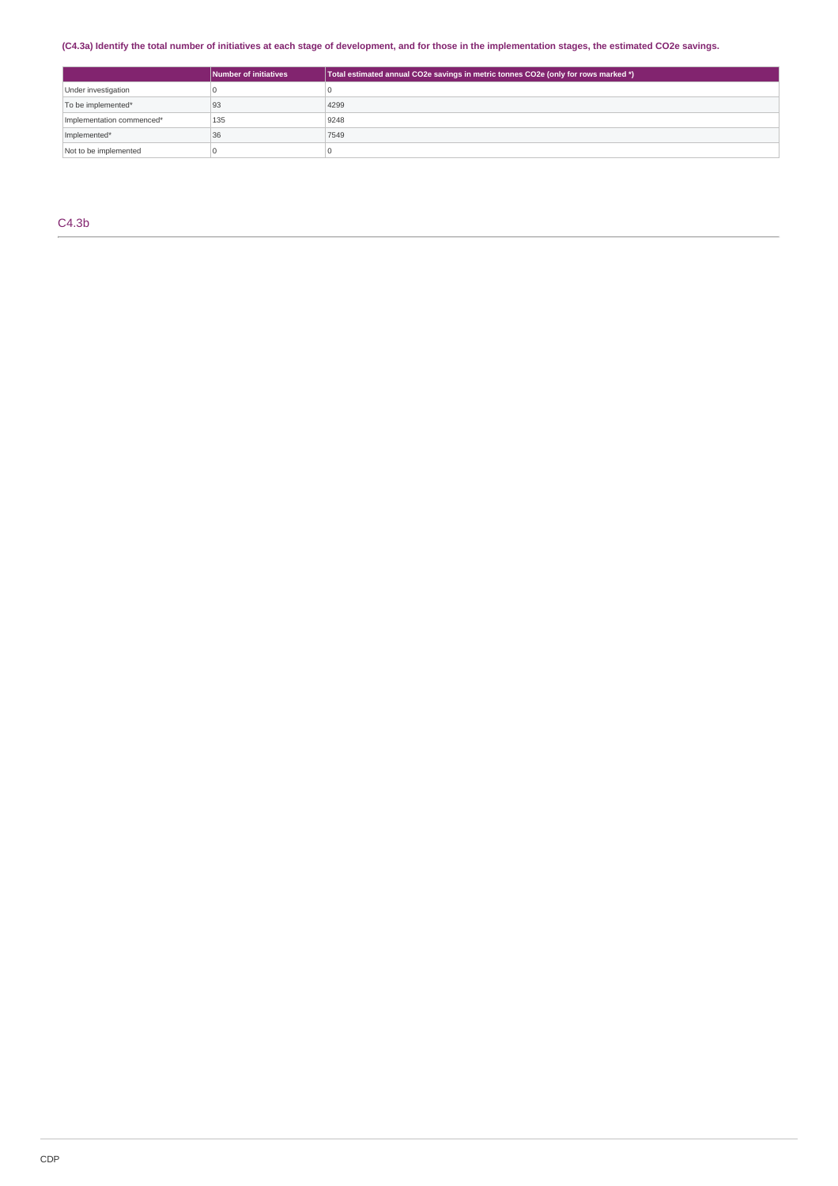**(C4.3a) Identify the total number of initiatives at each stage of development, and for those in the implementation stages, the estimated CO2e savings.**

| | Number of initiatives | Total estimated annual CO2e savings in metric tonnes CO2e (only for rows marked *) |
|---|---|---|
| Under investigation | 0 | 0 |
| To be implemented* | 93 | 4299 |
| Implementation commenced* | 135 | 9248 |
| Implemented* | 36 | 7549 |
| Not to be implemented | 0 | 0 |

## C4.3b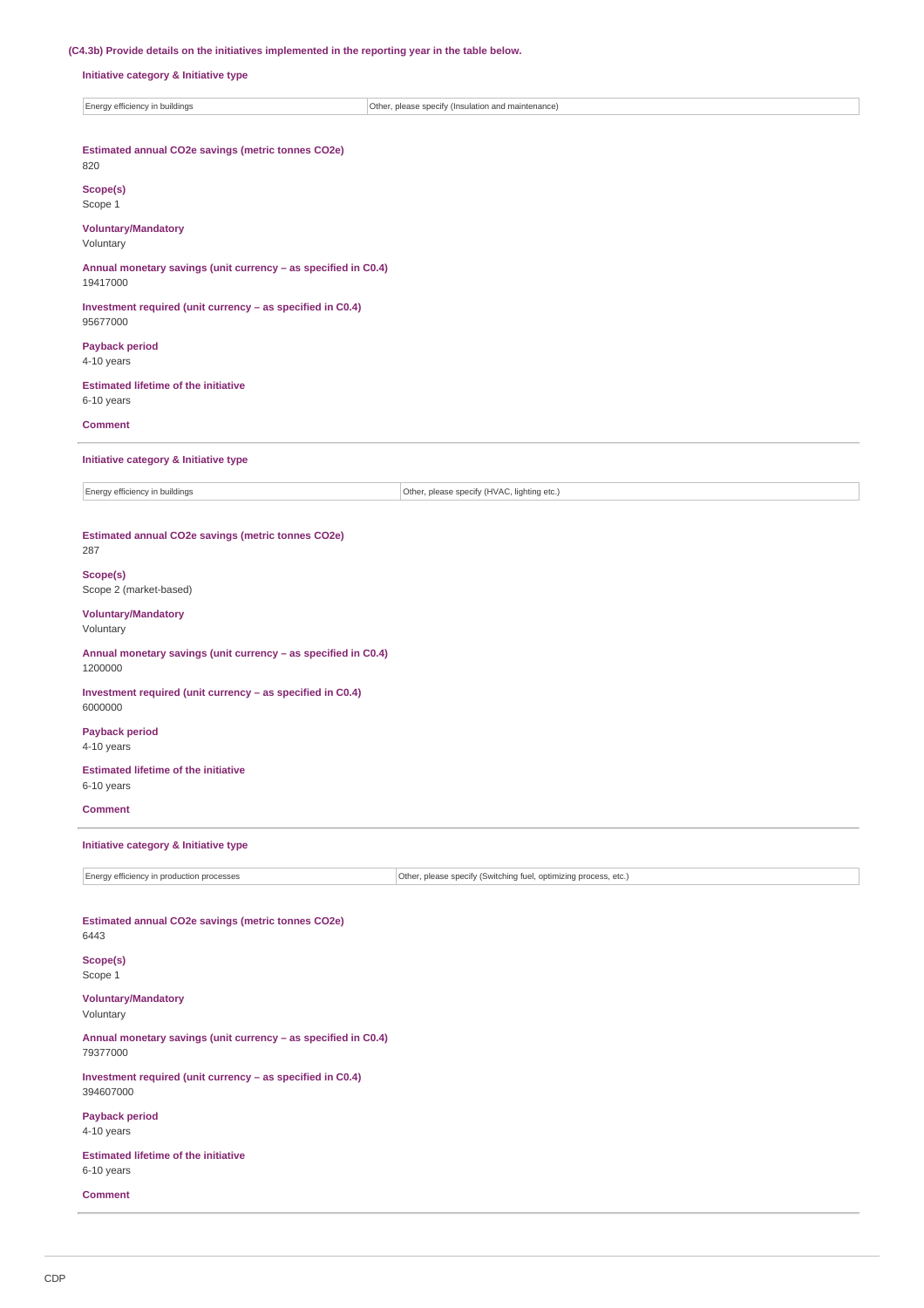**(C4.3b) Provide details on the initiatives implemented in the reporting year in the table below.**

**Initiative category & Initiative type**

| Energy efficiency in buildings | Other, please specify (Insulation and maintenance) |
|---|---|

**Estimated annual CO2e savings (metric tonnes CO2e)**
820

**Scope(s)**
Scope 1

**Voluntary/Mandatory**
Voluntary

**Annual monetary savings (unit currency – as specified in C0.4)**
19417000

**Investment required (unit currency – as specified in C0.4)**
95677000

**Payback period**
4-10 years

**Estimated lifetime of the initiative**
6-10 years

**Comment**

---

**Initiative category & Initiative type**

| Energy efficiency in buildings | Other, please specify (HVAC, lighting etc.) |
|---|---|

**Estimated annual CO2e savings (metric tonnes CO2e)**
287

**Scope(s)**
Scope 2 (market-based)

**Voluntary/Mandatory**
Voluntary

**Annual monetary savings (unit currency – as specified in C0.4)**
1200000

**Investment required (unit currency – as specified in C0.4)**
6000000

**Payback period**
4-10 years

**Estimated lifetime of the initiative**
6-10 years

**Comment**

---

**Initiative category & Initiative type**

| Energy efficiency in production processes | Other, please specify (Switching fuel, optimizing process, etc.) |
|---|---|

**Estimated annual CO2e savings (metric tonnes CO2e)**
6443

**Scope(s)**
Scope 1

**Voluntary/Mandatory**
Voluntary

**Annual monetary savings (unit currency – as specified in C0.4)**
79377000

**Investment required (unit currency – as specified in C0.4)**
394607000

**Payback period**
4-10 years

**Estimated lifetime of the initiative**
6-10 years

**Comment**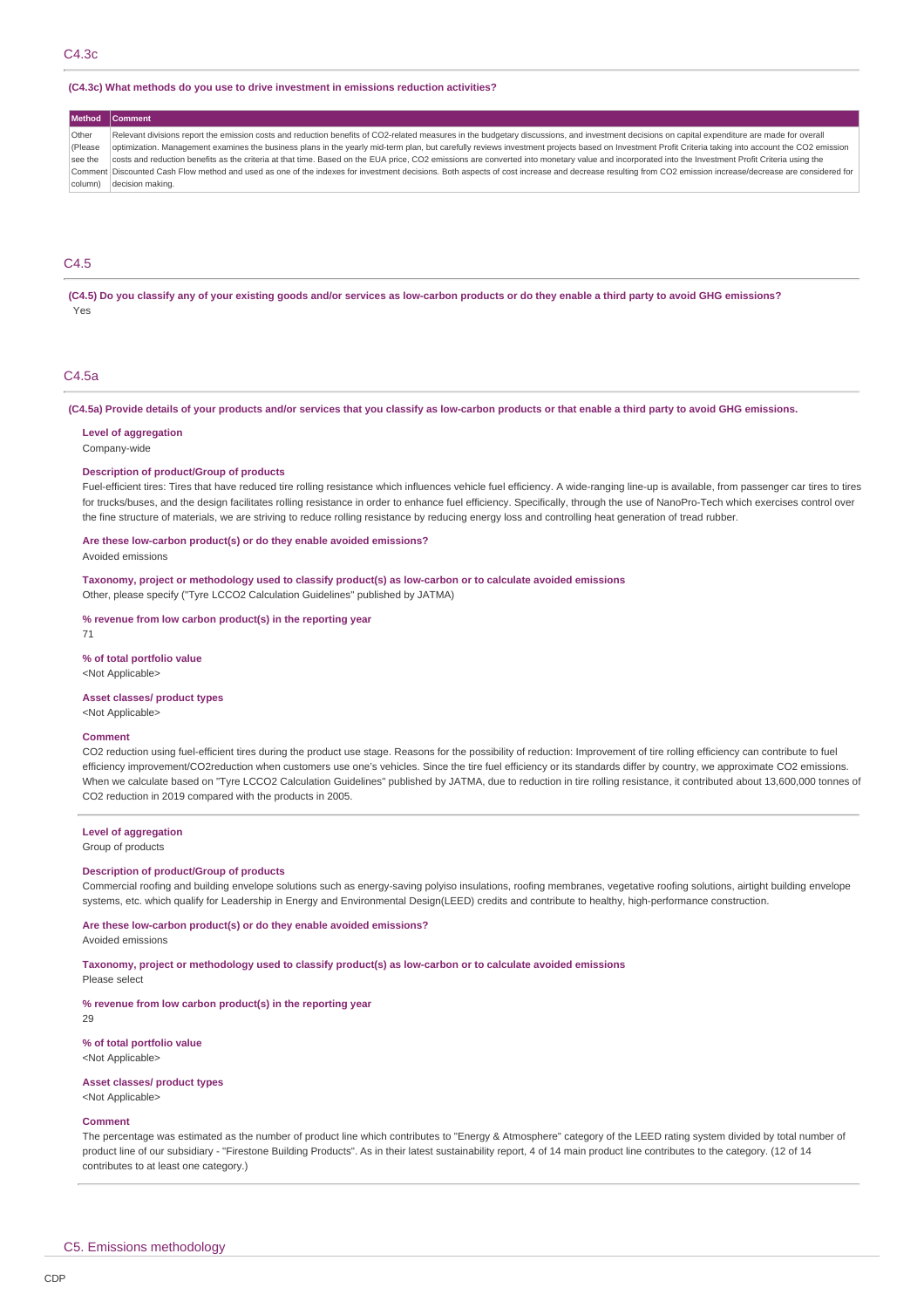## C4.3c

**(C4.3c) What methods do you use to drive investment in emissions reduction activities?**

| Method | Comment |
| --- | --- |
| Other (Please see the Comment column) | Relevant divisions report the emission costs and reduction benefits of CO2-related measures in the budgetary discussions, and investment decisions on capital expenditure are made for overall optimization. Management examines the business plans in the yearly mid-term plan, but carefully reviews investment projects based on Investment Profit Criteria taking into account the CO2 emission costs and reduction benefits as the criteria at that time. Based on the EUA price, CO2 emissions are converted into monetary value and incorporated into the Investment Profit Criteria using the Discounted Cash Flow method and used as one of the indexes for investment decisions. Both aspects of cost increase and decrease resulting from CO2 emission increase/decrease are considered for decision making. |

## C4.5

**(C4.5) Do you classify any of your existing goods and/or services as low-carbon products or do they enable a third party to avoid GHG emissions?**

Yes

## C4.5a

**(C4.5a) Provide details of your products and/or services that you classify as low-carbon products or that enable a third party to avoid GHG emissions.**

**Level of aggregation**

Company-wide

**Description of product/Group of products**

Fuel-efficient tires: Tires that have reduced tire rolling resistance which influences vehicle fuel efficiency. A wide-ranging line-up is available, from passenger car tires to tires for trucks/buses, and the design facilitates rolling resistance in order to enhance fuel efficiency. Specifically, through the use of NanoPro-Tech which exercises control over the fine structure of materials, we are striving to reduce rolling resistance by reducing energy loss and controlling heat generation of tread rubber.

**Are these low-carbon product(s) or do they enable avoided emissions?**

Avoided emissions

**Taxonomy, project or methodology used to classify product(s) as low-carbon or to calculate avoided emissions**

Other, please specify ("Tyre LCCO2 Calculation Guidelines" published by JATMA)

**% revenue from low carbon product(s) in the reporting year**

71

**% of total portfolio value**

<Not Applicable>

**Asset classes/ product types**

<Not Applicable>

**Comment**

CO2 reduction using fuel-efficient tires during the product use stage. Reasons for the possibility of reduction: Improvement of tire rolling efficiency can contribute to fuel efficiency improvement/CO2reduction when customers use one's vehicles. Since the tire fuel efficiency or its standards differ by country, we approximate CO2 emissions. When we calculate based on "Tyre LCCO2 Calculation Guidelines" published by JATMA, due to reduction in tire rolling resistance, it contributed about 13,600,000 tonnes of CO2 reduction in 2019 compared with the products in 2005.

---

**Level of aggregation**

Group of products

**Description of product/Group of products**

Commercial roofing and building envelope solutions such as energy-saving polyiso insulations, roofing membranes, vegetative roofing solutions, airtight building envelope systems, etc. which qualify for Leadership in Energy and Environmental Design(LEED) credits and contribute to healthy, high-performance construction.

**Are these low-carbon product(s) or do they enable avoided emissions?**

Avoided emissions

**Taxonomy, project or methodology used to classify product(s) as low-carbon or to calculate avoided emissions**

Please select

**% revenue from low carbon product(s) in the reporting year**

29

**% of total portfolio value**

<Not Applicable>

**Asset classes/ product types**

<Not Applicable>

**Comment**

The percentage was estimated as the number of product line which contributes to "Energy & Atmosphere" category of the LEED rating system divided by total number of product line of our subsidiary - "Firestone Building Products". As in their latest sustainability report, 4 of 14 main product line contributes to the category. (12 of 14 contributes to at least one category.)

## C5. Emissions methodology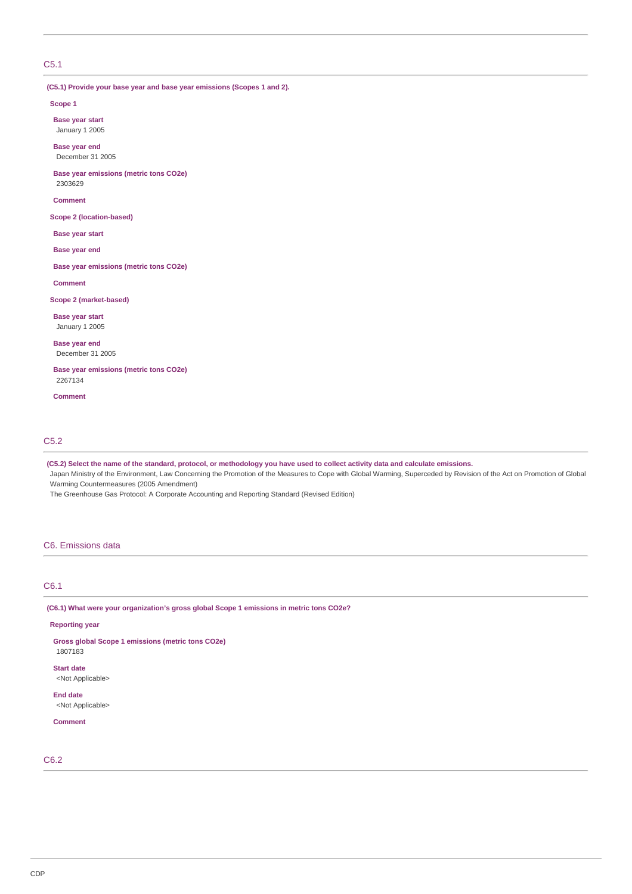## C5.1

**(C5.1) Provide your base year and base year emissions (Scopes 1 and 2).**

**Scope 1**

**Base year start**
January 1 2005

**Base year end**
December 31 2005

**Base year emissions (metric tons CO2e)**
2303629

**Comment**

**Scope 2 (location-based)**

**Base year start**

**Base year end**

**Base year emissions (metric tons CO2e)**

**Comment**

**Scope 2 (market-based)**

**Base year start**
January 1 2005

**Base year end**
December 31 2005

**Base year emissions (metric tons CO2e)**
2267134

**Comment**

## C5.2

**(C5.2) Select the name of the standard, protocol, or methodology you have used to collect activity data and calculate emissions.**

Japan Ministry of the Environment, Law Concerning the Promotion of the Measures to Cope with Global Warming, Superceded by Revision of the Act on Promotion of Global Warming Countermeasures (2005 Amendment)

The Greenhouse Gas Protocol: A Corporate Accounting and Reporting Standard (Revised Edition)

# C6. Emissions data

## C6.1

**(C6.1) What were your organization's gross global Scope 1 emissions in metric tons CO2e?**

**Reporting year**

**Gross global Scope 1 emissions (metric tons CO2e)**
1807183

**Start date**
<Not Applicable>

**End date**
<Not Applicable>

**Comment**

## C6.2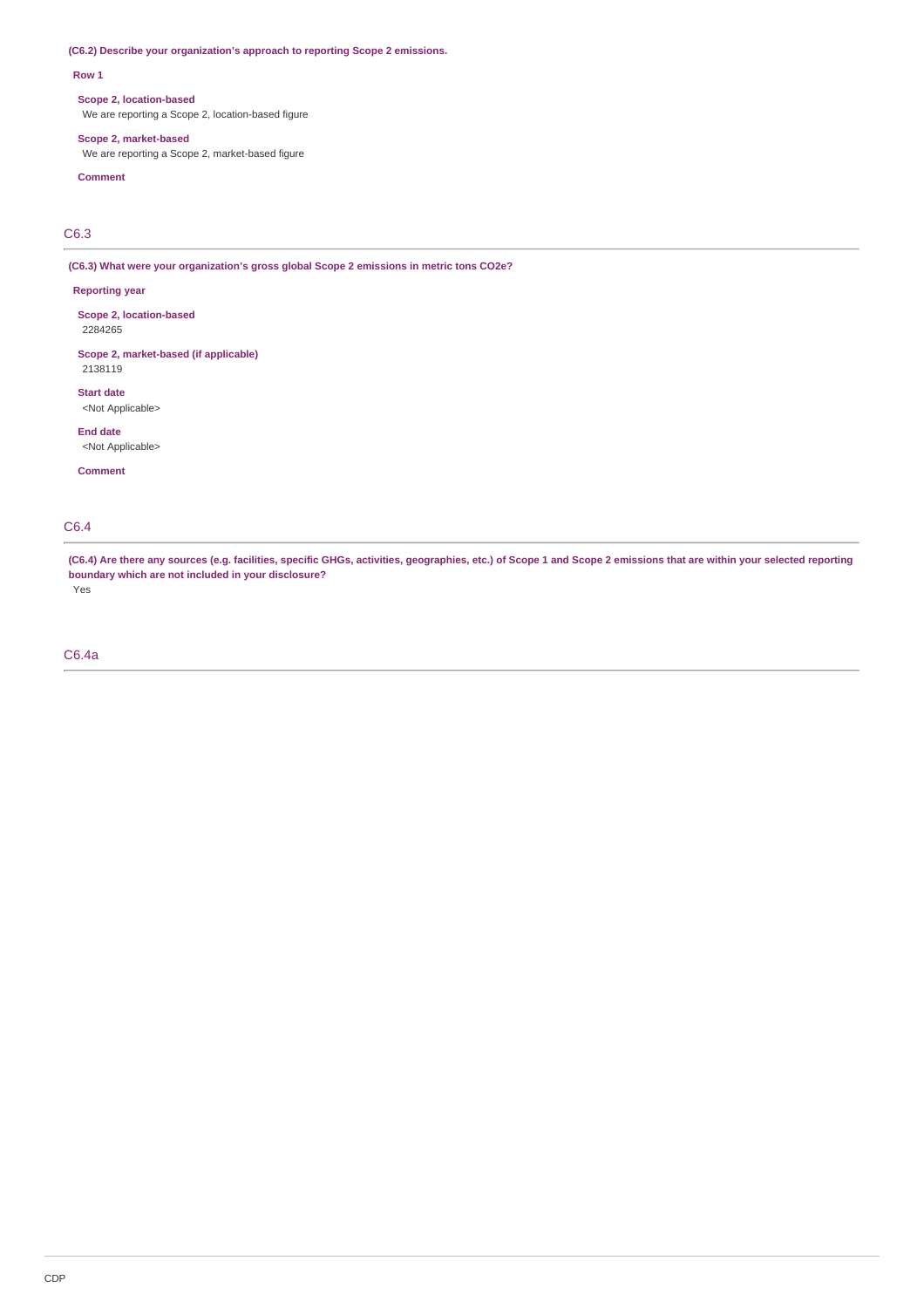**(C6.2) Describe your organization's approach to reporting Scope 2 emissions.**

**Row 1**

**Scope 2, location-based**
We are reporting a Scope 2, location-based figure

**Scope 2, market-based**
We are reporting a Scope 2, market-based figure

**Comment**

## C6.3

**(C6.3) What were your organization's gross global Scope 2 emissions in metric tons CO2e?**

**Reporting year**

**Scope 2, location-based**
2284265

**Scope 2, market-based (if applicable)**
2138119

**Start date**
<Not Applicable>

**End date**
<Not Applicable>

**Comment**

## C6.4

**(C6.4) Are there any sources (e.g. facilities, specific GHGs, activities, geographies, etc.) of Scope 1 and Scope 2 emissions that are within your selected reporting boundary which are not included in your disclosure?**
Yes

## C6.4a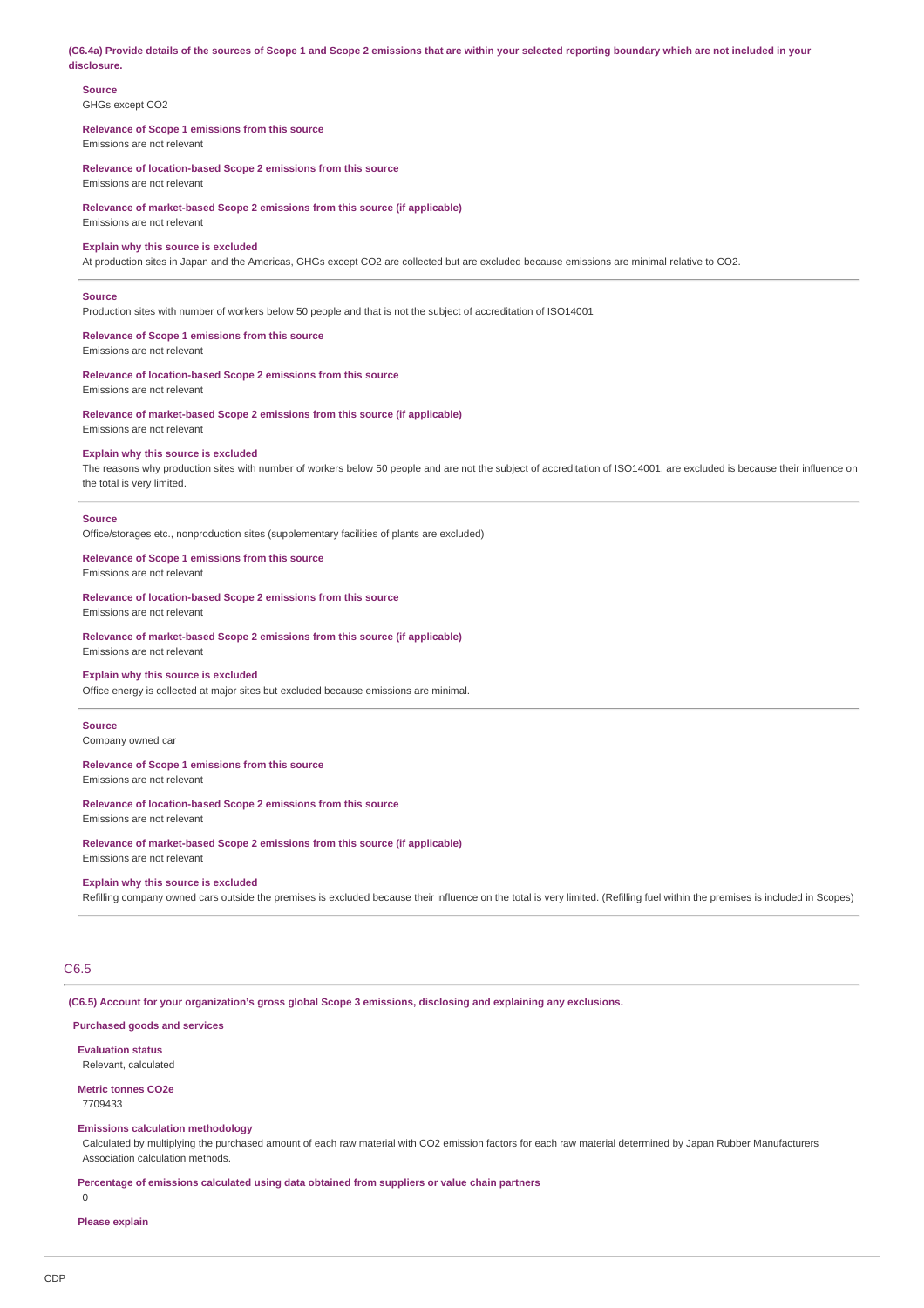**(C6.4a) Provide details of the sources of Scope 1 and Scope 2 emissions that are within your selected reporting boundary which are not included in your disclosure.**

**Source**
GHGs except CO2

**Relevance of Scope 1 emissions from this source**
Emissions are not relevant

**Relevance of location-based Scope 2 emissions from this source**
Emissions are not relevant

**Relevance of market-based Scope 2 emissions from this source (if applicable)**
Emissions are not relevant

**Explain why this source is excluded**
At production sites in Japan and the Americas, GHGs except CO2 are collected but are excluded because emissions are minimal relative to CO2.

---

**Source**
Production sites with number of workers below 50 people and that is not the subject of accreditation of ISO14001

**Relevance of Scope 1 emissions from this source**
Emissions are not relevant

**Relevance of location-based Scope 2 emissions from this source**
Emissions are not relevant

**Relevance of market-based Scope 2 emissions from this source (if applicable)**
Emissions are not relevant

**Explain why this source is excluded**
The reasons why production sites with number of workers below 50 people and are not the subject of accreditation of ISO14001, are excluded is because their influence on the total is very limited.

---

**Source**
Office/storages etc., nonproduction sites (supplementary facilities of plants are excluded)

**Relevance of Scope 1 emissions from this source**
Emissions are not relevant

**Relevance of location-based Scope 2 emissions from this source**
Emissions are not relevant

**Relevance of market-based Scope 2 emissions from this source (if applicable)**
Emissions are not relevant

**Explain why this source is excluded**
Office energy is collected at major sites but excluded because emissions are minimal.

---

**Source**
Company owned car

**Relevance of Scope 1 emissions from this source**
Emissions are not relevant

**Relevance of location-based Scope 2 emissions from this source**
Emissions are not relevant

**Relevance of market-based Scope 2 emissions from this source (if applicable)**
Emissions are not relevant

**Explain why this source is excluded**
Refilling company owned cars outside the premises is excluded because their influence on the total is very limited. (Refilling fuel within the premises is included in Scopes)

## C6.5

**(C6.5) Account for your organization's gross global Scope 3 emissions, disclosing and explaining any exclusions.**

**Purchased goods and services**

**Evaluation status**
Relevant, calculated

**Metric tonnes CO2e**
7709433

**Emissions calculation methodology**
Calculated by multiplying the purchased amount of each raw material with CO2 emission factors for each raw material determined by Japan Rubber Manufacturers Association calculation methods.

**Percentage of emissions calculated using data obtained from suppliers or value chain partners**
0

**Please explain**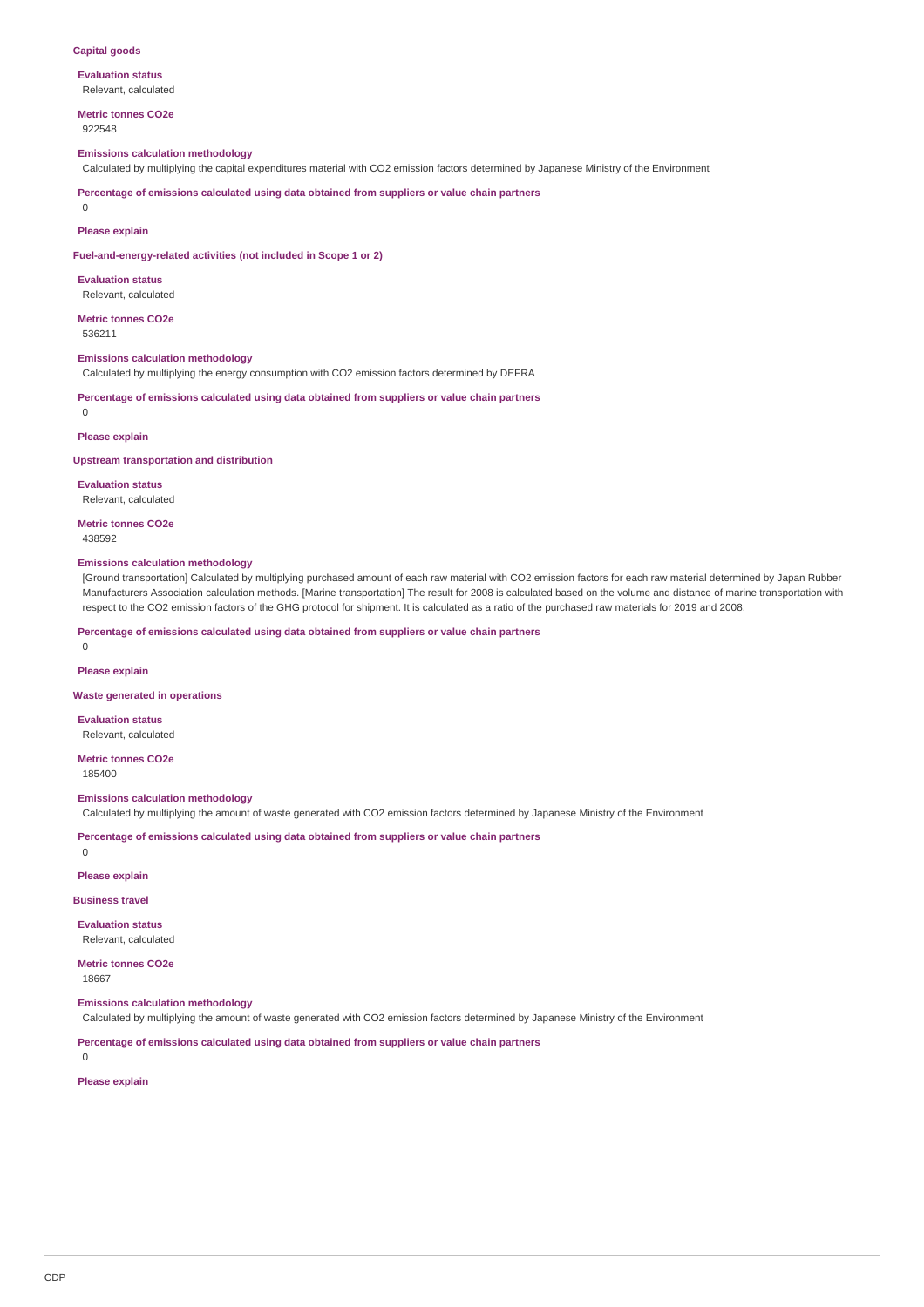### Capital goods

**Evaluation status**

Relevant, calculated

**Metric tonnes CO2e**

922548

**Emissions calculation methodology**

Calculated by multiplying the capital expenditures material with CO2 emission factors determined by Japanese Ministry of the Environment

**Percentage of emissions calculated using data obtained from suppliers or value chain partners**

0

**Please explain**

### Fuel-and-energy-related activities (not included in Scope 1 or 2)

**Evaluation status**

Relevant, calculated

**Metric tonnes CO2e**

536211

**Emissions calculation methodology**

Calculated by multiplying the energy consumption with CO2 emission factors determined by DEFRA

**Percentage of emissions calculated using data obtained from suppliers or value chain partners**

0

**Please explain**

### Upstream transportation and distribution

**Evaluation status**

Relevant, calculated

**Metric tonnes CO2e**

438592

**Emissions calculation methodology**

[Ground transportation] Calculated by multiplying purchased amount of each raw material with CO2 emission factors for each raw material determined by Japan Rubber Manufacturers Association calculation methods. [Marine transportation] The result for 2008 is calculated based on the volume and distance of marine transportation with respect to the CO2 emission factors of the GHG protocol for shipment. It is calculated as a ratio of the purchased raw materials for 2019 and 2008.

**Percentage of emissions calculated using data obtained from suppliers or value chain partners**

0

**Please explain**

### Waste generated in operations

**Evaluation status**

Relevant, calculated

**Metric tonnes CO2e**

185400

**Emissions calculation methodology**

Calculated by multiplying the amount of waste generated with CO2 emission factors determined by Japanese Ministry of the Environment

**Percentage of emissions calculated using data obtained from suppliers or value chain partners**

0

**Please explain**

### Business travel

**Evaluation status**

Relevant, calculated

**Metric tonnes CO2e**

18667

**Emissions calculation methodology**

Calculated by multiplying the amount of waste generated with CO2 emission factors determined by Japanese Ministry of the Environment

**Percentage of emissions calculated using data obtained from suppliers or value chain partners**

0

**Please explain**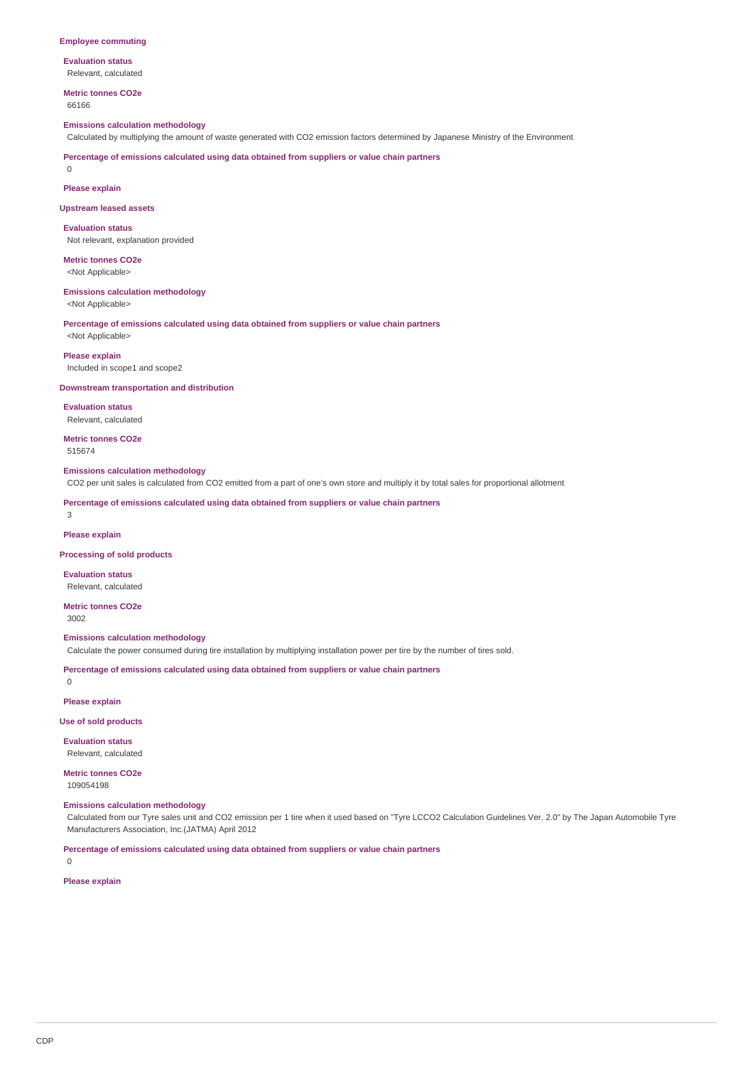### Employee commuting

**Evaluation status**
Relevant, calculated

**Metric tonnes CO2e**
66166

**Emissions calculation methodology**
Calculated by multiplying the amount of waste generated with CO2 emission factors determined by Japanese Ministry of the Environment

**Percentage of emissions calculated using data obtained from suppliers or value chain partners**
0

**Please explain**

### Upstream leased assets

**Evaluation status**
Not relevant, explanation provided

**Metric tonnes CO2e**
<Not Applicable>

**Emissions calculation methodology**
<Not Applicable>

**Percentage of emissions calculated using data obtained from suppliers or value chain partners**
<Not Applicable>

**Please explain**
Included in scope1 and scope2

### Downstream transportation and distribution

**Evaluation status**
Relevant, calculated

**Metric tonnes CO2e**
515674

**Emissions calculation methodology**
CO2 per unit sales is calculated from CO2 emitted from a part of one's own store and multiply it by total sales for proportional allotment

**Percentage of emissions calculated using data obtained from suppliers or value chain partners**
3

**Please explain**

### Processing of sold products

**Evaluation status**
Relevant, calculated

**Metric tonnes CO2e**
3002

**Emissions calculation methodology**
Calculate the power consumed during tire installation by multiplying installation power per tire by the number of tires sold.

**Percentage of emissions calculated using data obtained from suppliers or value chain partners**
0

**Please explain**

### Use of sold products

**Evaluation status**
Relevant, calculated

**Metric tonnes CO2e**
109054198

**Emissions calculation methodology**
Calculated from our Tyre sales unit and CO2 emission per 1 tire when it used based on "Tyre LCCO2 Calculation Guidelines Ver. 2.0" by The Japan Automobile Tyre Manufacturers Association, Inc.(JATMA) April 2012

**Percentage of emissions calculated using data obtained from suppliers or value chain partners**
0

**Please explain**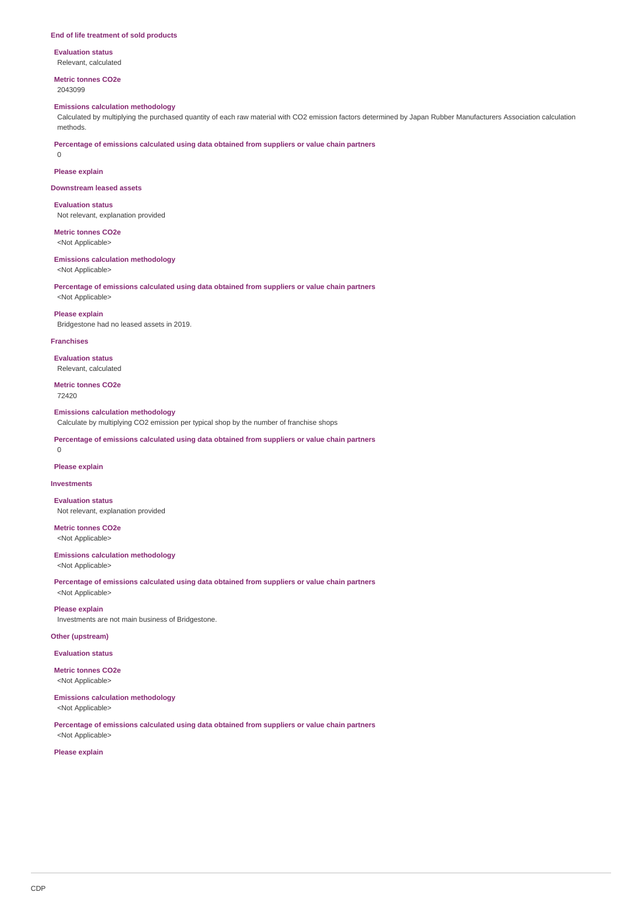### End of life treatment of sold products

**Evaluation status**

Relevant, calculated

**Metric tonnes CO2e**

2043099

**Emissions calculation methodology**

Calculated by multiplying the purchased quantity of each raw material with CO2 emission factors determined by Japan Rubber Manufacturers Association calculation methods.

**Percentage of emissions calculated using data obtained from suppliers or value chain partners**

0

**Please explain**

### Downstream leased assets

**Evaluation status**

Not relevant, explanation provided

**Metric tonnes CO2e**

<Not Applicable>

**Emissions calculation methodology**

<Not Applicable>

**Percentage of emissions calculated using data obtained from suppliers or value chain partners**

<Not Applicable>

**Please explain**

Bridgestone had no leased assets in 2019.

### Franchises

**Evaluation status**

Relevant, calculated

**Metric tonnes CO2e**

72420

**Emissions calculation methodology**

Calculate by multiplying CO2 emission per typical shop by the number of franchise shops

**Percentage of emissions calculated using data obtained from suppliers or value chain partners**

0

**Please explain**

### Investments

**Evaluation status**

Not relevant, explanation provided

**Metric tonnes CO2e**

<Not Applicable>

**Emissions calculation methodology**

<Not Applicable>

**Percentage of emissions calculated using data obtained from suppliers or value chain partners**

<Not Applicable>

**Please explain**

Investments are not main business of Bridgestone.

### Other (upstream)

**Evaluation status**

**Metric tonnes CO2e**

<Not Applicable>

**Emissions calculation methodology**

<Not Applicable>

**Percentage of emissions calculated using data obtained from suppliers or value chain partners**

<Not Applicable>

**Please explain**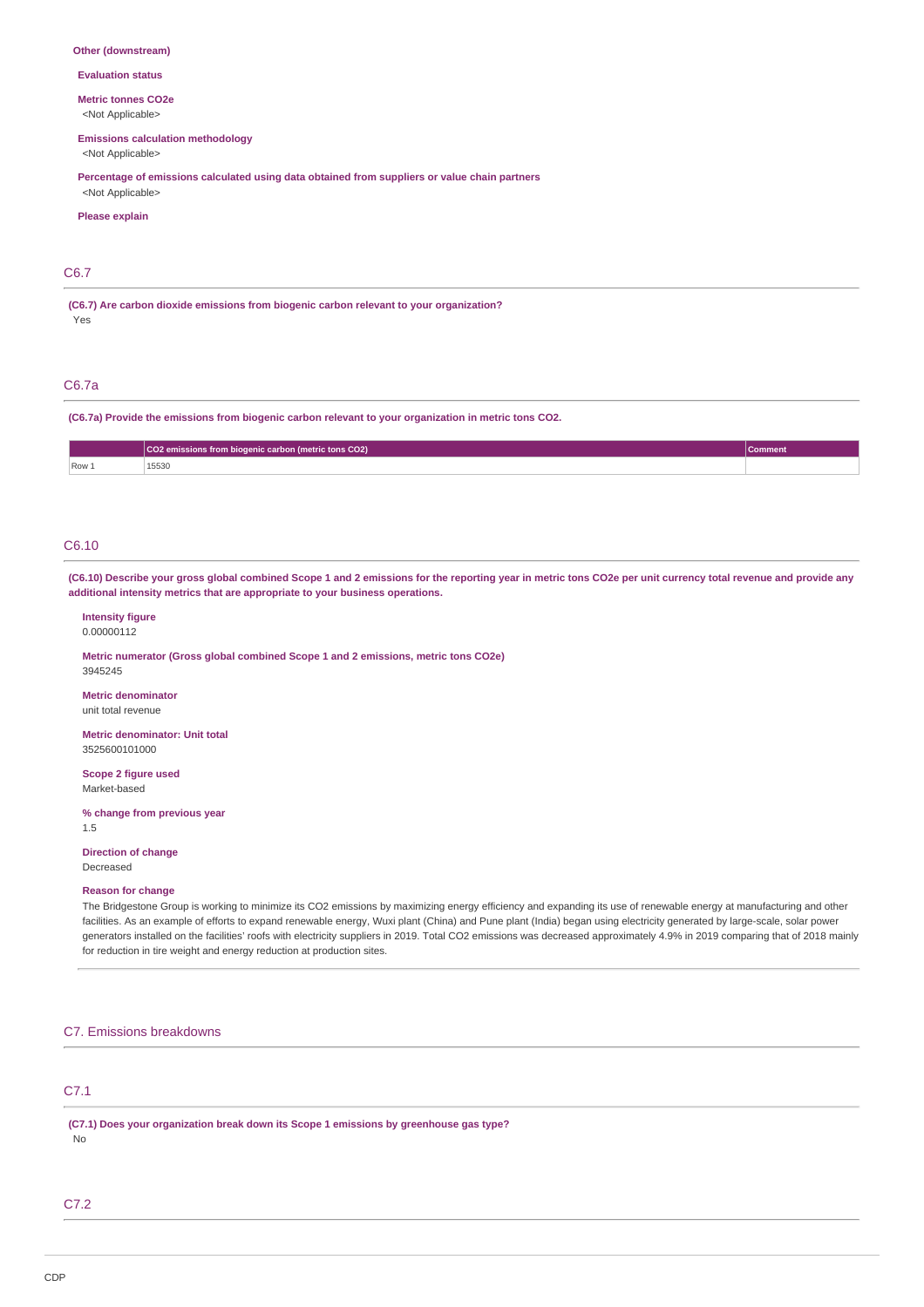**Other (downstream)**

**Evaluation status**

**Metric tonnes CO2e**
<Not Applicable>

**Emissions calculation methodology**
<Not Applicable>

**Percentage of emissions calculated using data obtained from suppliers or value chain partners**
<Not Applicable>

**Please explain**

## C6.7

**(C6.7) Are carbon dioxide emissions from biogenic carbon relevant to your organization?**
Yes

## C6.7a

**(C6.7a) Provide the emissions from biogenic carbon relevant to your organization in metric tons CO2.**

| | CO2 emissions from biogenic carbon (metric tons CO2) | Comment |
|---|---|---|
| Row 1 | 15530 | |

## C6.10

**(C6.10) Describe your gross global combined Scope 1 and 2 emissions for the reporting year in metric tons CO2e per unit currency total revenue and provide any additional intensity metrics that are appropriate to your business operations.**

**Intensity figure**
0.00000112

**Metric numerator (Gross global combined Scope 1 and 2 emissions, metric tons CO2e)**
3945245

**Metric denominator**
unit total revenue

**Metric denominator: Unit total**
3525600101000

**Scope 2 figure used**
Market-based

**% change from previous year**
1.5

**Direction of change**
Decreased

**Reason for change**
The Bridgestone Group is working to minimize its CO2 emissions by maximizing energy efficiency and expanding its use of renewable energy at manufacturing and other facilities. As an example of efforts to expand renewable energy, Wuxi plant (China) and Pune plant (India) began using electricity generated by large-scale, solar power generators installed on the facilities' roofs with electricity suppliers in 2019. Total CO2 emissions was decreased approximately 4.9% in 2019 comparing that of 2018 mainly for reduction in tire weight and energy reduction at production sites.

# C7. Emissions breakdowns

## C7.1

**(C7.1) Does your organization break down its Scope 1 emissions by greenhouse gas type?**
No

## C7.2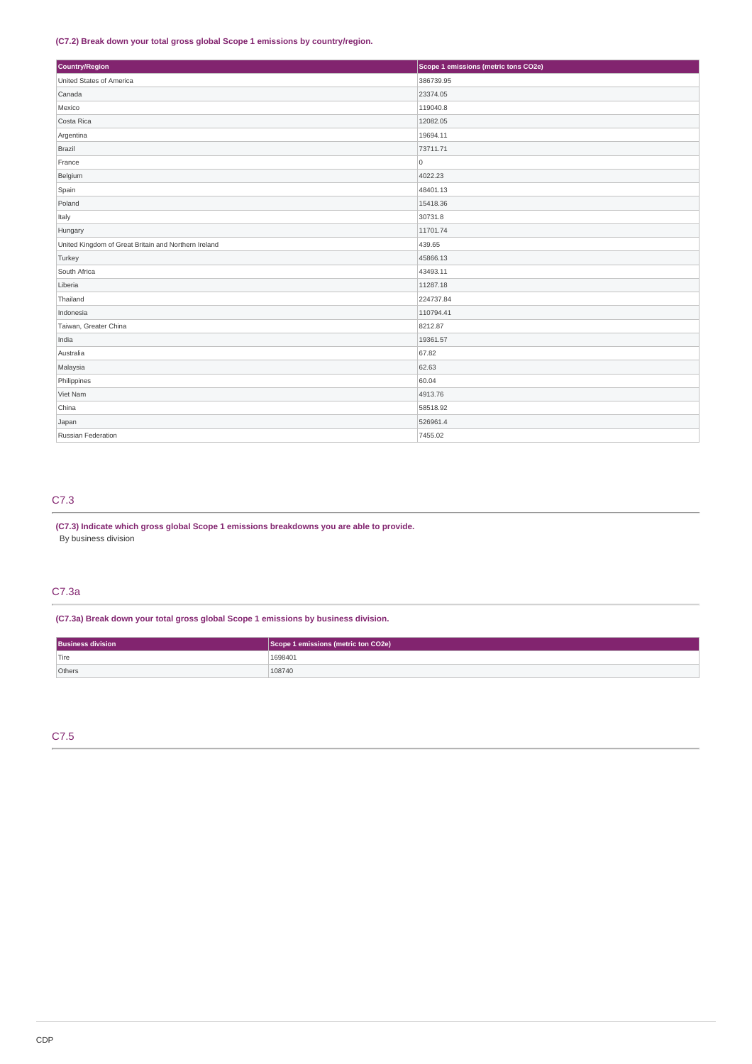**(C7.2) Break down your total gross global Scope 1 emissions by country/region.**

| Country/Region | Scope 1 emissions (metric tons CO2e) |
| --- | --- |
| United States of America | 386739.95 |
| Canada | 23374.05 |
| Mexico | 119040.8 |
| Costa Rica | 12082.05 |
| Argentina | 19694.11 |
| Brazil | 73711.71 |
| France | 0 |
| Belgium | 4022.23 |
| Spain | 48401.13 |
| Poland | 15418.36 |
| Italy | 30731.8 |
| Hungary | 11701.74 |
| United Kingdom of Great Britain and Northern Ireland | 439.65 |
| Turkey | 45866.13 |
| South Africa | 43493.11 |
| Liberia | 11287.18 |
| Thailand | 224737.84 |
| Indonesia | 110794.41 |
| Taiwan, Greater China | 8212.87 |
| India | 19361.57 |
| Australia | 67.82 |
| Malaysia | 62.63 |
| Philippines | 60.04 |
| Viet Nam | 4913.76 |
| China | 58518.92 |
| Japan | 526961.4 |
| Russian Federation | 7455.02 |

## C7.3

**(C7.3) Indicate which gross global Scope 1 emissions breakdowns you are able to provide.**

By business division

## C7.3a

**(C7.3a) Break down your total gross global Scope 1 emissions by business division.**

| Business division | Scope 1 emissions (metric ton CO2e) |
| --- | --- |
| Tire | 1698401 |
| Others | 108740 |

## C7.5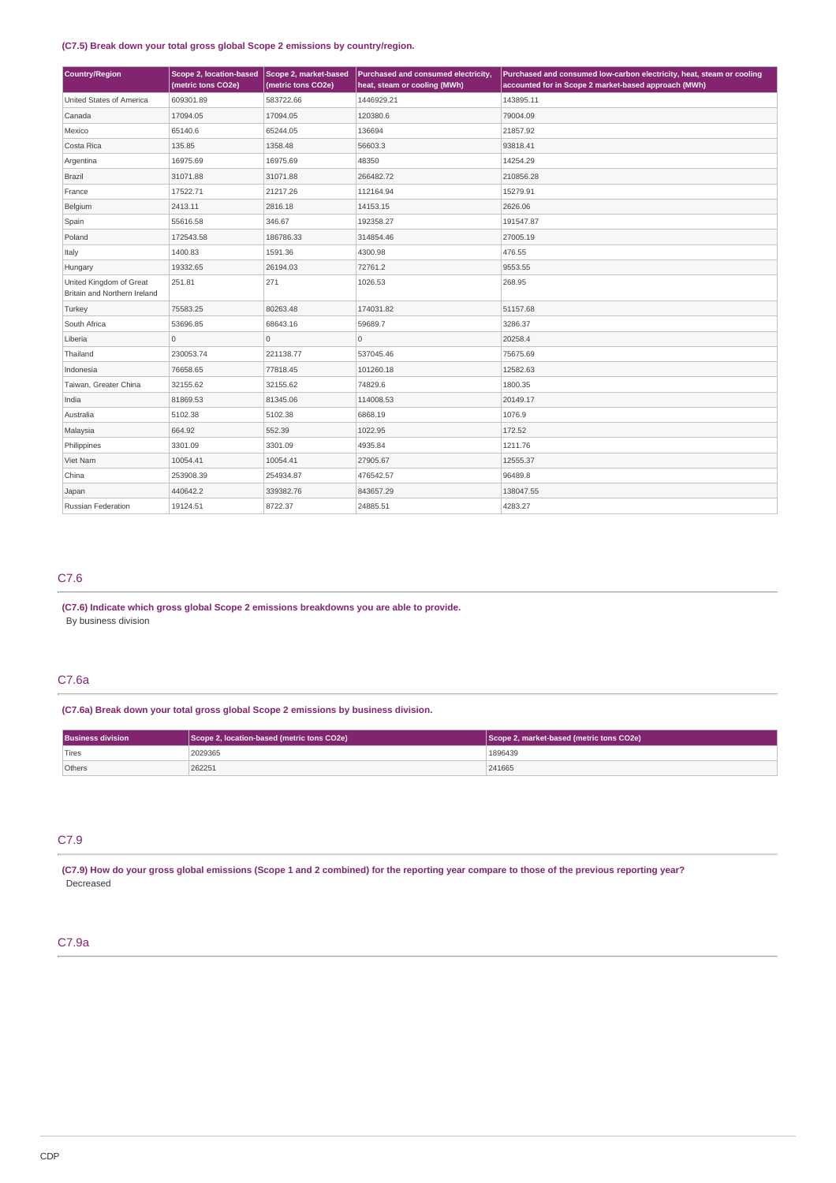**(C7.5) Break down your total gross global Scope 2 emissions by country/region.**

| Country/Region | Scope 2, location-based (metric tons CO2e) | Scope 2, market-based (metric tons CO2e) | Purchased and consumed electricity, heat, steam or cooling (MWh) | Purchased and consumed low-carbon electricity, heat, steam or cooling accounted for in Scope 2 market-based approach (MWh) |
|---|---|---|---|---|
| United States of America | 609301.89 | 583722.66 | 1446929.21 | 143895.11 |
| Canada | 17094.05 | 17094.05 | 120380.6 | 79004.09 |
| Mexico | 65140.6 | 65244.05 | 136694 | 21857.92 |
| Costa Rica | 135.85 | 1358.48 | 56603.3 | 93818.41 |
| Argentina | 16975.69 | 16975.69 | 48350 | 14254.29 |
| Brazil | 31071.88 | 31071.88 | 266482.72 | 210856.28 |
| France | 17522.71 | 21217.26 | 112164.94 | 15279.91 |
| Belgium | 2413.11 | 2816.18 | 14153.15 | 2626.06 |
| Spain | 55616.58 | 346.67 | 192358.27 | 191547.87 |
| Poland | 172543.58 | 186786.33 | 314854.46 | 27005.19 |
| Italy | 1400.83 | 1591.36 | 4300.98 | 476.55 |
| Hungary | 19332.65 | 26194.03 | 72761.2 | 9553.55 |
| United Kingdom of Great Britain and Northern Ireland | 251.81 | 271 | 1026.53 | 268.95 |
| Turkey | 75583.25 | 80263.48 | 174031.82 | 51157.68 |
| South Africa | 53696.85 | 68643.16 | 59689.7 | 3286.37 |
| Liberia | 0 | 0 | 0 | 20258.4 |
| Thailand | 230053.74 | 221138.77 | 537045.46 | 75675.69 |
| Indonesia | 76658.65 | 77818.45 | 101260.18 | 12582.63 |
| Taiwan, Greater China | 32155.62 | 32155.62 | 74829.6 | 1800.35 |
| India | 81869.53 | 81345.06 | 114008.53 | 20149.17 |
| Australia | 5102.38 | 5102.38 | 6868.19 | 1076.9 |
| Malaysia | 664.92 | 552.39 | 1022.95 | 172.52 |
| Philippines | 3301.09 | 3301.09 | 4935.84 | 1211.76 |
| Viet Nam | 10054.41 | 10054.41 | 27905.67 | 12555.37 |
| China | 253908.39 | 254934.87 | 476542.57 | 96489.8 |
| Japan | 440642.2 | 339382.76 | 843657.29 | 138047.55 |
| Russian Federation | 19124.51 | 8722.37 | 24885.51 | 4283.27 |

## C7.6

**(C7.6) Indicate which gross global Scope 2 emissions breakdowns you are able to provide.**

By business division

## C7.6a

**(C7.6a) Break down your total gross global Scope 2 emissions by business division.**

| Business division | Scope 2, location-based (metric tons CO2e) | Scope 2, market-based (metric tons CO2e) |
|---|---|---|
| Tires | 2029365 | 1896439 |
| Others | 262251 | 241665 |

## C7.9

**(C7.9) How do your gross global emissions (Scope 1 and 2 combined) for the reporting year compare to those of the previous reporting year?**

Decreased

## C7.9a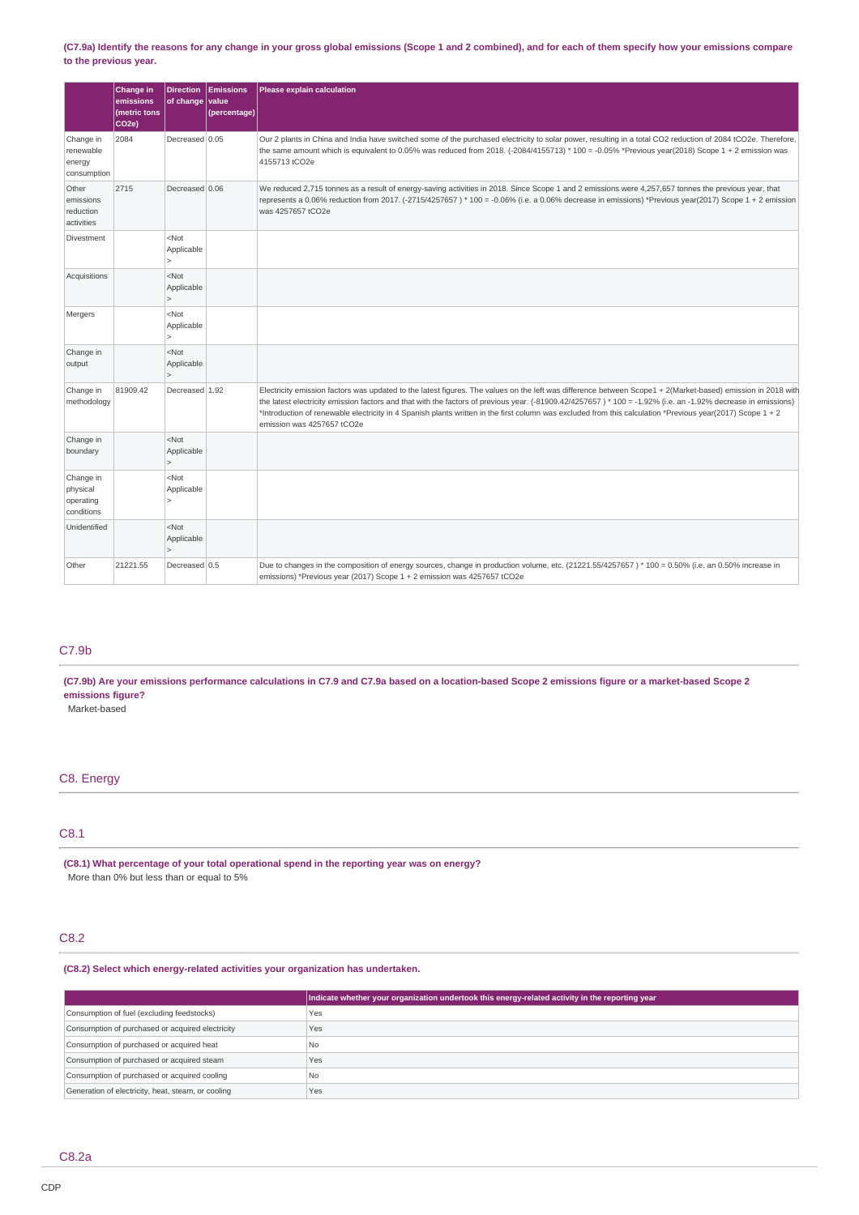(C7.9a) Identify the reasons for any change in your gross global emissions (Scope 1 and 2 combined), and for each of them specify how your emissions compare to the previous year.

| | Change in emissions (metric tons CO2e) | Direction of change | Emissions value (percentage) | Please explain calculation |
|---|---|---|---|---|
| Change in renewable energy consumption | 2084 | Decreased | 0.05 | Our 2 plants in China and India have switched some of the purchased electricity to solar power, resulting in a total CO2 reduction of 2084 tCO2e. Therefore, the same amount which is equivalent to 0.05% was reduced from 2018. (-2084/4155713) * 100 = -0.05% *Previous year(2018) Scope 1 + 2 emission was 4155713 tCO2e |
| Other emissions reduction activities | 2715 | Decreased | 0.06 | We reduced 2,715 tonnes as a result of energy-saving activities in 2018. Since Scope 1 and 2 emissions were 4,257,657 tonnes the previous year, that represents a 0.06% reduction from 2017. (-2715/4257657 ) * 100 = -0.06% (i.e. a 0.06% decrease in emissions) *Previous year(2017) Scope 1 + 2 emission was 4257657 tCO2e |
| Divestment | | <Not Applicable> | | |
| Acquisitions | | <Not Applicable> | | |
| Mergers | | <Not Applicable> | | |
| Change in output | | <Not Applicable> | | |
| Change in methodology | 81909.42 | Decreased | 1.92 | Electricity emission factors was updated to the latest figures. The values on the left was difference between Scope1 + 2(Market-based) emission in 2018 with the latest electricity emission factors and that with the factors of previous year. (-81909.42/4257657 ) * 100 = -1.92% (i.e. an -1.92% decrease in emissions) *Introduction of renewable electricity in 4 Spanish plants written in the first column was excluded from this calculation *Previous year(2017) Scope 1 + 2 emission was 4257657 tCO2e |
| Change in boundary | | <Not Applicable> | | |
| Change in physical operating conditions | | <Not Applicable> | | |
| Unidentified | | <Not Applicable> | | |
| Other | 21221.55 | Decreased | 0.5 | Due to changes in the composition of energy sources, change in production volume, etc. (21221.55/4257657 ) * 100 = 0.50% (i.e. an 0.50% increase in emissions) *Previous year (2017) Scope 1 + 2 emission was 4257657 tCO2e |

## C7.9b

(C7.9b) Are your emissions performance calculations in C7.9 and C7.9a based on a location-based Scope 2 emissions figure or a market-based Scope 2 emissions figure?

Market-based

# C8. Energy

## C8.1

(C8.1) What percentage of your total operational spend in the reporting year was on energy?

More than 0% but less than or equal to 5%

## C8.2

(C8.2) Select which energy-related activities your organization has undertaken.

| | Indicate whether your organization undertook this energy-related activity in the reporting year |
|---|---|
| Consumption of fuel (excluding feedstocks) | Yes |
| Consumption of purchased or acquired electricity | Yes |
| Consumption of purchased or acquired heat | No |
| Consumption of purchased or acquired steam | Yes |
| Consumption of purchased or acquired cooling | No |
| Generation of electricity, heat, steam, or cooling | Yes |

## C8.2a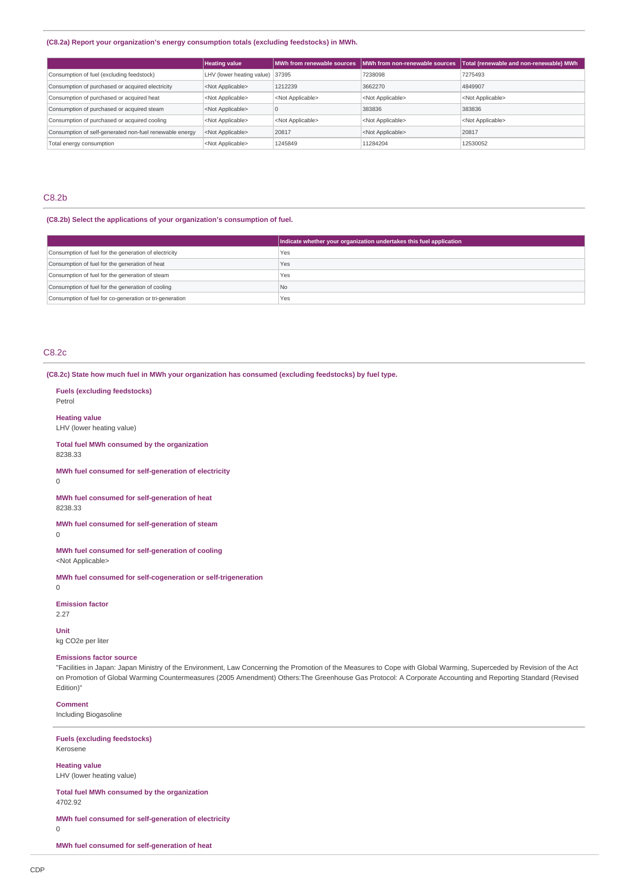**(C8.2a) Report your organization's energy consumption totals (excluding feedstocks) in MWh.**

| | Heating value | MWh from renewable sources | MWh from non-renewable sources | Total (renewable and non-renewable) MWh |
|---|---|---|---|---|
| Consumption of fuel (excluding feedstock) | LHV (lower heating value) | 37395 | 7238098 | 7275493 |
| Consumption of purchased or acquired electricity | <Not Applicable> | 1212239 | 3662270 | 4849907 |
| Consumption of purchased or acquired heat | <Not Applicable> | <Not Applicable> | <Not Applicable> | <Not Applicable> |
| Consumption of purchased or acquired steam | <Not Applicable> | 0 | 383836 | 383836 |
| Consumption of purchased or acquired cooling | <Not Applicable> | <Not Applicable> | <Not Applicable> | <Not Applicable> |
| Consumption of self-generated non-fuel renewable energy | <Not Applicable> | 20817 | <Not Applicable> | 20817 |
| Total energy consumption | <Not Applicable> | 1245849 | 11284204 | 12530052 |

## C8.2b

**(C8.2b) Select the applications of your organization's consumption of fuel.**

| | Indicate whether your organization undertakes this fuel application |
|---|---|
| Consumption of fuel for the generation of electricity | Yes |
| Consumption of fuel for the generation of heat | Yes |
| Consumption of fuel for the generation of steam | Yes |
| Consumption of fuel for the generation of cooling | No |
| Consumption of fuel for co-generation or tri-generation | Yes |

## C8.2c

**(C8.2c) State how much fuel in MWh your organization has consumed (excluding feedstocks) by fuel type.**

**Fuels (excluding feedstocks)**
Petrol

**Heating value**
LHV (lower heating value)

**Total fuel MWh consumed by the organization**
8238.33

**MWh fuel consumed for self-generation of electricity**
0

**MWh fuel consumed for self-generation of heat**
8238.33

**MWh fuel consumed for self-generation of steam**
0

**MWh fuel consumed for self-generation of cooling**
<Not Applicable>

**MWh fuel consumed for self-cogeneration or self-trigeneration**
0

**Emission factor**
2.27

**Unit**
kg CO2e per liter

**Emissions factor source**
"Facilities in Japan: Japan Ministry of the Environment, Law Concerning the Promotion of the Measures to Cope with Global Warming, Superceded by Revision of the Act on Promotion of Global Warming Countermeasures (2005 Amendment) Others:The Greenhouse Gas Protocol: A Corporate Accounting and Reporting Standard (Revised Edition)"

**Comment**
Including Biogasoline

---

**Fuels (excluding feedstocks)**
Kerosene

**Heating value**
LHV (lower heating value)

**Total fuel MWh consumed by the organization**
4702.92

**MWh fuel consumed for self-generation of electricity**
0

**MWh fuel consumed for self-generation of heat**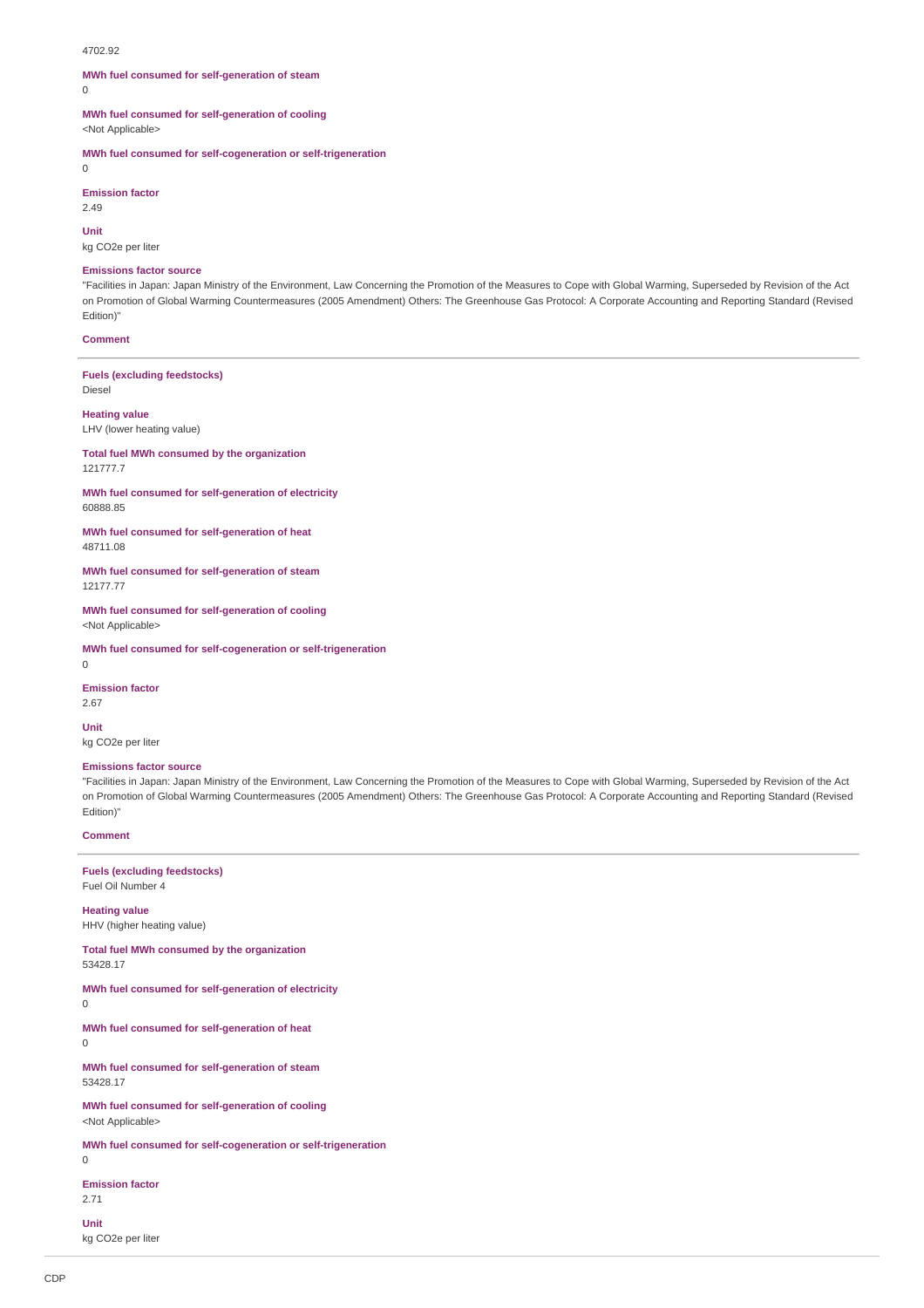4702.92

**MWh fuel consumed for self-generation of steam**
0

**MWh fuel consumed for self-generation of cooling**
<Not Applicable>

**MWh fuel consumed for self-cogeneration or self-trigeneration**
0

**Emission factor**
2.49

**Unit**
kg CO2e per liter

**Emissions factor source**
"Facilities in Japan: Japan Ministry of the Environment, Law Concerning the Promotion of the Measures to Cope with Global Warming, Superseded by Revision of the Act on Promotion of Global Warming Countermeasures (2005 Amendment) Others: The Greenhouse Gas Protocol: A Corporate Accounting and Reporting Standard (Revised Edition)"

**Comment**

---

**Fuels (excluding feedstocks)**
Diesel

**Heating value**
LHV (lower heating value)

**Total fuel MWh consumed by the organization**
121777.7

**MWh fuel consumed for self-generation of electricity**
60888.85

**MWh fuel consumed for self-generation of heat**
48711.08

**MWh fuel consumed for self-generation of steam**
12177.77

**MWh fuel consumed for self-generation of cooling**
<Not Applicable>

**MWh fuel consumed for self-cogeneration or self-trigeneration**
0

**Emission factor**
2.67

**Unit**
kg CO2e per liter

**Emissions factor source**
"Facilities in Japan: Japan Ministry of the Environment, Law Concerning the Promotion of the Measures to Cope with Global Warming, Superseded by Revision of the Act on Promotion of Global Warming Countermeasures (2005 Amendment) Others: The Greenhouse Gas Protocol: A Corporate Accounting and Reporting Standard (Revised Edition)"

**Comment**

---

**Fuels (excluding feedstocks)**
Fuel Oil Number 4

**Heating value**
HHV (higher heating value)

**Total fuel MWh consumed by the organization**
53428.17

**MWh fuel consumed for self-generation of electricity**
0

**MWh fuel consumed for self-generation of heat**
0

**MWh fuel consumed for self-generation of steam**
53428.17

**MWh fuel consumed for self-generation of cooling**
<Not Applicable>

**MWh fuel consumed for self-cogeneration or self-trigeneration**
0

**Emission factor**
2.71

**Unit**
kg CO2e per liter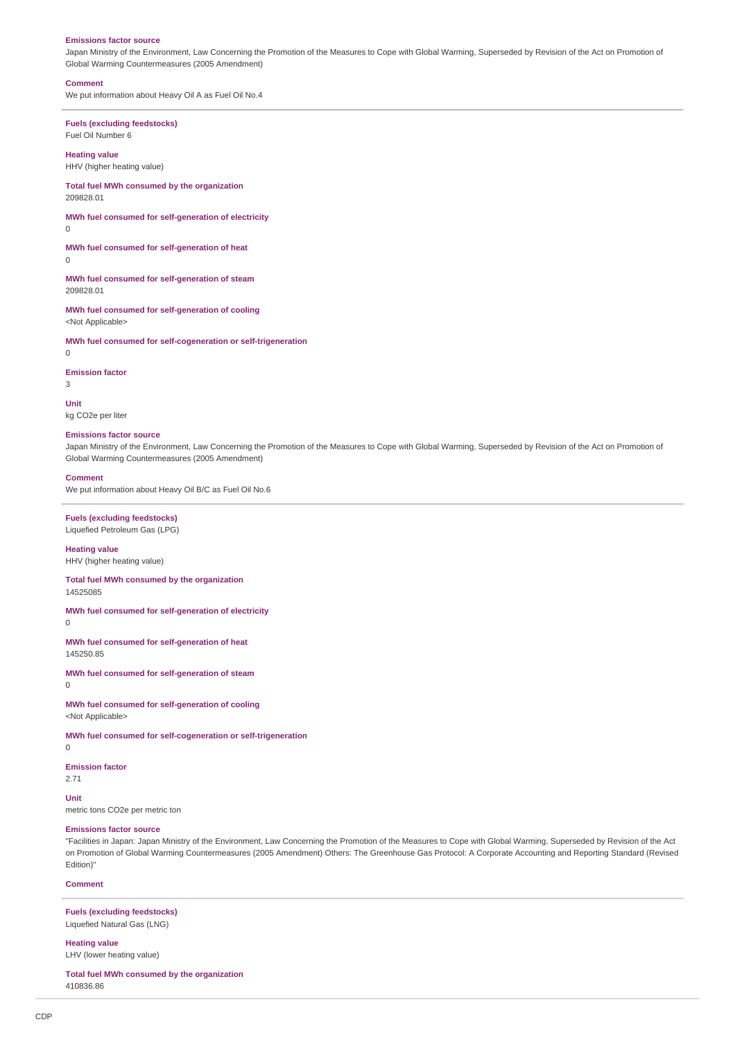**Emissions factor source**

Japan Ministry of the Environment, Law Concerning the Promotion of the Measures to Cope with Global Warming, Superseded by Revision of the Act on Promotion of Global Warming Countermeasures (2005 Amendment)

**Comment**

We put information about Heavy Oil A as Fuel Oil No.4

---

**Fuels (excluding feedstocks)**

Fuel Oil Number 6

**Heating value**

HHV (higher heating value)

**Total fuel MWh consumed by the organization**

209828.01

**MWh fuel consumed for self-generation of electricity**

0

**MWh fuel consumed for self-generation of heat**

0

**MWh fuel consumed for self-generation of steam**

209828.01

**MWh fuel consumed for self-generation of cooling**

<Not Applicable>

**MWh fuel consumed for self-cogeneration or self-trigeneration**

0

**Emission factor**

3

**Unit**

kg CO2e per liter

**Emissions factor source**

Japan Ministry of the Environment, Law Concerning the Promotion of the Measures to Cope with Global Warming, Superseded by Revision of the Act on Promotion of Global Warming Countermeasures (2005 Amendment)

**Comment**

We put information about Heavy Oil B/C as Fuel Oil No.6

---

**Fuels (excluding feedstocks)**

Liquefied Petroleum Gas (LPG)

**Heating value**

HHV (higher heating value)

**Total fuel MWh consumed by the organization**

14525085

**MWh fuel consumed for self-generation of electricity**

0

**MWh fuel consumed for self-generation of heat**

145250.85

**MWh fuel consumed for self-generation of steam**

0

**MWh fuel consumed for self-generation of cooling**

<Not Applicable>

**MWh fuel consumed for self-cogeneration or self-trigeneration**

0

**Emission factor**

2.71

**Unit**

metric tons CO2e per metric ton

**Emissions factor source**

"Facilities in Japan: Japan Ministry of the Environment, Law Concerning the Promotion of the Measures to Cope with Global Warming, Superseded by Revision of the Act on Promotion of Global Warming Countermeasures (2005 Amendment) Others: The Greenhouse Gas Protocol: A Corporate Accounting and Reporting Standard (Revised Edition)"

**Comment**

---

**Fuels (excluding feedstocks)**

Liquefied Natural Gas (LNG)

**Heating value**

LHV (lower heating value)

**Total fuel MWh consumed by the organization**

410836.86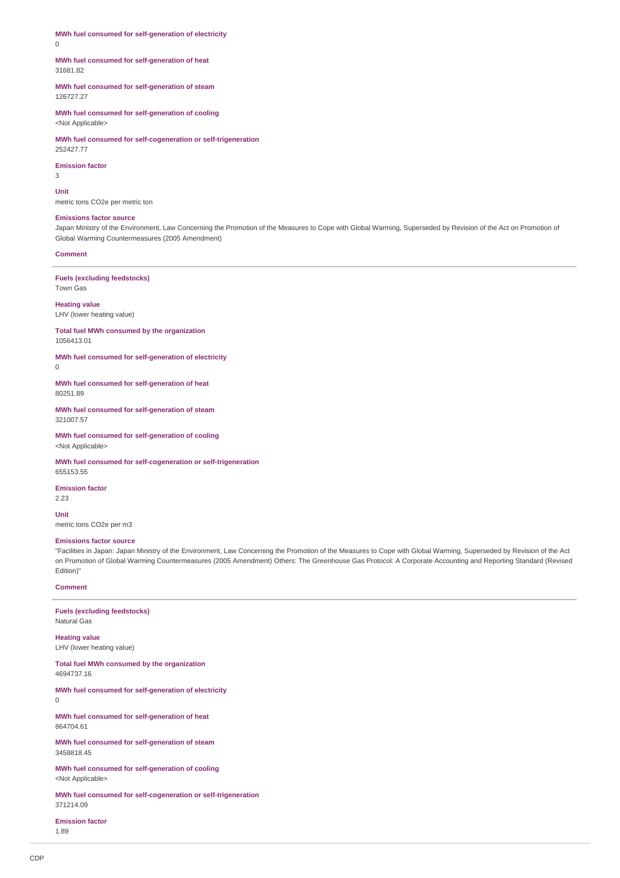**MWh fuel consumed for self-generation of electricity**
0

**MWh fuel consumed for self-generation of heat**
31681.82

**MWh fuel consumed for self-generation of steam**
126727.27

**MWh fuel consumed for self-generation of cooling**
<Not Applicable>

**MWh fuel consumed for self-cogeneration or self-trigeneration**
252427.77

**Emission factor**
3

**Unit**
metric tons CO2e per metric ton

**Emissions factor source**
Japan Ministry of the Environment, Law Concerning the Promotion of the Measures to Cope with Global Warming, Superseded by Revision of the Act on Promotion of Global Warming Countermeasures (2005 Amendment)

**Comment**

---

**Fuels (excluding feedstocks)**
Town Gas

**Heating value**
LHV (lower heating value)

**Total fuel MWh consumed by the organization**
1056413.01

**MWh fuel consumed for self-generation of electricity**
0

**MWh fuel consumed for self-generation of heat**
80251.89

**MWh fuel consumed for self-generation of steam**
321007.57

**MWh fuel consumed for self-generation of cooling**
<Not Applicable>

**MWh fuel consumed for self-cogeneration or self-trigeneration**
655153.55

**Emission factor**
2.23

**Unit**
metric tons CO2e per m3

**Emissions factor source**
"Facilities in Japan: Japan Ministry of the Environment, Law Concerning the Promotion of the Measures to Cope with Global Warming, Superseded by Revision of the Act on Promotion of Global Warming Countermeasures (2005 Amendment) Others: The Greenhouse Gas Protocol: A Corporate Accounting and Reporting Standard (Revised Edition)"

**Comment**

---

**Fuels (excluding feedstocks)**
Natural Gas

**Heating value**
LHV (lower heating value)

**Total fuel MWh consumed by the organization**
4694737.16

**MWh fuel consumed for self-generation of electricity**
0

**MWh fuel consumed for self-generation of heat**
864704.61

**MWh fuel consumed for self-generation of steam**
3458818.45

**MWh fuel consumed for self-generation of cooling**
<Not Applicable>

**MWh fuel consumed for self-cogeneration or self-trigeneration**
371214.09

**Emission factor**
1.89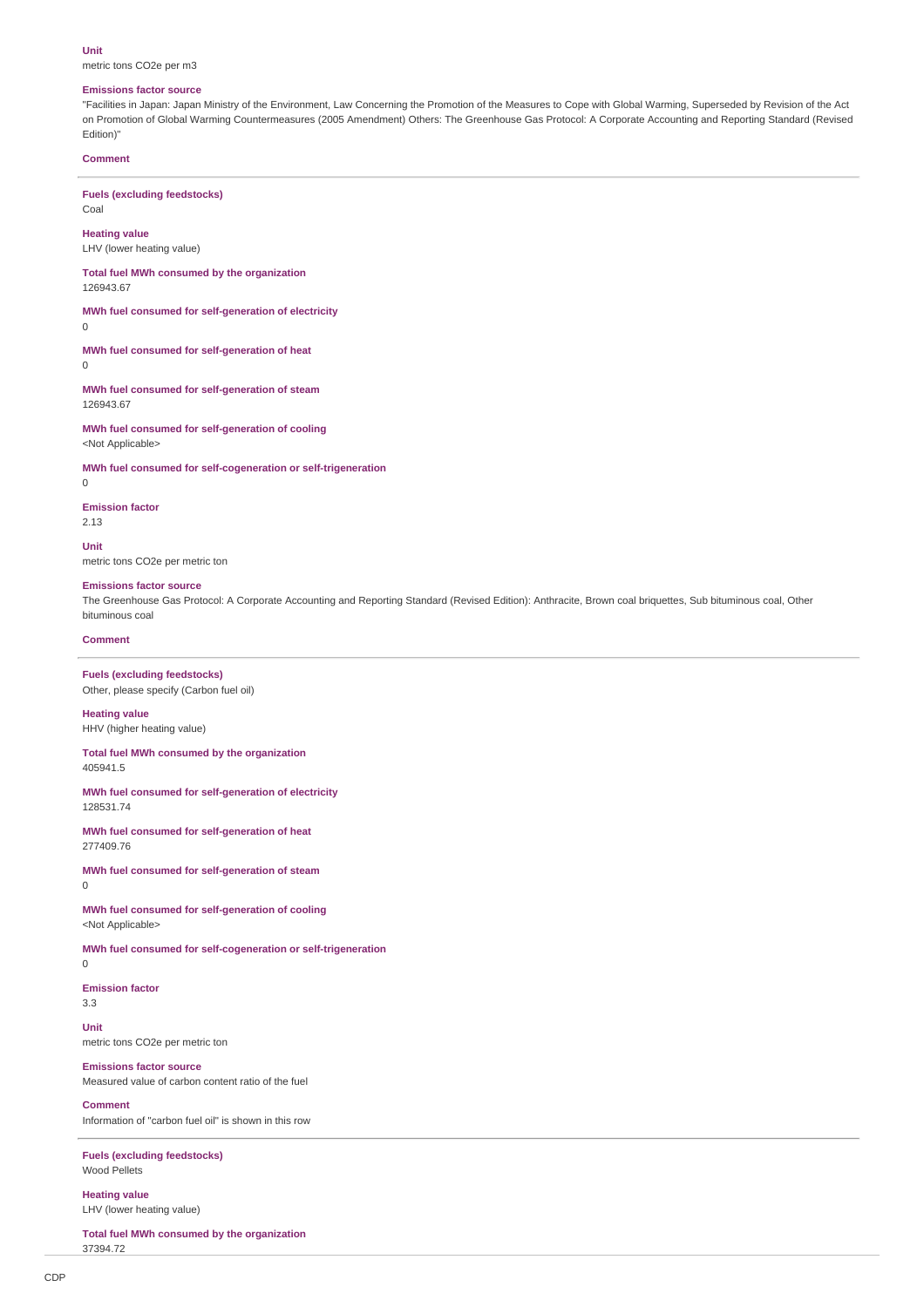**Unit**
metric tons CO2e per m3

**Emissions factor source**
"Facilities in Japan: Japan Ministry of the Environment, Law Concerning the Promotion of the Measures to Cope with Global Warming, Superseded by Revision of the Act on Promotion of Global Warming Countermeasures (2005 Amendment) Others: The Greenhouse Gas Protocol: A Corporate Accounting and Reporting Standard (Revised Edition)"

**Comment**

---

**Fuels (excluding feedstocks)**
Coal

**Heating value**
LHV (lower heating value)

**Total fuel MWh consumed by the organization**
126943.67

**MWh fuel consumed for self-generation of electricity**
0

**MWh fuel consumed for self-generation of heat**
0

**MWh fuel consumed for self-generation of steam**
126943.67

**MWh fuel consumed for self-generation of cooling**
<Not Applicable>

**MWh fuel consumed for self-cogeneration or self-trigeneration**
0

**Emission factor**
2.13

**Unit**
metric tons CO2e per metric ton

**Emissions factor source**
The Greenhouse Gas Protocol: A Corporate Accounting and Reporting Standard (Revised Edition): Anthracite, Brown coal briquettes, Sub bituminous coal, Other bituminous coal

**Comment**

---

**Fuels (excluding feedstocks)**
Other, please specify (Carbon fuel oil)

**Heating value**
HHV (higher heating value)

**Total fuel MWh consumed by the organization**
405941.5

**MWh fuel consumed for self-generation of electricity**
128531.74

**MWh fuel consumed for self-generation of heat**
277409.76

**MWh fuel consumed for self-generation of steam**
0

**MWh fuel consumed for self-generation of cooling**
<Not Applicable>

**MWh fuel consumed for self-cogeneration or self-trigeneration**
0

**Emission factor**
3.3

**Unit**
metric tons CO2e per metric ton

**Emissions factor source**
Measured value of carbon content ratio of the fuel

**Comment**
Information of "carbon fuel oil" is shown in this row

---

**Fuels (excluding feedstocks)**
Wood Pellets

**Heating value**
LHV (lower heating value)

**Total fuel MWh consumed by the organization**
37394.72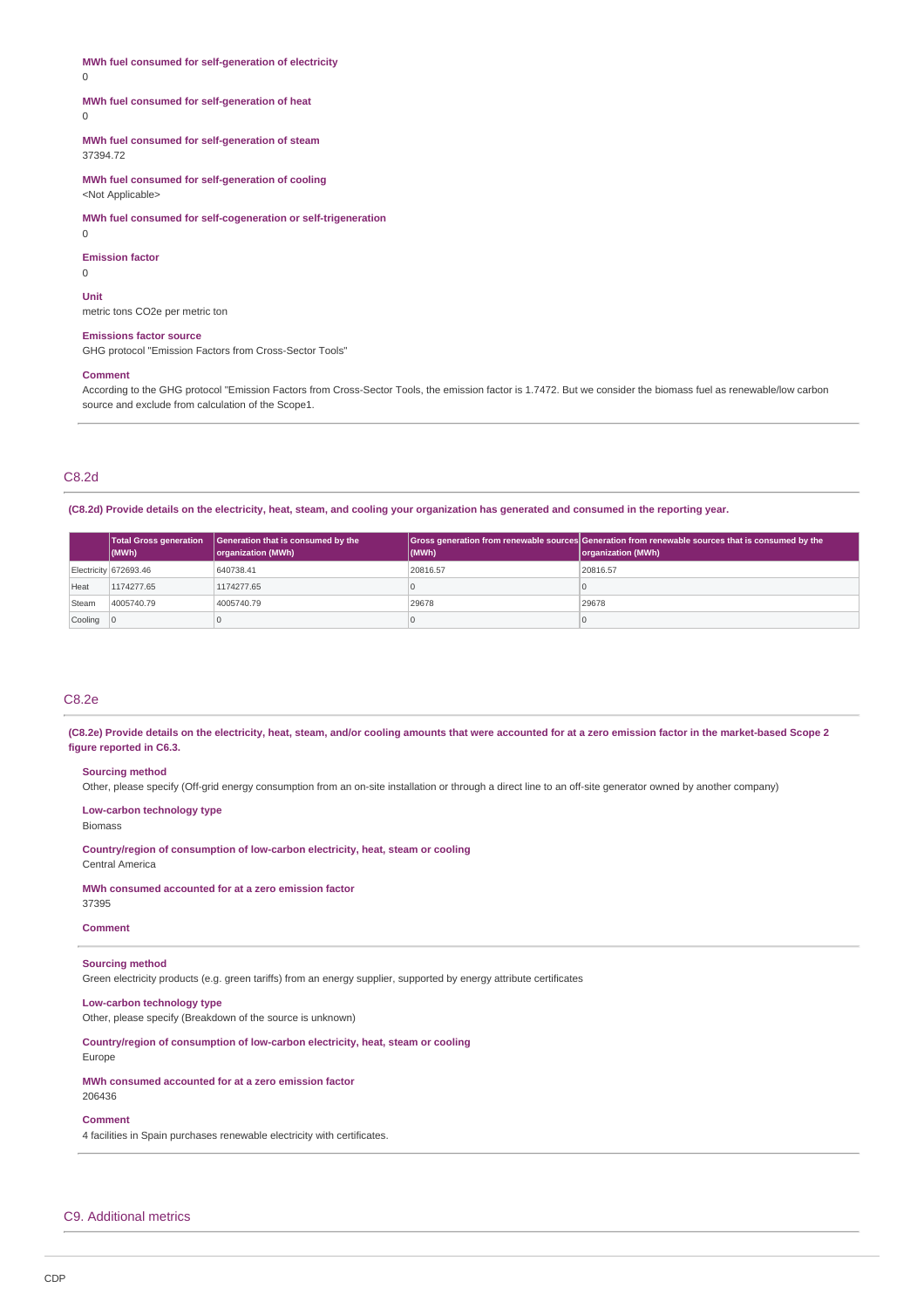**MWh fuel consumed for self-generation of electricity**
0

**MWh fuel consumed for self-generation of heat**
0

**MWh fuel consumed for self-generation of steam**
37394.72

**MWh fuel consumed for self-generation of cooling**
<Not Applicable>

**MWh fuel consumed for self-cogeneration or self-trigeneration**
0

**Emission factor**
0

**Unit**
metric tons CO2e per metric ton

**Emissions factor source**
GHG protocol "Emission Factors from Cross-Sector Tools"

**Comment**
According to the GHG protocol "Emission Factors from Cross-Sector Tools, the emission factor is 1.7472. But we consider the biomass fuel as renewable/low carbon source and exclude from calculation of the Scope1.

## C8.2d

**(C8.2d) Provide details on the electricity, heat, steam, and cooling your organization has generated and consumed in the reporting year.**

| | Total Gross generation (MWh) | Generation that is consumed by the organization (MWh) | Gross generation from renewable sources (MWh) | Generation from renewable sources that is consumed by the organization (MWh) |
|---|---|---|---|---|
| Electricity | 672693.46 | 640738.41 | 20816.57 | 20816.57 |
| Heat | 1174277.65 | 1174277.65 | 0 | 0 |
| Steam | 4005740.79 | 4005740.79 | 29678 | 29678 |
| Cooling | 0 | 0 | 0 | 0 |

## C8.2e

**(C8.2e) Provide details on the electricity, heat, steam, and/or cooling amounts that were accounted for at a zero emission factor in the market-based Scope 2 figure reported in C6.3.**

**Sourcing method**
Other, please specify (Off-grid energy consumption from an on-site installation or through a direct line to an off-site generator owned by another company)

**Low-carbon technology type**
Biomass

**Country/region of consumption of low-carbon electricity, heat, steam or cooling**
Central America

**MWh consumed accounted for at a zero emission factor**
37395

**Comment**

---

**Sourcing method**
Green electricity products (e.g. green tariffs) from an energy supplier, supported by energy attribute certificates

**Low-carbon technology type**
Other, please specify (Breakdown of the source is unknown)

**Country/region of consumption of low-carbon electricity, heat, steam or cooling**
Europe

**MWh consumed accounted for at a zero emission factor**
206436

**Comment**
4 facilities in Spain purchases renewable electricity with certificates.

# C9. Additional metrics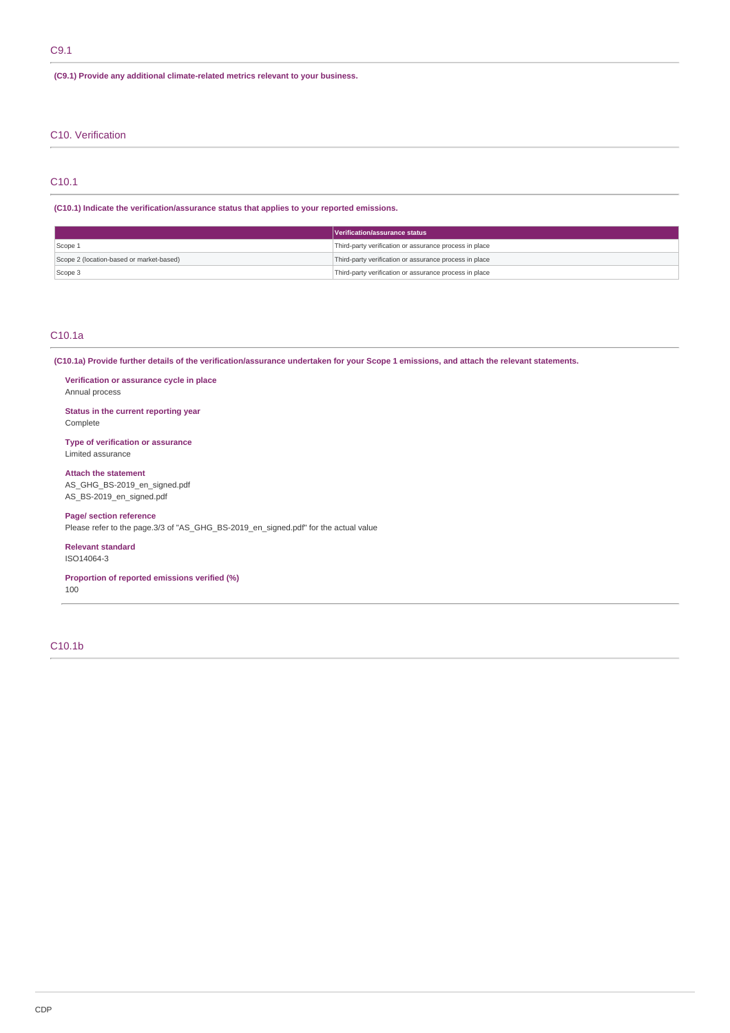## C9.1

**(C9.1) Provide any additional climate-related metrics relevant to your business.**

## C10. Verification

## C10.1

**(C10.1) Indicate the verification/assurance status that applies to your reported emissions.**

| | Verification/assurance status |
|---|---|
| Scope 1 | Third-party verification or assurance process in place |
| Scope 2 (location-based or market-based) | Third-party verification or assurance process in place |
| Scope 3 | Third-party verification or assurance process in place |

## C10.1a

**(C10.1a) Provide further details of the verification/assurance undertaken for your Scope 1 emissions, and attach the relevant statements.**

**Verification or assurance cycle in place**
Annual process

**Status in the current reporting year**
Complete

**Type of verification or assurance**
Limited assurance

**Attach the statement**
AS_GHG_BS-2019_en_signed.pdf
AS_BS-2019_en_signed.pdf

**Page/ section reference**
Please refer to the page.3/3 of "AS_GHG_BS-2019_en_signed.pdf" for the actual value

**Relevant standard**
ISO14064-3

**Proportion of reported emissions verified (%)**
100

## C10.1b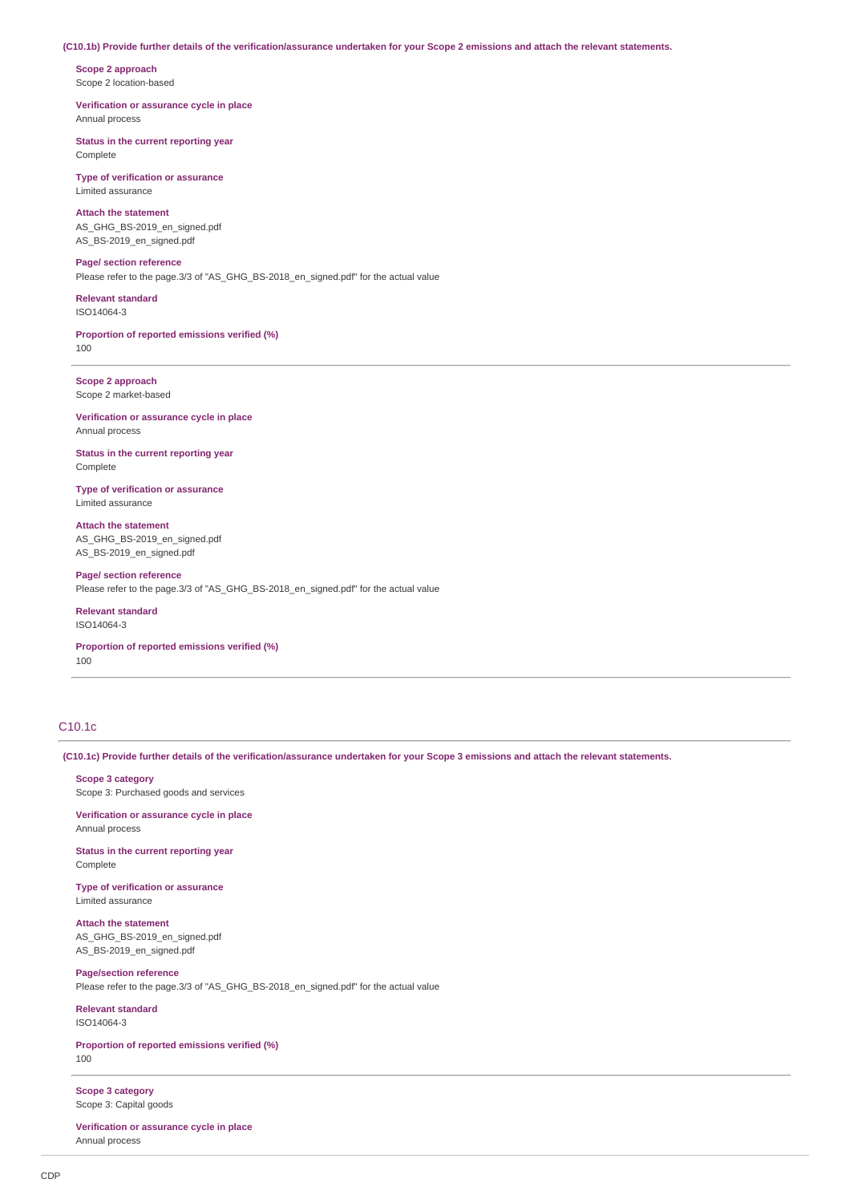**(C10.1b) Provide further details of the verification/assurance undertaken for your Scope 2 emissions and attach the relevant statements.**

**Scope 2 approach**
Scope 2 location-based

**Verification or assurance cycle in place**
Annual process

**Status in the current reporting year**
Complete

**Type of verification or assurance**
Limited assurance

**Attach the statement**
AS_GHG_BS-2019_en_signed.pdf
AS_BS-2019_en_signed.pdf

**Page/ section reference**
Please refer to the page.3/3 of "AS_GHG_BS-2018_en_signed.pdf" for the actual value

**Relevant standard**
ISO14064-3

**Proportion of reported emissions verified (%)**
100

---

**Scope 2 approach**
Scope 2 market-based

**Verification or assurance cycle in place**
Annual process

**Status in the current reporting year**
Complete

**Type of verification or assurance**
Limited assurance

**Attach the statement**
AS_GHG_BS-2019_en_signed.pdf
AS_BS-2019_en_signed.pdf

**Page/ section reference**
Please refer to the page.3/3 of "AS_GHG_BS-2018_en_signed.pdf" for the actual value

**Relevant standard**
ISO14064-3

**Proportion of reported emissions verified (%)**
100

---

## C10.1c

**(C10.1c) Provide further details of the verification/assurance undertaken for your Scope 3 emissions and attach the relevant statements.**

**Scope 3 category**
Scope 3: Purchased goods and services

**Verification or assurance cycle in place**
Annual process

**Status in the current reporting year**
Complete

**Type of verification or assurance**
Limited assurance

**Attach the statement**
AS_GHG_BS-2019_en_signed.pdf
AS_BS-2019_en_signed.pdf

**Page/section reference**
Please refer to the page.3/3 of "AS_GHG_BS-2018_en_signed.pdf" for the actual value

**Relevant standard**
ISO14064-3

**Proportion of reported emissions verified (%)**
100

---

**Scope 3 category**
Scope 3: Capital goods

**Verification or assurance cycle in place**
Annual process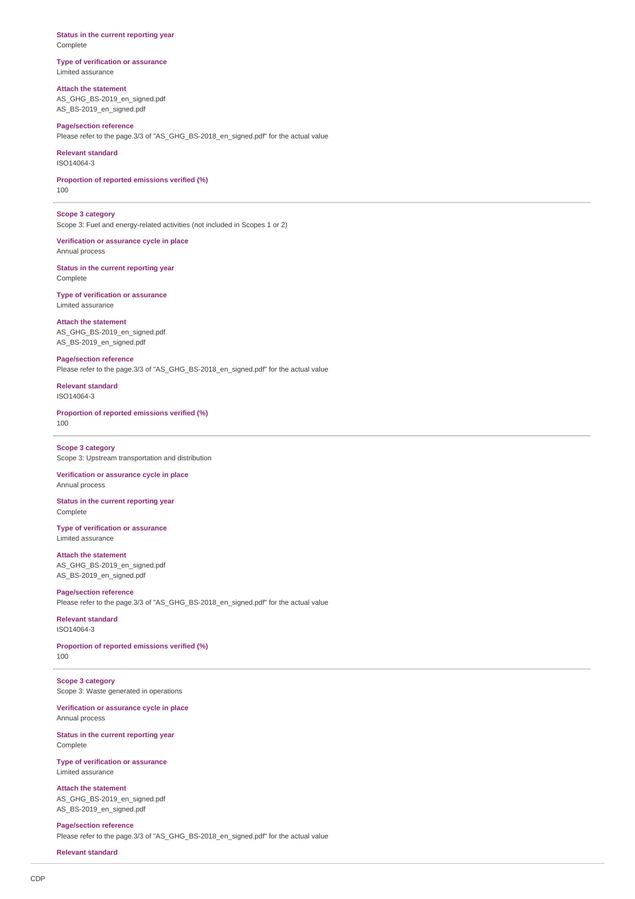**Status in the current reporting year**
Complete

**Type of verification or assurance**
Limited assurance

**Attach the statement**
AS_GHG_BS-2019_en_signed.pdf
AS_BS-2019_en_signed.pdf

**Page/section reference**
Please refer to the page.3/3 of "AS_GHG_BS-2018_en_signed.pdf" for the actual value

**Relevant standard**
ISO14064-3

**Proportion of reported emissions verified (%)**
100

---

**Scope 3 category**
Scope 3: Fuel and energy-related activities (not included in Scopes 1 or 2)

**Verification or assurance cycle in place**
Annual process

**Status in the current reporting year**
Complete

**Type of verification or assurance**
Limited assurance

**Attach the statement**
AS_GHG_BS-2019_en_signed.pdf
AS_BS-2019_en_signed.pdf

**Page/section reference**
Please refer to the page.3/3 of "AS_GHG_BS-2018_en_signed.pdf" for the actual value

**Relevant standard**
ISO14064-3

**Proportion of reported emissions verified (%)**
100

---

**Scope 3 category**
Scope 3: Upstream transportation and distribution

**Verification or assurance cycle in place**
Annual process

**Status in the current reporting year**
Complete

**Type of verification or assurance**
Limited assurance

**Attach the statement**
AS_GHG_BS-2019_en_signed.pdf
AS_BS-2019_en_signed.pdf

**Page/section reference**
Please refer to the page.3/3 of "AS_GHG_BS-2018_en_signed.pdf" for the actual value

**Relevant standard**
ISO14064-3

**Proportion of reported emissions verified (%)**
100

---

**Scope 3 category**
Scope 3: Waste generated in operations

**Verification or assurance cycle in place**
Annual process

**Status in the current reporting year**
Complete

**Type of verification or assurance**
Limited assurance

**Attach the statement**
AS_GHG_BS-2019_en_signed.pdf
AS_BS-2019_en_signed.pdf

**Page/section reference**
Please refer to the page.3/3 of "AS_GHG_BS-2018_en_signed.pdf" for the actual value

**Relevant standard**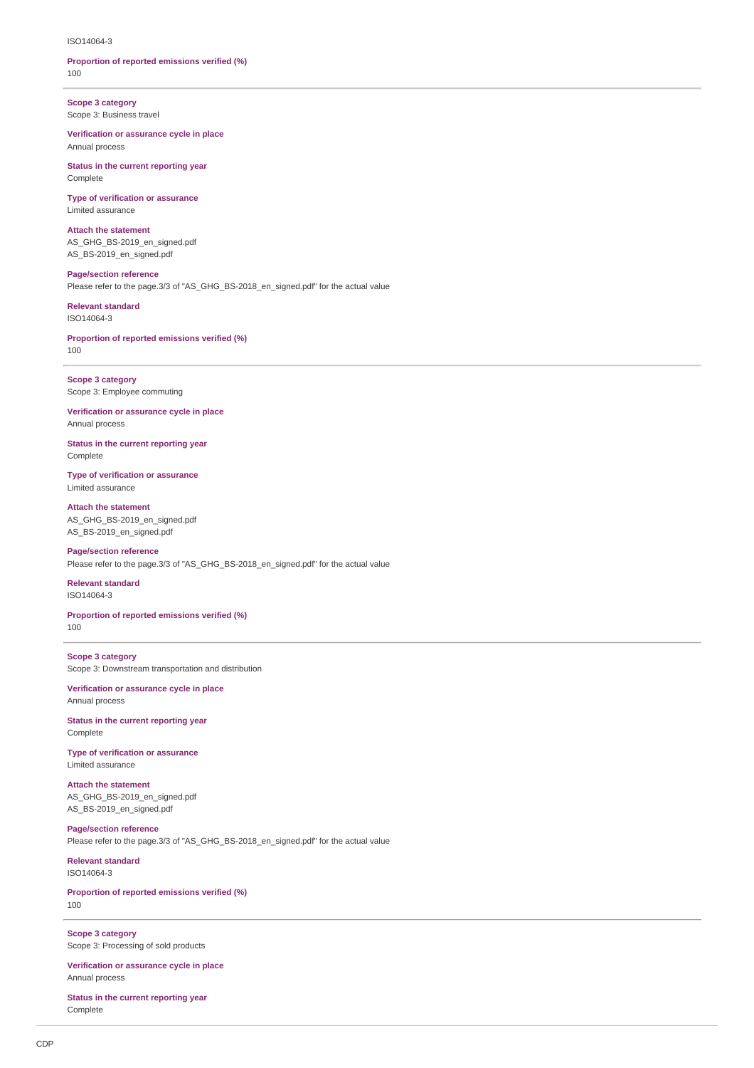ISO14064-3

**Proportion of reported emissions verified (%)**
100

---

**Scope 3 category**
Scope 3: Business travel

**Verification or assurance cycle in place**
Annual process

**Status in the current reporting year**
Complete

**Type of verification or assurance**
Limited assurance

**Attach the statement**
AS_GHG_BS-2019_en_signed.pdf
AS_BS-2019_en_signed.pdf

**Page/section reference**
Please refer to the page.3/3 of "AS_GHG_BS-2018_en_signed.pdf" for the actual value

**Relevant standard**
ISO14064-3

**Proportion of reported emissions verified (%)**
100

---

**Scope 3 category**
Scope 3: Employee commuting

**Verification or assurance cycle in place**
Annual process

**Status in the current reporting year**
Complete

**Type of verification or assurance**
Limited assurance

**Attach the statement**
AS_GHG_BS-2019_en_signed.pdf
AS_BS-2019_en_signed.pdf

**Page/section reference**
Please refer to the page.3/3 of "AS_GHG_BS-2018_en_signed.pdf" for the actual value

**Relevant standard**
ISO14064-3

**Proportion of reported emissions verified (%)**
100

---

**Scope 3 category**
Scope 3: Downstream transportation and distribution

**Verification or assurance cycle in place**
Annual process

**Status in the current reporting year**
Complete

**Type of verification or assurance**
Limited assurance

**Attach the statement**
AS_GHG_BS-2019_en_signed.pdf
AS_BS-2019_en_signed.pdf

**Page/section reference**
Please refer to the page.3/3 of "AS_GHG_BS-2018_en_signed.pdf" for the actual value

**Relevant standard**
ISO14064-3

**Proportion of reported emissions verified (%)**
100

---

**Scope 3 category**
Scope 3: Processing of sold products

**Verification or assurance cycle in place**
Annual process

**Status in the current reporting year**
Complete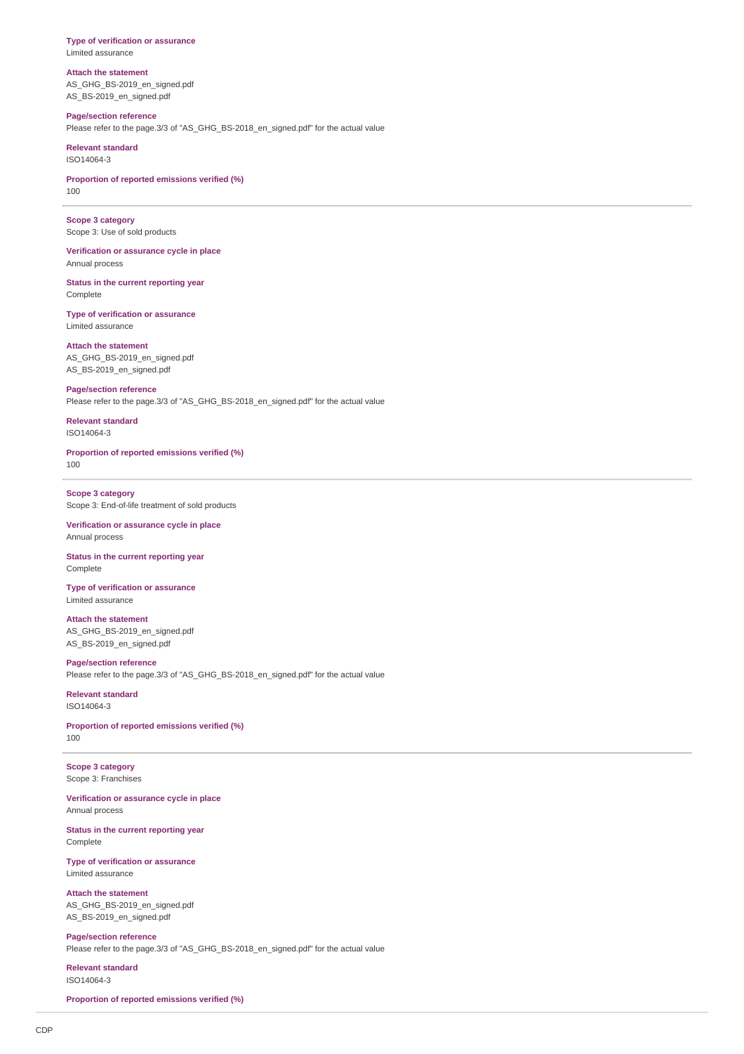**Type of verification or assurance**
Limited assurance

**Attach the statement**
AS_GHG_BS-2019_en_signed.pdf
AS_BS-2019_en_signed.pdf

**Page/section reference**
Please refer to the page.3/3 of "AS_GHG_BS-2018_en_signed.pdf" for the actual value

**Relevant standard**
ISO14064-3

**Proportion of reported emissions verified (%)**
100

---

**Scope 3 category**
Scope 3: Use of sold products

**Verification or assurance cycle in place**
Annual process

**Status in the current reporting year**
Complete

**Type of verification or assurance**
Limited assurance

**Attach the statement**
AS_GHG_BS-2019_en_signed.pdf
AS_BS-2019_en_signed.pdf

**Page/section reference**
Please refer to the page.3/3 of "AS_GHG_BS-2018_en_signed.pdf" for the actual value

**Relevant standard**
ISO14064-3

**Proportion of reported emissions verified (%)**
100

---

**Scope 3 category**
Scope 3: End-of-life treatment of sold products

**Verification or assurance cycle in place**
Annual process

**Status in the current reporting year**
Complete

**Type of verification or assurance**
Limited assurance

**Attach the statement**
AS_GHG_BS-2019_en_signed.pdf
AS_BS-2019_en_signed.pdf

**Page/section reference**
Please refer to the page.3/3 of "AS_GHG_BS-2018_en_signed.pdf" for the actual value

**Relevant standard**
ISO14064-3

**Proportion of reported emissions verified (%)**
100

---

**Scope 3 category**
Scope 3: Franchises

**Verification or assurance cycle in place**
Annual process

**Status in the current reporting year**
Complete

**Type of verification or assurance**
Limited assurance

**Attach the statement**
AS_GHG_BS-2019_en_signed.pdf
AS_BS-2019_en_signed.pdf

**Page/section reference**
Please refer to the page.3/3 of "AS_GHG_BS-2018_en_signed.pdf" for the actual value

**Relevant standard**
ISO14064-3

**Proportion of reported emissions verified (%)**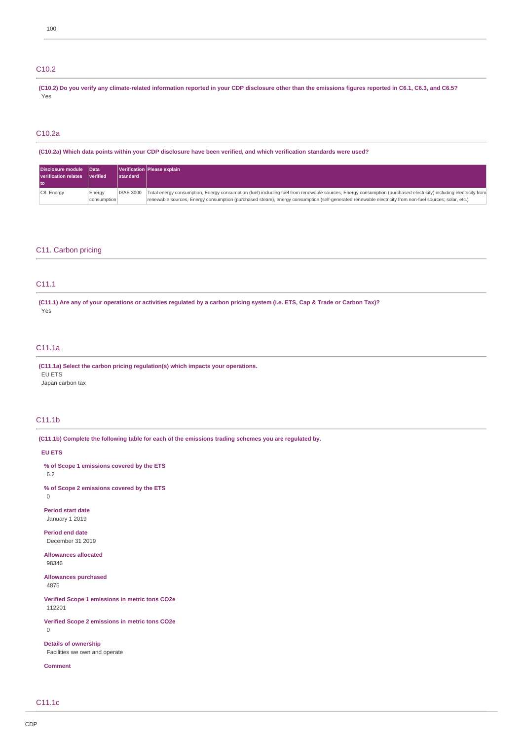100

## C10.2

**(C10.2) Do you verify any climate-related information reported in your CDP disclosure other than the emissions figures reported in C6.1, C6.3, and C6.5?**

Yes

## C10.2a

**(C10.2a) Which data points within your CDP disclosure have been verified, and which verification standards were used?**

| Disclosure module verification relates to | Data verified | Verification standard | Please explain |
|---|---|---|---|
| C8. Energy | Energy consumption | ISAE 3000 | Total energy consumption, Energy consumption (fuel) including fuel from renewable sources, Energy consumption (purchased electricity) including electricity from renewable sources, Energy consumption (purchased steam), energy consumption (self-generated renewable electricity from non-fuel sources; solar, etc.) |

# C11. Carbon pricing

## C11.1

**(C11.1) Are any of your operations or activities regulated by a carbon pricing system (i.e. ETS, Cap & Trade or Carbon Tax)?**

Yes

## C11.1a

**(C11.1a) Select the carbon pricing regulation(s) which impacts your operations.**

EU ETS

Japan carbon tax

## C11.1b

**(C11.1b) Complete the following table for each of the emissions trading schemes you are regulated by.**

**EU ETS**

**% of Scope 1 emissions covered by the ETS**

6.2

**% of Scope 2 emissions covered by the ETS**

0

**Period start date**

January 1 2019

**Period end date**

December 31 2019

**Allowances allocated**

98346

**Allowances purchased**

4875

**Verified Scope 1 emissions in metric tons CO2e**

112201

**Verified Scope 2 emissions in metric tons CO2e**

0

**Details of ownership**

Facilities we own and operate

**Comment**

## C11.1c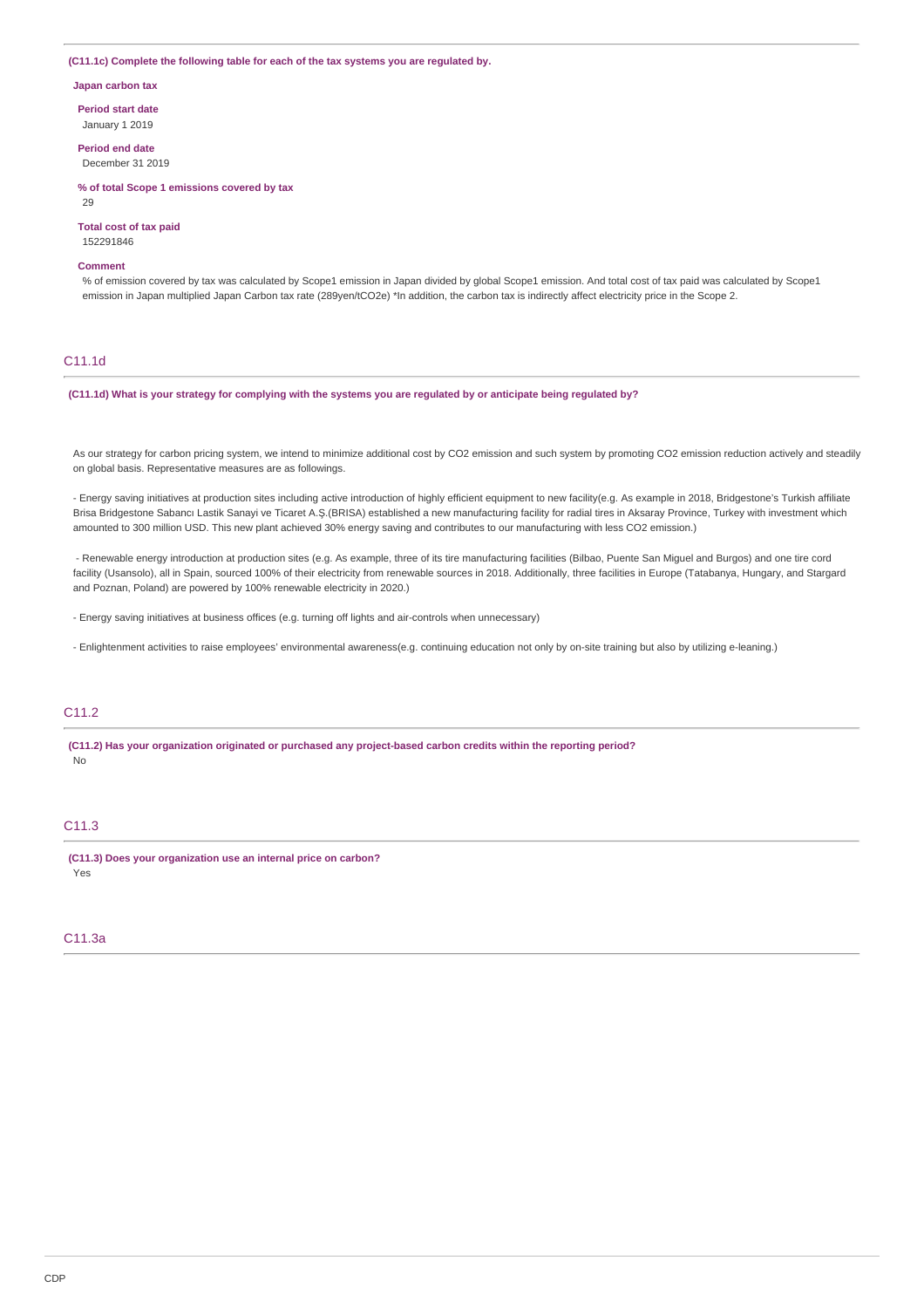**(C11.1c) Complete the following table for each of the tax systems you are regulated by.**

**Japan carbon tax**

**Period start date**

January 1 2019

**Period end date**

December 31 2019

**% of total Scope 1 emissions covered by tax**

29

**Total cost of tax paid**

152291846

**Comment**

% of emission covered by tax was calculated by Scope1 emission in Japan divided by global Scope1 emission. And total cost of tax paid was calculated by Scope1 emission in Japan multiplied Japan Carbon tax rate (289yen/tCO2e) *In addition, the carbon tax is indirectly affect electricity price in the Scope 2.

## C11.1d

**(C11.1d) What is your strategy for complying with the systems you are regulated by or anticipate being regulated by?**

As our strategy for carbon pricing system, we intend to minimize additional cost by CO2 emission and such system by promoting CO2 emission reduction actively and steadily on global basis. Representative measures are as followings.

- Energy saving initiatives at production sites including active introduction of highly efficient equipment to new facility(e.g. As example in 2018, Bridgestone's Turkish affiliate Brisa Bridgestone Sabancı Lastik Sanayi ve Ticaret A.Ş.(BRISA) established a new manufacturing facility for radial tires in Aksaray Province, Turkey with investment which amounted to 300 million USD. This new plant achieved 30% energy saving and contributes to our manufacturing with less CO2 emission.)

- Renewable energy introduction at production sites (e.g. As example, three of its tire manufacturing facilities (Bilbao, Puente San Miguel and Burgos) and one tire cord facility (Usansolo), all in Spain, sourced 100% of their electricity from renewable sources in 2018. Additionally, three facilities in Europe (Tatabanya, Hungary, and Stargard and Poznan, Poland) are powered by 100% renewable electricity in 2020.)

- Energy saving initiatives at business offices (e.g. turning off lights and air-controls when unnecessary)

- Enlightenment activities to raise employees' environmental awareness(e.g. continuing education not only by on-site training but also by utilizing e-leaning.)

## C11.2

**(C11.2) Has your organization originated or purchased any project-based carbon credits within the reporting period?**

No

## C11.3

**(C11.3) Does your organization use an internal price on carbon?**

Yes

## C11.3a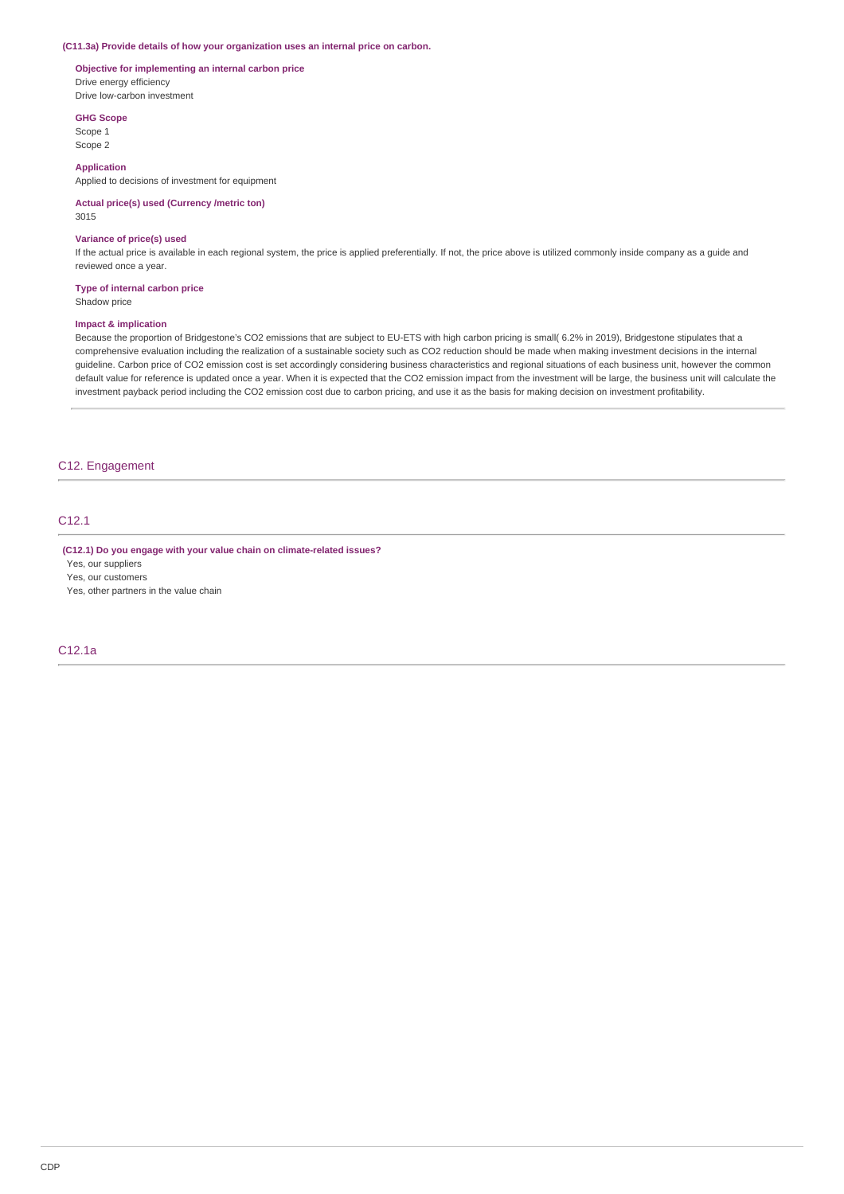**(C11.3a) Provide details of how your organization uses an internal price on carbon.**

**Objective for implementing an internal carbon price**

Drive energy efficiency
Drive low-carbon investment

**GHG Scope**

Scope 1
Scope 2

**Application**

Applied to decisions of investment for equipment

**Actual price(s) used (Currency /metric ton)**

3015

**Variance of price(s) used**

If the actual price is available in each regional system, the price is applied preferentially. If not, the price above is utilized commonly inside company as a guide and reviewed once a year.

**Type of internal carbon price**

Shadow price

**Impact & implication**

Because the proportion of Bridgestone's CO2 emissions that are subject to EU-ETS with high carbon pricing is small( 6.2% in 2019), Bridgestone stipulates that a comprehensive evaluation including the realization of a sustainable society such as CO2 reduction should be made when making investment decisions in the internal guideline. Carbon price of CO2 emission cost is set accordingly considering business characteristics and regional situations of each business unit, however the common default value for reference is updated once a year. When it is expected that the CO2 emission impact from the investment will be large, the business unit will calculate the investment payback period including the CO2 emission cost due to carbon pricing, and use it as the basis for making decision on investment profitability.

## C12. Engagement

### C12.1

**(C12.1) Do you engage with your value chain on climate-related issues?**

Yes, our suppliers
Yes, our customers
Yes, other partners in the value chain

### C12.1a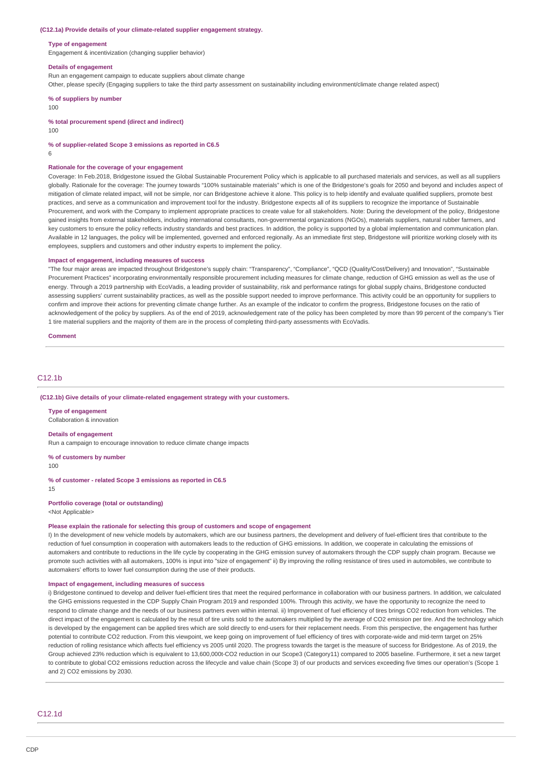**(C12.1a) Provide details of your climate-related supplier engagement strategy.**

**Type of engagement**

Engagement & incentivization (changing supplier behavior)

**Details of engagement**

Run an engagement campaign to educate suppliers about climate change

Other, please specify (Engaging suppliers to take the third party assessment on sustainability including environment/climate change related aspect)

**% of suppliers by number**

100

**% total procurement spend (direct and indirect)**

100

**% of supplier-related Scope 3 emissions as reported in C6.5**

6

**Rationale for the coverage of your engagement**

Coverage: In Feb.2018, Bridgestone issued the Global Sustainable Procurement Policy which is applicable to all purchased materials and services, as well as all suppliers globally. Rationale for the coverage: The journey towards "100% sustainable materials" which is one of the Bridgestone's goals for 2050 and beyond and includes aspect of mitigation of climate related impact, will not be simple, nor can Bridgestone achieve it alone. This policy is to help identify and evaluate qualified suppliers, promote best practices, and serve as a communication and improvement tool for the industry. Bridgestone expects all of its suppliers to recognize the importance of Sustainable Procurement, and work with the Company to implement appropriate practices to create value for all stakeholders. Note: During the development of the policy, Bridgestone gained insights from external stakeholders, including international consultants, non-governmental organizations (NGOs), materials suppliers, natural rubber farmers, and key customers to ensure the policy reflects industry standards and best practices. In addition, the policy is supported by a global implementation and communication plan. Available in 12 languages, the policy will be implemented, governed and enforced regionally. As an immediate first step, Bridgestone will prioritize working closely with its employees, suppliers and customers and other industry experts to implement the policy.

**Impact of engagement, including measures of success**

"The four major areas are impacted throughout Bridgestone's supply chain: "Transparency", "Compliance", "QCD (Quality/Cost/Delivery) and Innovation", "Sustainable Procurement Practices" incorporating environmentally responsible procurement including measures for climate change, reduction of GHG emission as well as the use of energy. Through a 2019 partnership with EcoVadis, a leading provider of sustainability, risk and performance ratings for global supply chains, Bridgestone conducted assessing suppliers' current sustainability practices, as well as the possible support needed to improve performance. This activity could be an opportunity for suppliers to confirm and improve their actions for preventing climate change further. As an example of the indicator to confirm the progress, Bridgestone focuses on the ratio of acknowledgement of the policy by suppliers. As of the end of 2019, acknowledgement rate of the policy has been completed by more than 99 percent of the company's Tier 1 tire material suppliers and the majority of them are in the process of completing third-party assessments with EcoVadis.

**Comment**

## C12.1b

**(C12.1b) Give details of your climate-related engagement strategy with your customers.**

**Type of engagement**

Collaboration & innovation

**Details of engagement**

Run a campaign to encourage innovation to reduce climate change impacts

**% of customers by number**

100

**% of customer - related Scope 3 emissions as reported in C6.5**

15

**Portfolio coverage (total or outstanding)**

<Not Applicable>

**Please explain the rationale for selecting this group of customers and scope of engagement**

I) In the development of new vehicle models by automakers, which are our business partners, the development and delivery of fuel-efficient tires that contribute to the reduction of fuel consumption in cooperation with automakers leads to the reduction of GHG emissions. In addition, we cooperate in calculating the emissions of automakers and contribute to reductions in the life cycle by cooperating in the GHG emission survey of automakers through the CDP supply chain program. Because we promote such activities with all automakers, 100% is input into "size of engagement" ii) By improving the rolling resistance of tires used in automobiles, we contribute to automakers' efforts to lower fuel consumption during the use of their products.

**Impact of engagement, including measures of success**

i) Bridgestone continued to develop and deliver fuel-efficient tires that meet the required performance in collaboration with our business partners. In addition, we calculated the GHG emissions requested in the CDP Supply Chain Program 2019 and responded 100%. Through this activity, we have the opportunity to recognize the need to respond to climate change and the needs of our business partners even within internal. ii) Improvement of fuel efficiency of tires brings CO2 reduction from vehicles. The direct impact of the engagement is calculated by the result of tire units sold to the automakers multiplied by the average of CO2 emission per tire. And the technology which is developed by the engagement can be applied tires which are sold directly to end-users for their replacement needs. From this perspective, the engagement has further potential to contribute CO2 reduction. From this viewpoint, we keep going on improvement of fuel efficiency of tires with corporate-wide and mid-term target on 25% reduction of rolling resistance which affects fuel efficiency vs 2005 until 2020. The progress towards the target is the measure of success for Bridgestone. As of 2019, the Group achieved 23% reduction which is equivalent to 13,600,000t-CO2 reduction in our Scope3 (Category11) compared to 2005 baseline. Furthermore, it set a new target to contribute to global CO2 emissions reduction across the lifecycle and value chain (Scope 3) of our products and services exceeding five times our operation's (Scope 1 and 2) CO2 emissions by 2030.

## C12.1d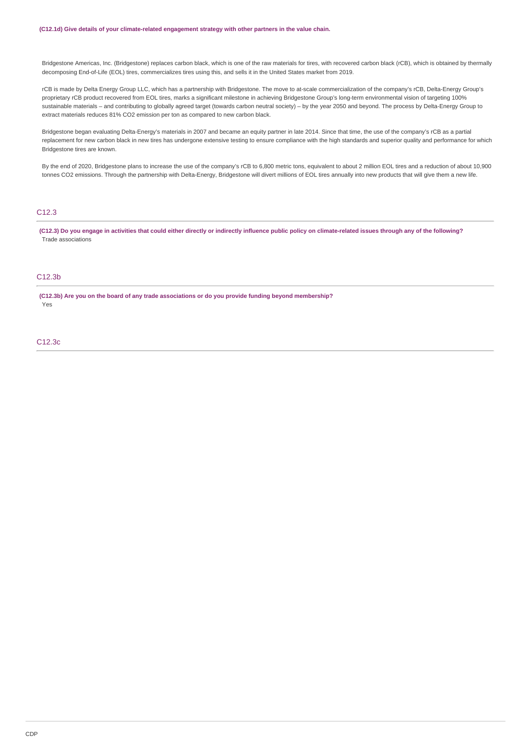**(C12.1d) Give details of your climate-related engagement strategy with other partners in the value chain.**

Bridgestone Americas, Inc. (Bridgestone) replaces carbon black, which is one of the raw materials for tires, with recovered carbon black (rCB), which is obtained by thermally decomposing End-of-Life (EOL) tires, commercializes tires using this, and sells it in the United States market from 2019.

rCB is made by Delta Energy Group LLC, which has a partnership with Bridgestone. The move to at-scale commercialization of the company's rCB, Delta-Energy Group's proprietary rCB product recovered from EOL tires, marks a significant milestone in achieving Bridgestone Group's long-term environmental vision of targeting 100% sustainable materials – and contributing to globally agreed target (towards carbon neutral society) – by the year 2050 and beyond. The process by Delta-Energy Group to extract materials reduces 81% $CO_2$ emission per ton as compared to new carbon black.

Bridgestone began evaluating Delta-Energy's materials in 2007 and became an equity partner in late 2014. Since that time, the use of the company's rCB as a partial replacement for new carbon black in new tires has undergone extensive testing to ensure compliance with the high standards and superior quality and performance for which Bridgestone tires are known.

By the end of 2020, Bridgestone plans to increase the use of the company's rCB to 6,800 metric tons, equivalent to about 2 million EOL tires and a reduction of about 10,900 tonnes $CO_2$ emissions. Through the partnership with Delta-Energy, Bridgestone will divert millions of EOL tires annually into new products that will give them a new life.

## C12.3

**(C12.3) Do you engage in activities that could either directly or indirectly influence public policy on climate-related issues through any of the following?**

Trade associations

## C12.3b

**(C12.3b) Are you on the board of any trade associations or do you provide funding beyond membership?**

Yes

## C12.3c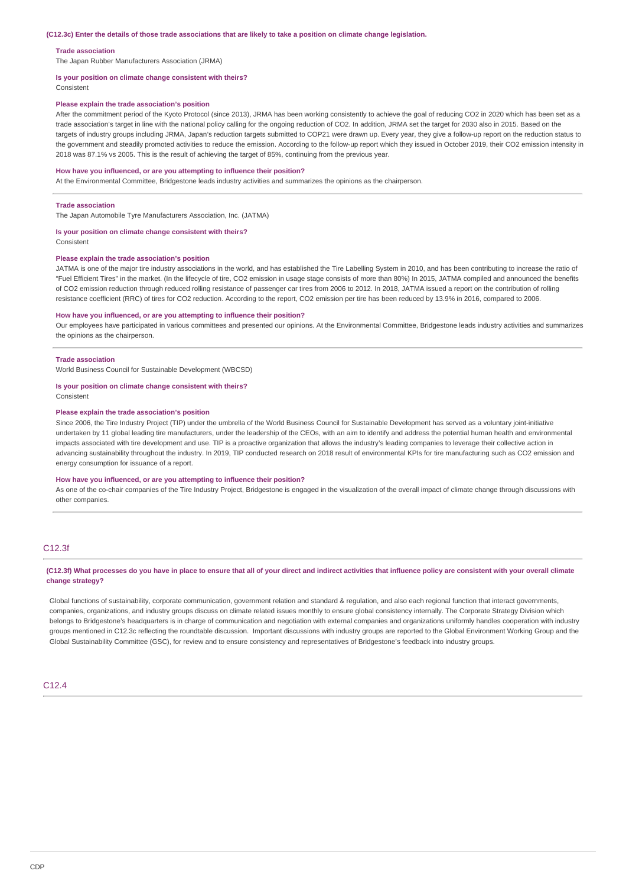**(C12.3c) Enter the details of those trade associations that are likely to take a position on climate change legislation.**

**Trade association**

The Japan Rubber Manufacturers Association (JRMA)

**Is your position on climate change consistent with theirs?**

Consistent

**Please explain the trade association's position**

After the commitment period of the Kyoto Protocol (since 2013), JRMA has been working consistently to achieve the goal of reducing $CO_2$ in 2020 which has been set as a trade association's target in line with the national policy calling for the ongoing reduction of $CO_2$. In addition, JRMA set the target for 2030 also in 2015. Based on the targets of industry groups including JRMA, Japan's reduction targets submitted to COP21 were drawn up. Every year, they give a follow-up report on the reduction status to the government and steadily promoted activities to reduce the emission. According to the follow-up report which they issued in October 2019, their $CO_2$ emission intensity in 2018 was 87.1% vs 2005. This is the result of achieving the target of 85%, continuing from the previous year.

**How have you influenced, or are you attempting to influence their position?**

At the Environmental Committee, Bridgestone leads industry activities and summarizes the opinions as the chairperson.

---

**Trade association**

The Japan Automobile Tyre Manufacturers Association, Inc. (JATMA)

**Is your position on climate change consistent with theirs?**

Consistent

**Please explain the trade association's position**

JATMA is one of the major tire industry associations in the world, and has established the Tire Labelling System in 2010, and has been contributing to increase the ratio of "Fuel Efficient Tires" in the market. (In the lifecycle of tire, $CO_2$ emission in usage stage consists of more than 80%) In 2015, JATMA compiled and announced the benefits of $CO_2$ emission reduction through reduced rolling resistance of passenger car tires from 2006 to 2012. In 2018, JATMA issued a report on the contribution of rolling resistance coefficient (RRC) of tires for $CO_2$ reduction. According to the report, $CO_2$ emission per tire has been reduced by 13.9% in 2016, compared to 2006.

**How have you influenced, or are you attempting to influence their position?**

Our employees have participated in various committees and presented our opinions. At the Environmental Committee, Bridgestone leads industry activities and summarizes the opinions as the chairperson.

---

**Trade association**

World Business Council for Sustainable Development (WBCSD)

**Is your position on climate change consistent with theirs?**

Consistent

**Please explain the trade association's position**

Since 2006, the Tire Industry Project (TIP) under the umbrella of the World Business Council for Sustainable Development has served as a voluntary joint-initiative undertaken by 11 global leading tire manufacturers, under the leadership of the CEOs, with an aim to identify and address the potential human health and environmental impacts associated with tire development and use. TIP is a proactive organization that allows the industry's leading companies to leverage their collective action in advancing sustainability throughout the industry. In 2019, TIP conducted research on 2018 result of environmental KPIs for tire manufacturing such as $CO_2$ emission and energy consumption for issuance of a report.

**How have you influenced, or are you attempting to influence their position?**

As one of the co-chair companies of the Tire Industry Project, Bridgestone is engaged in the visualization of the overall impact of climate change through discussions with other companies.

## C12.3f

**(C12.3f) What processes do you have in place to ensure that all of your direct and indirect activities that influence policy are consistent with your overall climate change strategy?**

Global functions of sustainability, corporate communication, government relation and standard & regulation, and also each regional function that interact governments, companies, organizations, and industry groups discuss on climate related issues monthly to ensure global consistency internally. The Corporate Strategy Division which belongs to Bridgestone's headquarters is in charge of communication and negotiation with external companies and organizations uniformly handles cooperation with industry groups mentioned in C12.3c reflecting the roundtable discussion. Important discussions with industry groups are reported to the Global Environment Working Group and the Global Sustainability Committee (GSC), for review and to ensure consistency and representatives of Bridgestone's feedback into industry groups.

## C12.4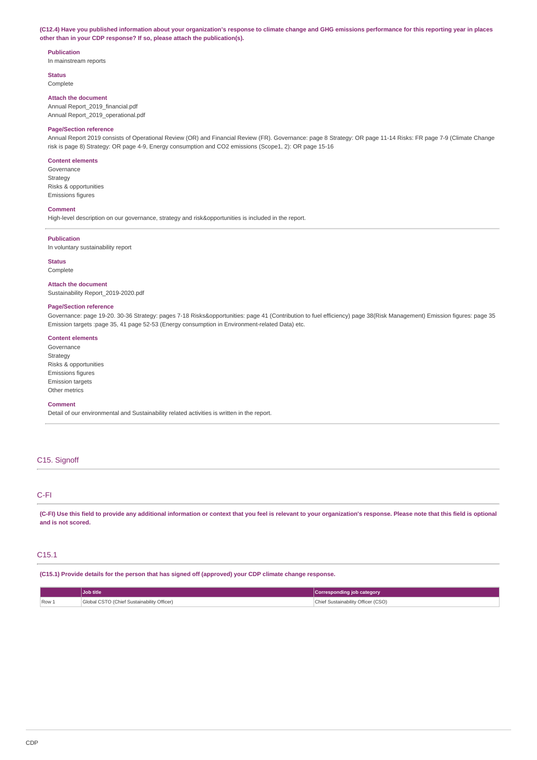**(C12.4) Have you published information about your organization's response to climate change and GHG emissions performance for this reporting year in places other than in your CDP response? If so, please attach the publication(s).**

**Publication**
In mainstream reports

**Status**
Complete

**Attach the document**
Annual Report_2019_financial.pdf
Annual Report_2019_operational.pdf

**Page/Section reference**
Annual Report 2019 consists of Operational Review (OR) and Financial Review (FR). Governance: page 8 Strategy: OR page 11-14 Risks: FR page 7-9 (Climate Change risk is page 8) Strategy: OR page 4-9, Energy consumption and CO2 emissions (Scope1, 2): OR page 15-16

**Content elements**
Governance
Strategy
Risks & opportunities
Emissions figures

**Comment**
High-level description on our governance, strategy and risk&opportunities is included in the report.

**Publication**
In voluntary sustainability report

**Status**
Complete

**Attach the document**
Sustainability Report_2019-2020.pdf

**Page/Section reference**
Governance: page 19-20. 30-36 Strategy: pages 7-18 Risks&opportunities: page 41 (Contribution to fuel efficiency) page 38(Risk Management) Emission figures: page 35 Emission targets :page 35, 41 page 52-53 (Energy consumption in Environment-related Data) etc.

**Content elements**
Governance
Strategy
Risks & opportunities
Emissions figures
Emission targets
Other metrics

**Comment**
Detail of our environmental and Sustainability related activities is written in the report.

## C15. Signoff

## C-FI

**(C-FI) Use this field to provide any additional information or context that you feel is relevant to your organization's response. Please note that this field is optional and is not scored.**

## C15.1

**(C15.1) Provide details for the person that has signed off (approved) your CDP climate change response.**

| | Job title | Corresponding job category |
|---|---|---|
| Row 1 | Global CSTO (Chief Sustainability Officer) | Chief Sustainability Officer (CSO) |